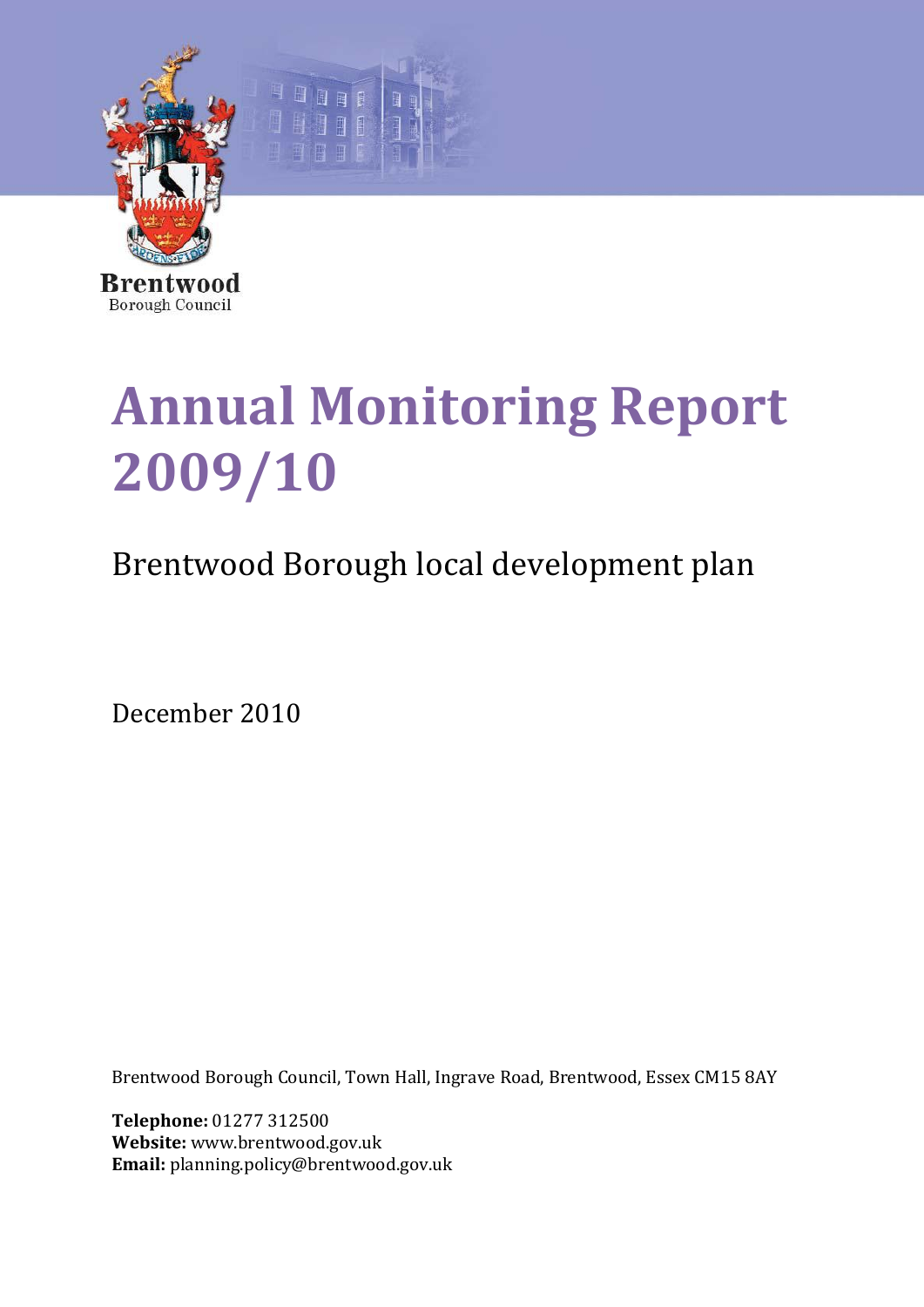Brentwood
Borough Council

# Annual Monitoring Report 2009/10

## Brentwood Borough local development plan

December 2010

Brentwood Borough Council, Town Hall, Ingrave Road, Brentwood, Essex CM15 8AY

**Telephone:** 01277 312500
**Website:** www.brentwood.gov.uk
**Email:** planning.policy@brentwood.gov.uk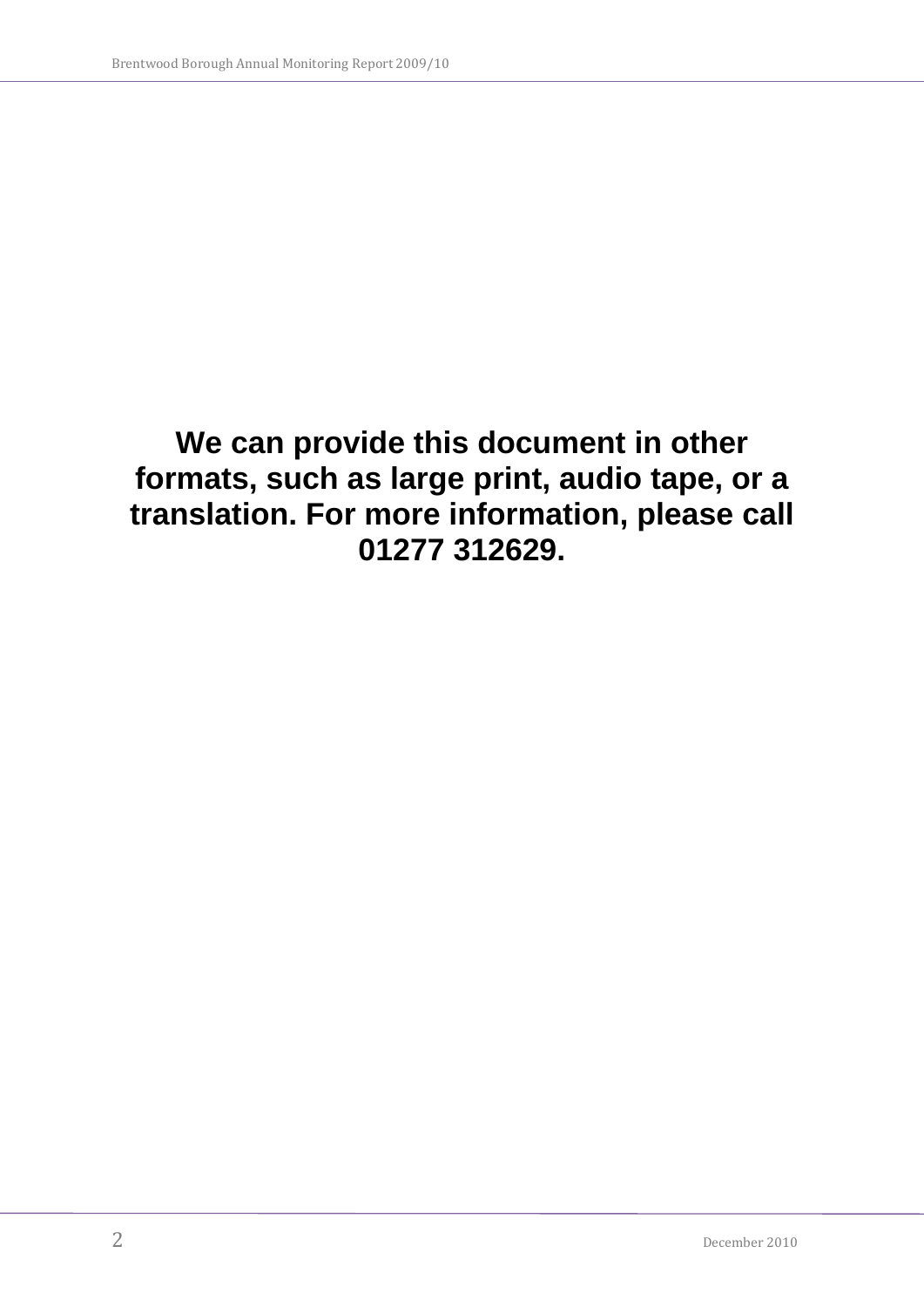**We can provide this document in other formats, such as large print, audio tape, or a translation. For more information, please call 01277 312629.**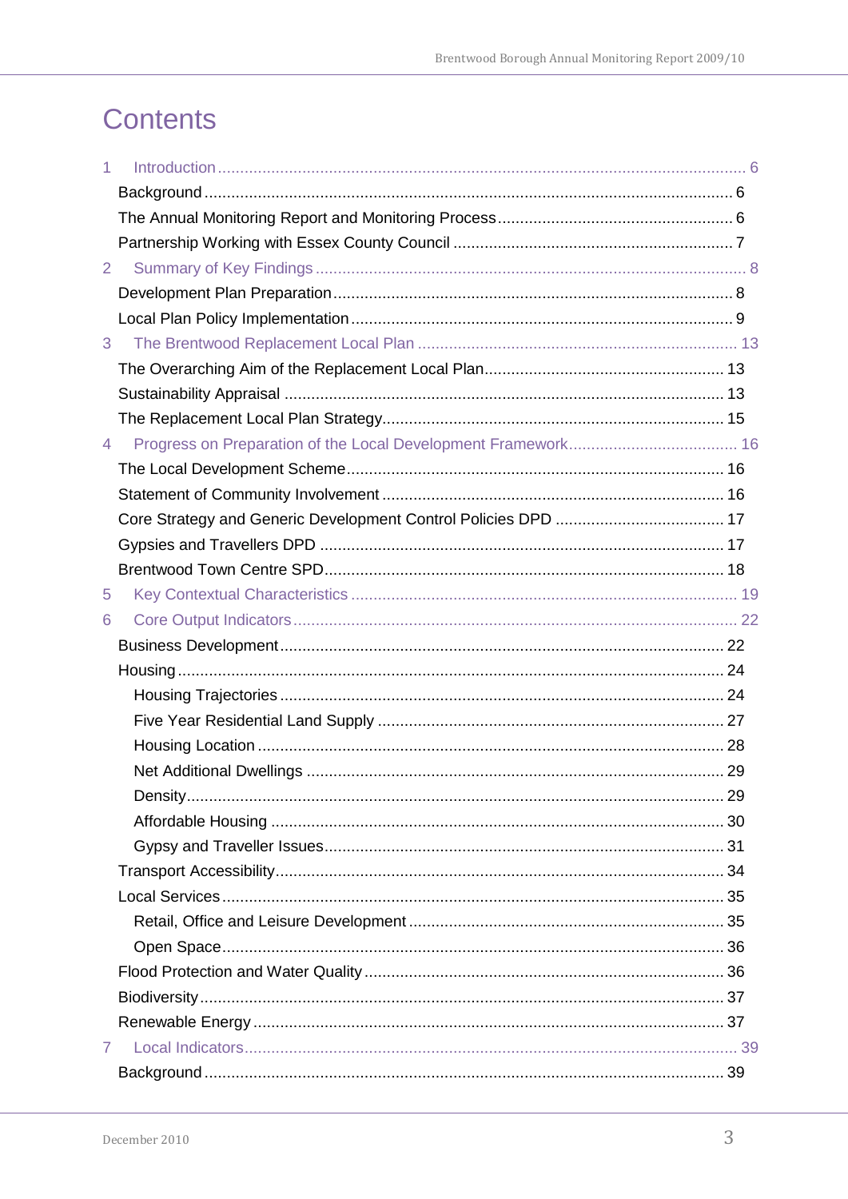# Contents

1 Introduction ... 6
- Background ... 6
- The Annual Monitoring Report and Monitoring Process ... 6
- Partnership Working with Essex County Council ... 7

2 Summary of Key Findings ... 8
- Development Plan Preparation ... 8
- Local Plan Policy Implementation ... 9

3 The Brentwood Replacement Local Plan ... 13
- The Overarching Aim of the Replacement Local Plan ... 13
- Sustainability Appraisal ... 13
- The Replacement Local Plan Strategy ... 15

4 Progress on Preparation of the Local Development Framework ... 16
- The Local Development Scheme ... 16
- Statement of Community Involvement ... 16
- Core Strategy and Generic Development Control Policies DPD ... 17
- Gypsies and Travellers DPD ... 17
- Brentwood Town Centre SPD ... 18

5 Key Contextual Characteristics ... 19

6 Core Output Indicators ... 22
- Business Development ... 22
- Housing ... 24
  - Housing Trajectories ... 24
  - Five Year Residential Land Supply ... 27
  - Housing Location ... 28
  - Net Additional Dwellings ... 29
  - Density ... 29
  - Affordable Housing ... 30
  - Gypsy and Traveller Issues ... 31
- Transport Accessibility ... 34
- Local Services ... 35
  - Retail, Office and Leisure Development ... 35
  - Open Space ... 36
- Flood Protection and Water Quality ... 36
- Biodiversity ... 37
- Renewable Energy ... 37

7 Local Indicators ... 39
- Background ... 39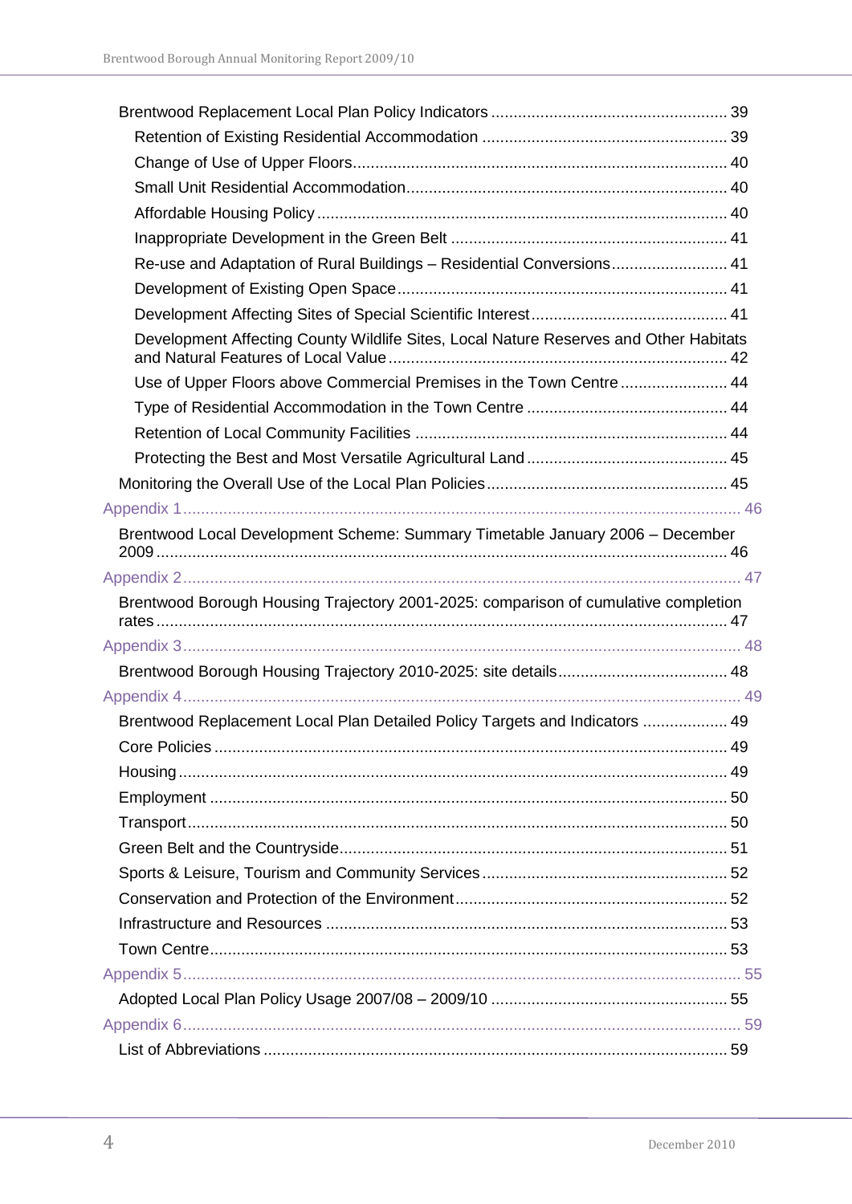- Brentwood Replacement Local Plan Policy Indicators ..................................................... 39
  - Retention of Existing Residential Accommodation ....................................................... 39
  - Change of Use of Upper Floors.................................................................................. 40
  - Small Unit Residential Accommodation...................................................................... 40
  - Affordable Housing Policy .......................................................................................... 40
  - Inappropriate Development in the Green Belt ............................................................. 41
  - Re-use and Adaptation of Rural Buildings – Residential Conversions.......................... 41
  - Development of Existing Open Space......................................................................... 41
  - Development Affecting Sites of Special Scientific Interest............................................ 41
  - Development Affecting County Wildlife Sites, Local Nature Reserves and Other Habitats and Natural Features of Local Value .......................................................................... 42
  - Use of Upper Floors above Commercial Premises in the Town Centre ........................ 44
  - Type of Residential Accommodation in the Town Centre ............................................. 44
  - Retention of Local Community Facilities ...................................................................... 44
  - Protecting the Best and Most Versatile Agricultural Land ............................................. 45
- Monitoring the Overall Use of the Local Plan Policies...................................................... 45

Appendix 1 ............................................................................................................................ 46

- Brentwood Local Development Scheme: Summary Timetable January 2006 – December 2009 ................................................................................................................................ 46

Appendix 2 ............................................................................................................................ 47

- Brentwood Borough Housing Trajectory 2001-2025: comparison of cumulative completion rates ................................................................................................................................ 47

Appendix 3 ............................................................................................................................ 48

- Brentwood Borough Housing Trajectory 2010-2025: site details...................................... 48

Appendix 4 ............................................................................................................................ 49

- Brentwood Replacement Local Plan Detailed Policy Targets and Indicators ................... 49
- Core Policies .................................................................................................................. 49
- Housing .......................................................................................................................... 49
- Employment ................................................................................................................... 50
- Transport ........................................................................................................................ 50
- Green Belt and the Countryside...................................................................................... 51
- Sports & Leisure, Tourism and Community Services ...................................................... 52
- Conservation and Protection of the Environment............................................................ 52
- Infrastructure and Resources ......................................................................................... 53
- Town Centre................................................................................................................... 53

Appendix 5 ............................................................................................................................ 55

- Adopted Local Plan Policy Usage 2007/08 – 2009/10 ..................................................... 55

Appendix 6 ............................................................................................................................ 59

- List of Abbreviations ....................................................................................................... 59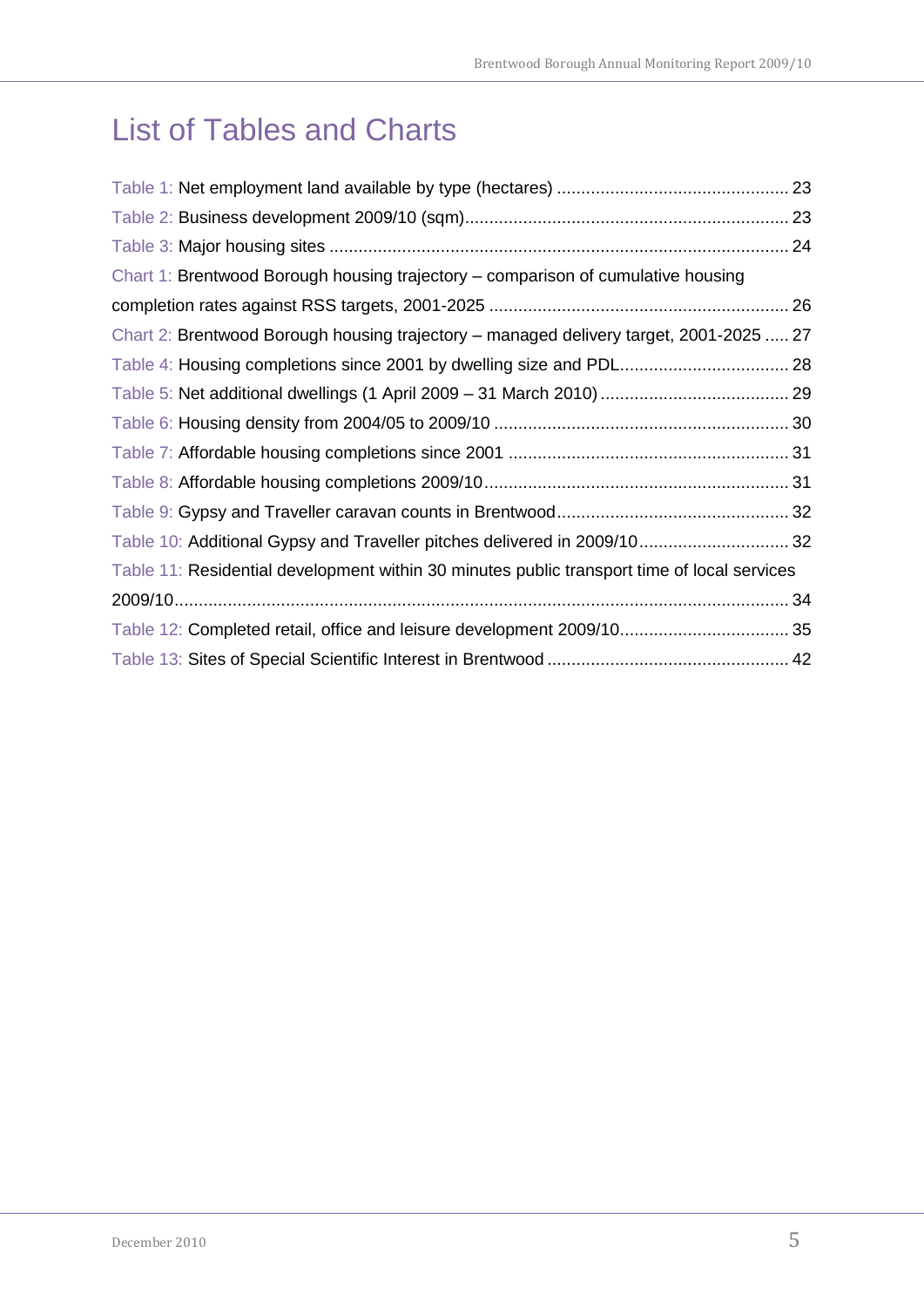# List of Tables and Charts

Table 1: Net employment land available by type (hectares) ................................................ 23

Table 2: Business development 2009/10 (sqm)................................................................... 23

Table 3: Major housing sites ............................................................................................... 24

Chart 1: Brentwood Borough housing trajectory – comparison of cumulative housing completion rates against RSS targets, 2001-2025 .............................................................. 26

Chart 2: Brentwood Borough housing trajectory – managed delivery target, 2001-2025 ..... 27

Table 4: Housing completions since 2001 by dwelling size and PDL................................... 28

Table 5: Net additional dwellings (1 April 2009 – 31 March 2010) ....................................... 29

Table 6: Housing density from 2004/05 to 2009/10 ............................................................. 30

Table 7: Affordable housing completions since 2001 .......................................................... 31

Table 8: Affordable housing completions 2009/10............................................................... 31

Table 9: Gypsy and Traveller caravan counts in Brentwood................................................ 32

Table 10: Additional Gypsy and Traveller pitches delivered in 2009/10............................... 32

Table 11: Residential development within 30 minutes public transport time of local services 2009/10................................................................................................................................ 34

Table 12: Completed retail, office and leisure development 2009/10................................... 35

Table 13: Sites of Special Scientific Interest in Brentwood .................................................. 42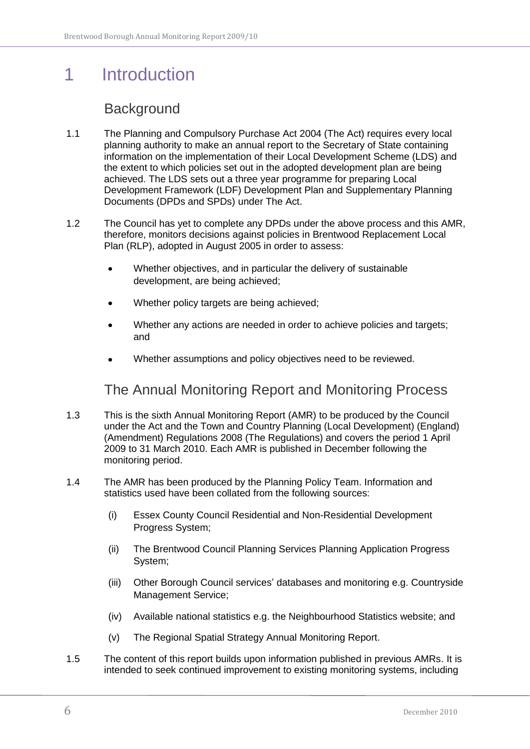# 1 Introduction

## Background

1.1 The Planning and Compulsory Purchase Act 2004 (The Act) requires every local planning authority to make an annual report to the Secretary of State containing information on the implementation of their Local Development Scheme (LDS) and the extent to which policies set out in the adopted development plan are being achieved. The LDS sets out a three year programme for preparing Local Development Framework (LDF) Development Plan and Supplementary Planning Documents (DPDs and SPDs) under The Act.

1.2 The Council has yet to complete any DPDs under the above process and this AMR, therefore, monitors decisions against policies in Brentwood Replacement Local Plan (RLP), adopted in August 2005 in order to assess:

- Whether objectives, and in particular the delivery of sustainable development, are being achieved;
- Whether policy targets are being achieved;
- Whether any actions are needed in order to achieve policies and targets; and
- Whether assumptions and policy objectives need to be reviewed.

## The Annual Monitoring Report and Monitoring Process

1.3 This is the sixth Annual Monitoring Report (AMR) to be produced by the Council under the Act and the Town and Country Planning (Local Development) (England) (Amendment) Regulations 2008 (The Regulations) and covers the period 1 April 2009 to 31 March 2010. Each AMR is published in December following the monitoring period.

1.4 The AMR has been produced by the Planning Policy Team. Information and statistics used have been collated from the following sources:

(i) Essex County Council Residential and Non-Residential Development Progress System;

(ii) The Brentwood Council Planning Services Planning Application Progress System;

(iii) Other Borough Council services' databases and monitoring e.g. Countryside Management Service;

(iv) Available national statistics e.g. the Neighbourhood Statistics website; and

(v) The Regional Spatial Strategy Annual Monitoring Report.

1.5 The content of this report builds upon information published in previous AMRs. It is intended to seek continued improvement to existing monitoring systems, including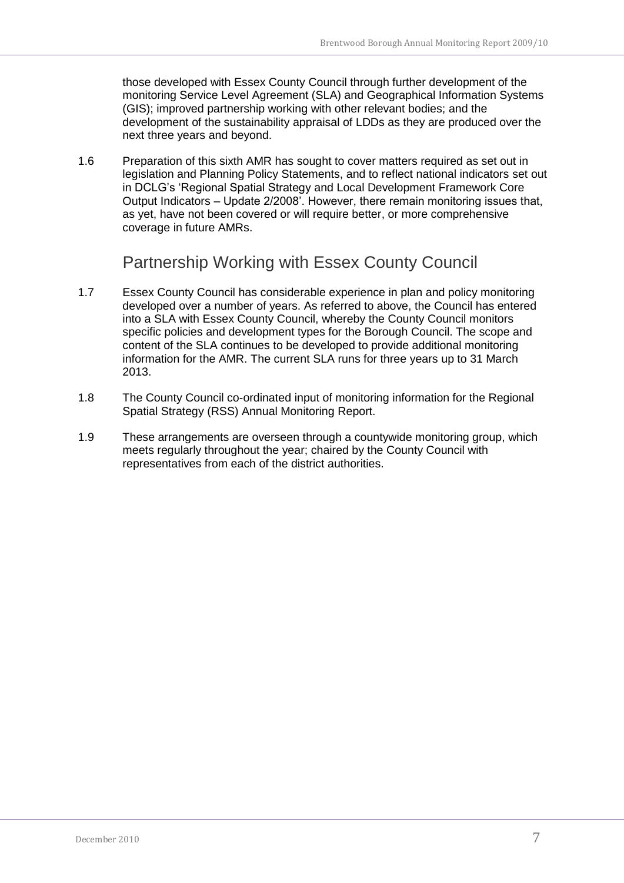those developed with Essex County Council through further development of the monitoring Service Level Agreement (SLA) and Geographical Information Systems (GIS); improved partnership working with other relevant bodies; and the development of the sustainability appraisal of LDDs as they are produced over the next three years and beyond.

1.6 Preparation of this sixth AMR has sought to cover matters required as set out in legislation and Planning Policy Statements, and to reflect national indicators set out in DCLG's 'Regional Spatial Strategy and Local Development Framework Core Output Indicators – Update 2/2008'. However, there remain monitoring issues that, as yet, have not been covered or will require better, or more comprehensive coverage in future AMRs.

## Partnership Working with Essex County Council

1.7 Essex County Council has considerable experience in plan and policy monitoring developed over a number of years. As referred to above, the Council has entered into a SLA with Essex County Council, whereby the County Council monitors specific policies and development types for the Borough Council. The scope and content of the SLA continues to be developed to provide additional monitoring information for the AMR. The current SLA runs for three years up to 31 March 2013.

1.8 The County Council co-ordinated input of monitoring information for the Regional Spatial Strategy (RSS) Annual Monitoring Report.

1.9 These arrangements are overseen through a countywide monitoring group, which meets regularly throughout the year; chaired by the County Council with representatives from each of the district authorities.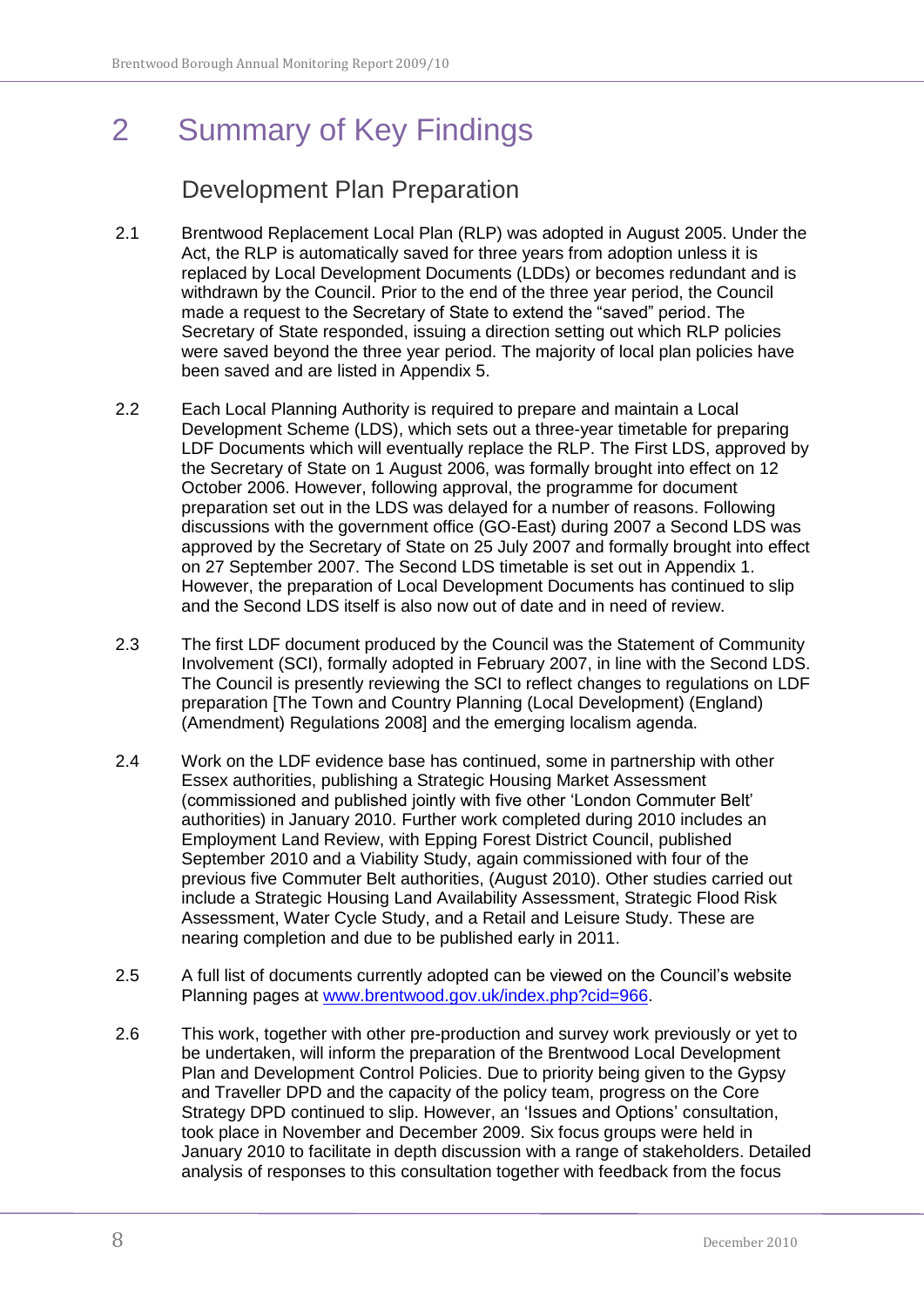# 2 Summary of Key Findings

## Development Plan Preparation

2.1 Brentwood Replacement Local Plan (RLP) was adopted in August 2005. Under the Act, the RLP is automatically saved for three years from adoption unless it is replaced by Local Development Documents (LDDs) or becomes redundant and is withdrawn by the Council. Prior to the end of the three year period, the Council made a request to the Secretary of State to extend the "saved" period. The Secretary of State responded, issuing a direction setting out which RLP policies were saved beyond the three year period. The majority of local plan policies have been saved and are listed in Appendix 5.

2.2 Each Local Planning Authority is required to prepare and maintain a Local Development Scheme (LDS), which sets out a three-year timetable for preparing LDF Documents which will eventually replace the RLP. The First LDS, approved by the Secretary of State on 1 August 2006, was formally brought into effect on 12 October 2006. However, following approval, the programme for document preparation set out in the LDS was delayed for a number of reasons. Following discussions with the government office (GO-East) during 2007 a Second LDS was approved by the Secretary of State on 25 July 2007 and formally brought into effect on 27 September 2007. The Second LDS timetable is set out in Appendix 1. However, the preparation of Local Development Documents has continued to slip and the Second LDS itself is also now out of date and in need of review.

2.3 The first LDF document produced by the Council was the Statement of Community Involvement (SCI), formally adopted in February 2007, in line with the Second LDS. The Council is presently reviewing the SCI to reflect changes to regulations on LDF preparation [The Town and Country Planning (Local Development) (England) (Amendment) Regulations 2008] and the emerging localism agenda.

2.4 Work on the LDF evidence base has continued, some in partnership with other Essex authorities, publishing a Strategic Housing Market Assessment (commissioned and published jointly with five other 'London Commuter Belt' authorities) in January 2010. Further work completed during 2010 includes an Employment Land Review, with Epping Forest District Council, published September 2010 and a Viability Study, again commissioned with four of the previous five Commuter Belt authorities, (August 2010). Other studies carried out include a Strategic Housing Land Availability Assessment, Strategic Flood Risk Assessment, Water Cycle Study, and a Retail and Leisure Study. These are nearing completion and due to be published early in 2011.

2.5 A full list of documents currently adopted can be viewed on the Council's website Planning pages at www.brentwood.gov.uk/index.php?cid=966.

2.6 This work, together with other pre-production and survey work previously or yet to be undertaken, will inform the preparation of the Brentwood Local Development Plan and Development Control Policies. Due to priority being given to the Gypsy and Traveller DPD and the capacity of the policy team, progress on the Core Strategy DPD continued to slip. However, an 'Issues and Options' consultation, took place in November and December 2009. Six focus groups were held in January 2010 to facilitate in depth discussion with a range of stakeholders. Detailed analysis of responses to this consultation together with feedback from the focus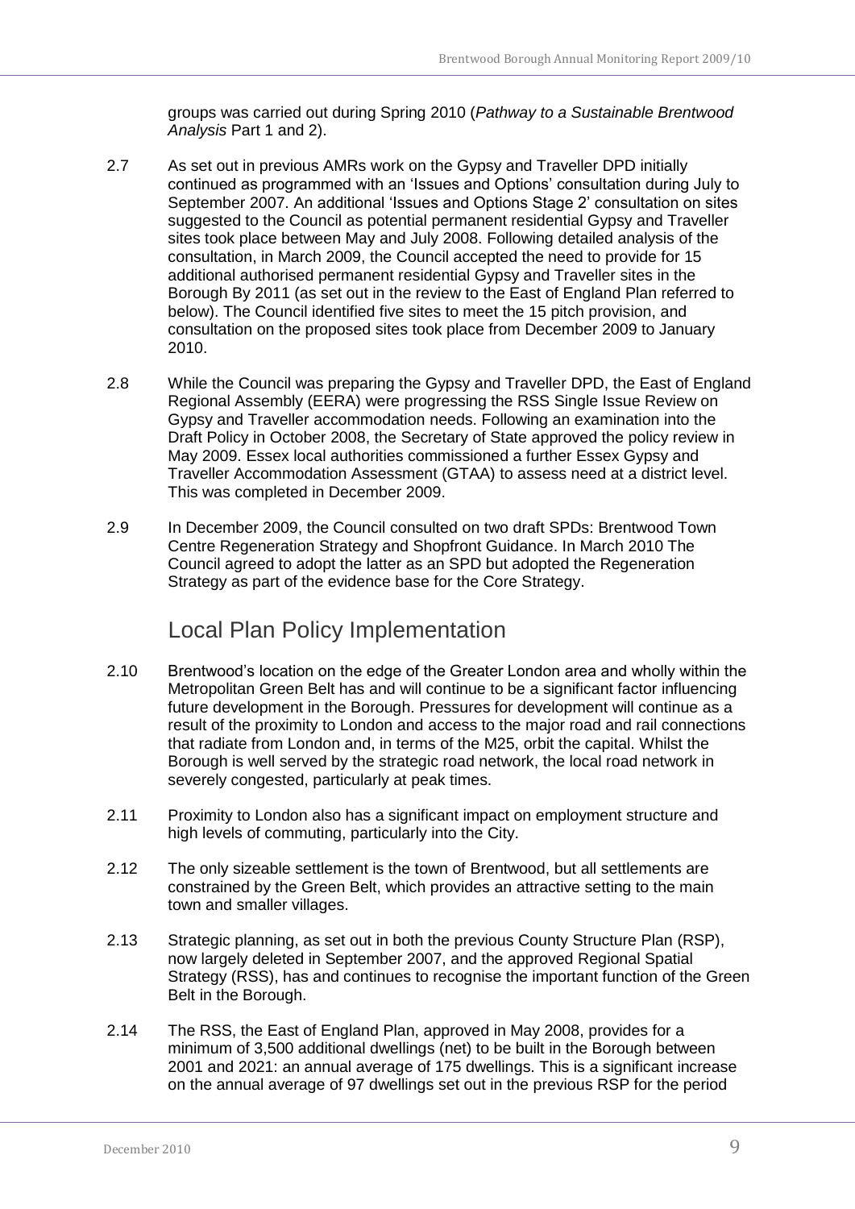groups was carried out during Spring 2010 (*Pathway to a Sustainable Brentwood Analysis* Part 1 and 2).

2.7 As set out in previous AMRs work on the Gypsy and Traveller DPD initially continued as programmed with an 'Issues and Options' consultation during July to September 2007. An additional 'Issues and Options Stage 2' consultation on sites suggested to the Council as potential permanent residential Gypsy and Traveller sites took place between May and July 2008. Following detailed analysis of the consultation, in March 2009, the Council accepted the need to provide for 15 additional authorised permanent residential Gypsy and Traveller sites in the Borough By 2011 (as set out in the review to the East of England Plan referred to below). The Council identified five sites to meet the 15 pitch provision, and consultation on the proposed sites took place from December 2009 to January 2010.

2.8 While the Council was preparing the Gypsy and Traveller DPD, the East of England Regional Assembly (EERA) were progressing the RSS Single Issue Review on Gypsy and Traveller accommodation needs. Following an examination into the Draft Policy in October 2008, the Secretary of State approved the policy review in May 2009. Essex local authorities commissioned a further Essex Gypsy and Traveller Accommodation Assessment (GTAA) to assess need at a district level. This was completed in December 2009.

2.9 In December 2009, the Council consulted on two draft SPDs: Brentwood Town Centre Regeneration Strategy and Shopfront Guidance. In March 2010 The Council agreed to adopt the latter as an SPD but adopted the Regeneration Strategy as part of the evidence base for the Core Strategy.

## Local Plan Policy Implementation

2.10 Brentwood's location on the edge of the Greater London area and wholly within the Metropolitan Green Belt has and will continue to be a significant factor influencing future development in the Borough. Pressures for development will continue as a result of the proximity to London and access to the major road and rail connections that radiate from London and, in terms of the M25, orbit the capital. Whilst the Borough is well served by the strategic road network, the local road network in severely congested, particularly at peak times.

2.11 Proximity to London also has a significant impact on employment structure and high levels of commuting, particularly into the City.

2.12 The only sizeable settlement is the town of Brentwood, but all settlements are constrained by the Green Belt, which provides an attractive setting to the main town and smaller villages.

2.13 Strategic planning, as set out in both the previous County Structure Plan (RSP), now largely deleted in September 2007, and the approved Regional Spatial Strategy (RSS), has and continues to recognise the important function of the Green Belt in the Borough.

2.14 The RSS, the East of England Plan, approved in May 2008, provides for a minimum of 3,500 additional dwellings (net) to be built in the Borough between 2001 and 2021: an annual average of 175 dwellings. This is a significant increase on the annual average of 97 dwellings set out in the previous RSP for the period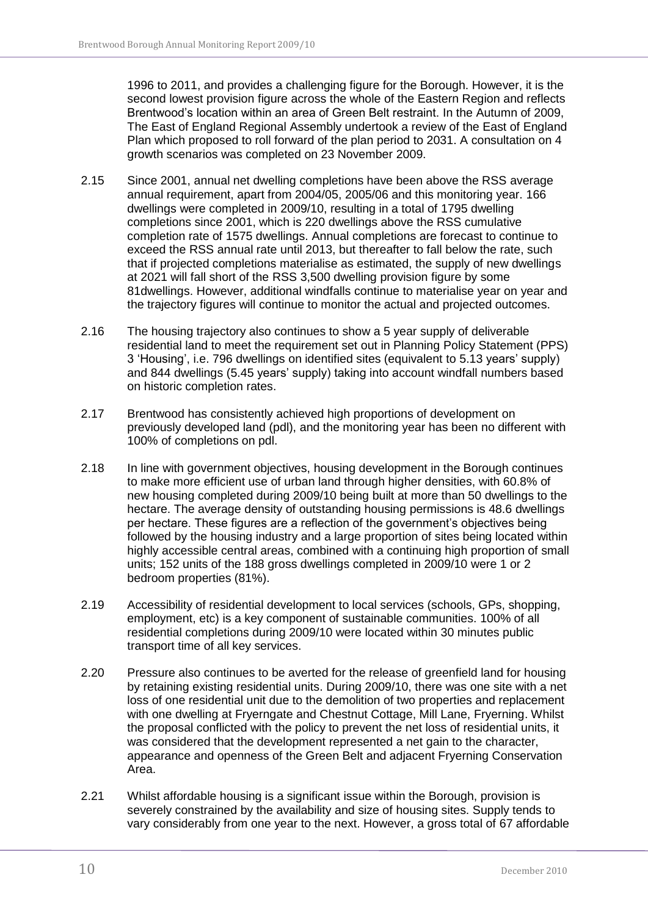1996 to 2011, and provides a challenging figure for the Borough. However, it is the second lowest provision figure across the whole of the Eastern Region and reflects Brentwood's location within an area of Green Belt restraint. In the Autumn of 2009, The East of England Regional Assembly undertook a review of the East of England Plan which proposed to roll forward of the plan period to 2031. A consultation on 4 growth scenarios was completed on 23 November 2009.

2.15 Since 2001, annual net dwelling completions have been above the RSS average annual requirement, apart from 2004/05, 2005/06 and this monitoring year. 166 dwellings were completed in 2009/10, resulting in a total of 1795 dwelling completions since 2001, which is 220 dwellings above the RSS cumulative completion rate of 1575 dwellings. Annual completions are forecast to continue to exceed the RSS annual rate until 2013, but thereafter to fall below the rate, such that if projected completions materialise as estimated, the supply of new dwellings at 2021 will fall short of the RSS 3,500 dwelling provision figure by some 81dwellings. However, additional windfalls continue to materialise year on year and the trajectory figures will continue to monitor the actual and projected outcomes.

2.16 The housing trajectory also continues to show a 5 year supply of deliverable residential land to meet the requirement set out in Planning Policy Statement (PPS) 3 'Housing', i.e. 796 dwellings on identified sites (equivalent to 5.13 years' supply) and 844 dwellings (5.45 years' supply) taking into account windfall numbers based on historic completion rates.

2.17 Brentwood has consistently achieved high proportions of development on previously developed land (pdl), and the monitoring year has been no different with 100% of completions on pdl.

2.18 In line with government objectives, housing development in the Borough continues to make more efficient use of urban land through higher densities, with 60.8% of new housing completed during 2009/10 being built at more than 50 dwellings to the hectare. The average density of outstanding housing permissions is 48.6 dwellings per hectare. These figures are a reflection of the government's objectives being followed by the housing industry and a large proportion of sites being located within highly accessible central areas, combined with a continuing high proportion of small units; 152 units of the 188 gross dwellings completed in 2009/10 were 1 or 2 bedroom properties (81%).

2.19 Accessibility of residential development to local services (schools, GPs, shopping, employment, etc) is a key component of sustainable communities. 100% of all residential completions during 2009/10 were located within 30 minutes public transport time of all key services.

2.20 Pressure also continues to be averted for the release of greenfield land for housing by retaining existing residential units. During 2009/10, there was one site with a net loss of one residential unit due to the demolition of two properties and replacement with one dwelling at Fryerngate and Chestnut Cottage, Mill Lane, Fryerning. Whilst the proposal conflicted with the policy to prevent the net loss of residential units, it was considered that the development represented a net gain to the character, appearance and openness of the Green Belt and adjacent Fryerning Conservation Area.

2.21 Whilst affordable housing is a significant issue within the Borough, provision is severely constrained by the availability and size of housing sites. Supply tends to vary considerably from one year to the next. However, a gross total of 67 affordable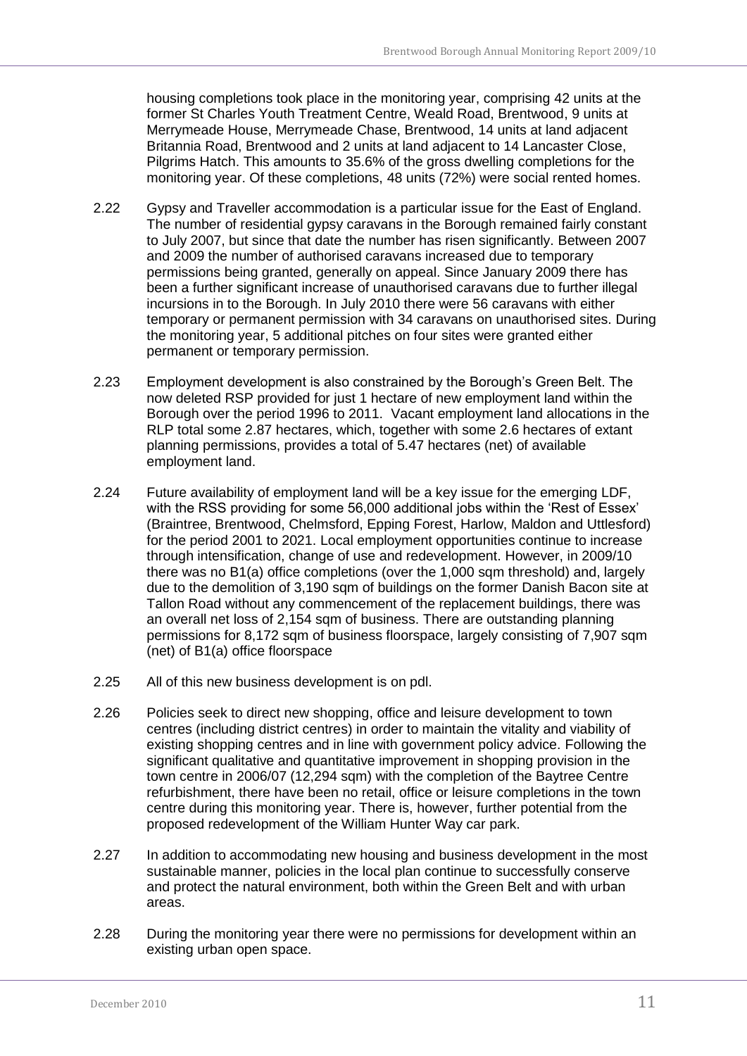housing completions took place in the monitoring year, comprising 42 units at the former St Charles Youth Treatment Centre, Weald Road, Brentwood, 9 units at Merrymeade House, Merrymeade Chase, Brentwood, 14 units at land adjacent Britannia Road, Brentwood and 2 units at land adjacent to 14 Lancaster Close, Pilgrims Hatch. This amounts to 35.6% of the gross dwelling completions for the monitoring year. Of these completions, 48 units (72%) were social rented homes.

2.22 Gypsy and Traveller accommodation is a particular issue for the East of England. The number of residential gypsy caravans in the Borough remained fairly constant to July 2007, but since that date the number has risen significantly. Between 2007 and 2009 the number of authorised caravans increased due to temporary permissions being granted, generally on appeal. Since January 2009 there has been a further significant increase of unauthorised caravans due to further illegal incursions in to the Borough. In July 2010 there were 56 caravans with either temporary or permanent permission with 34 caravans on unauthorised sites. During the monitoring year, 5 additional pitches on four sites were granted either permanent or temporary permission.

2.23 Employment development is also constrained by the Borough's Green Belt. The now deleted RSP provided for just 1 hectare of new employment land within the Borough over the period 1996 to 2011. Vacant employment land allocations in the RLP total some 2.87 hectares, which, together with some 2.6 hectares of extant planning permissions, provides a total of 5.47 hectares (net) of available employment land.

2.24 Future availability of employment land will be a key issue for the emerging LDF, with the RSS providing for some 56,000 additional jobs within the 'Rest of Essex' (Braintree, Brentwood, Chelmsford, Epping Forest, Harlow, Maldon and Uttlesford) for the period 2001 to 2021. Local employment opportunities continue to increase through intensification, change of use and redevelopment. However, in 2009/10 there was no B1(a) office completions (over the 1,000 sqm threshold) and, largely due to the demolition of 3,190 sqm of buildings on the former Danish Bacon site at Tallon Road without any commencement of the replacement buildings, there was an overall net loss of 2,154 sqm of business. There are outstanding planning permissions for 8,172 sqm of business floorspace, largely consisting of 7,907 sqm (net) of B1(a) office floorspace

2.25 All of this new business development is on pdl.

2.26 Policies seek to direct new shopping, office and leisure development to town centres (including district centres) in order to maintain the vitality and viability of existing shopping centres and in line with government policy advice. Following the significant qualitative and quantitative improvement in shopping provision in the town centre in 2006/07 (12,294 sqm) with the completion of the Baytree Centre refurbishment, there have been no retail, office or leisure completions in the town centre during this monitoring year. There is, however, further potential from the proposed redevelopment of the William Hunter Way car park.

2.27 In addition to accommodating new housing and business development in the most sustainable manner, policies in the local plan continue to successfully conserve and protect the natural environment, both within the Green Belt and with urban areas.

2.28 During the monitoring year there were no permissions for development within an existing urban open space.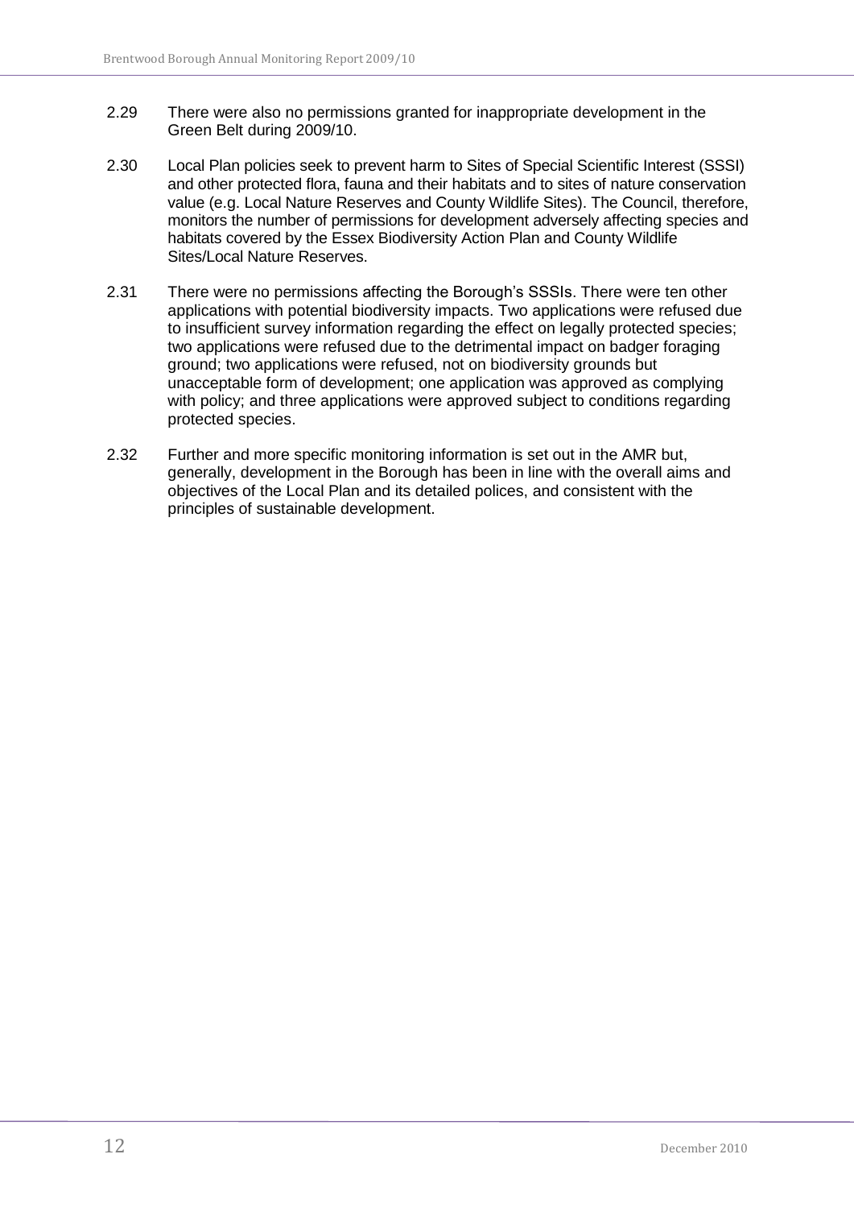2.29 There were also no permissions granted for inappropriate development in the Green Belt during 2009/10.

2.30 Local Plan policies seek to prevent harm to Sites of Special Scientific Interest (SSSI) and other protected flora, fauna and their habitats and to sites of nature conservation value (e.g. Local Nature Reserves and County Wildlife Sites). The Council, therefore, monitors the number of permissions for development adversely affecting species and habitats covered by the Essex Biodiversity Action Plan and County Wildlife Sites/Local Nature Reserves.

2.31 There were no permissions affecting the Borough's SSSIs. There were ten other applications with potential biodiversity impacts. Two applications were refused due to insufficient survey information regarding the effect on legally protected species; two applications were refused due to the detrimental impact on badger foraging ground; two applications were refused, not on biodiversity grounds but unacceptable form of development; one application was approved as complying with policy; and three applications were approved subject to conditions regarding protected species.

2.32 Further and more specific monitoring information is set out in the AMR but, generally, development in the Borough has been in line with the overall aims and objectives of the Local Plan and its detailed polices, and consistent with the principles of sustainable development.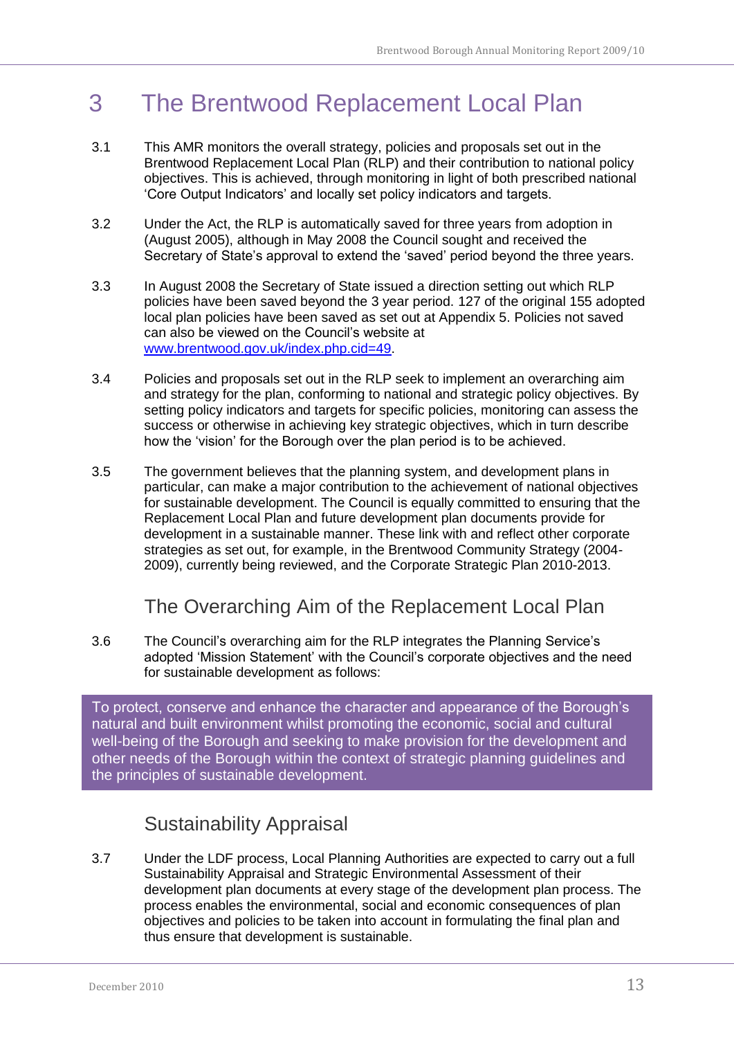# 3 The Brentwood Replacement Local Plan

3.1 This AMR monitors the overall strategy, policies and proposals set out in the Brentwood Replacement Local Plan (RLP) and their contribution to national policy objectives. This is achieved, through monitoring in light of both prescribed national 'Core Output Indicators' and locally set policy indicators and targets.

3.2 Under the Act, the RLP is automatically saved for three years from adoption in (August 2005), although in May 2008 the Council sought and received the Secretary of State's approval to extend the 'saved' period beyond the three years.

3.3 In August 2008 the Secretary of State issued a direction setting out which RLP policies have been saved beyond the 3 year period. 127 of the original 155 adopted local plan policies have been saved as set out at Appendix 5. Policies not saved can also be viewed on the Council's website at www.brentwood.gov.uk/index.php.cid=49.

3.4 Policies and proposals set out in the RLP seek to implement an overarching aim and strategy for the plan, conforming to national and strategic policy objectives. By setting policy indicators and targets for specific policies, monitoring can assess the success or otherwise in achieving key strategic objectives, which in turn describe how the 'vision' for the Borough over the plan period is to be achieved.

3.5 The government believes that the planning system, and development plans in particular, can make a major contribution to the achievement of national objectives for sustainable development. The Council is equally committed to ensuring that the Replacement Local Plan and future development plan documents provide for development in a sustainable manner. These link with and reflect other corporate strategies as set out, for example, in the Brentwood Community Strategy (2004-2009), currently being reviewed, and the Corporate Strategic Plan 2010-2013.

## The Overarching Aim of the Replacement Local Plan

3.6 The Council's overarching aim for the RLP integrates the Planning Service's adopted 'Mission Statement' with the Council's corporate objectives and the need for sustainable development as follows:

> To protect, conserve and enhance the character and appearance of the Borough's natural and built environment whilst promoting the economic, social and cultural well-being of the Borough and seeking to make provision for the development and other needs of the Borough within the context of strategic planning guidelines and the principles of sustainable development.

## Sustainability Appraisal

3.7 Under the LDF process, Local Planning Authorities are expected to carry out a full Sustainability Appraisal and Strategic Environmental Assessment of their development plan documents at every stage of the development plan process. The process enables the environmental, social and economic consequences of plan objectives and policies to be taken into account in formulating the final plan and thus ensure that development is sustainable.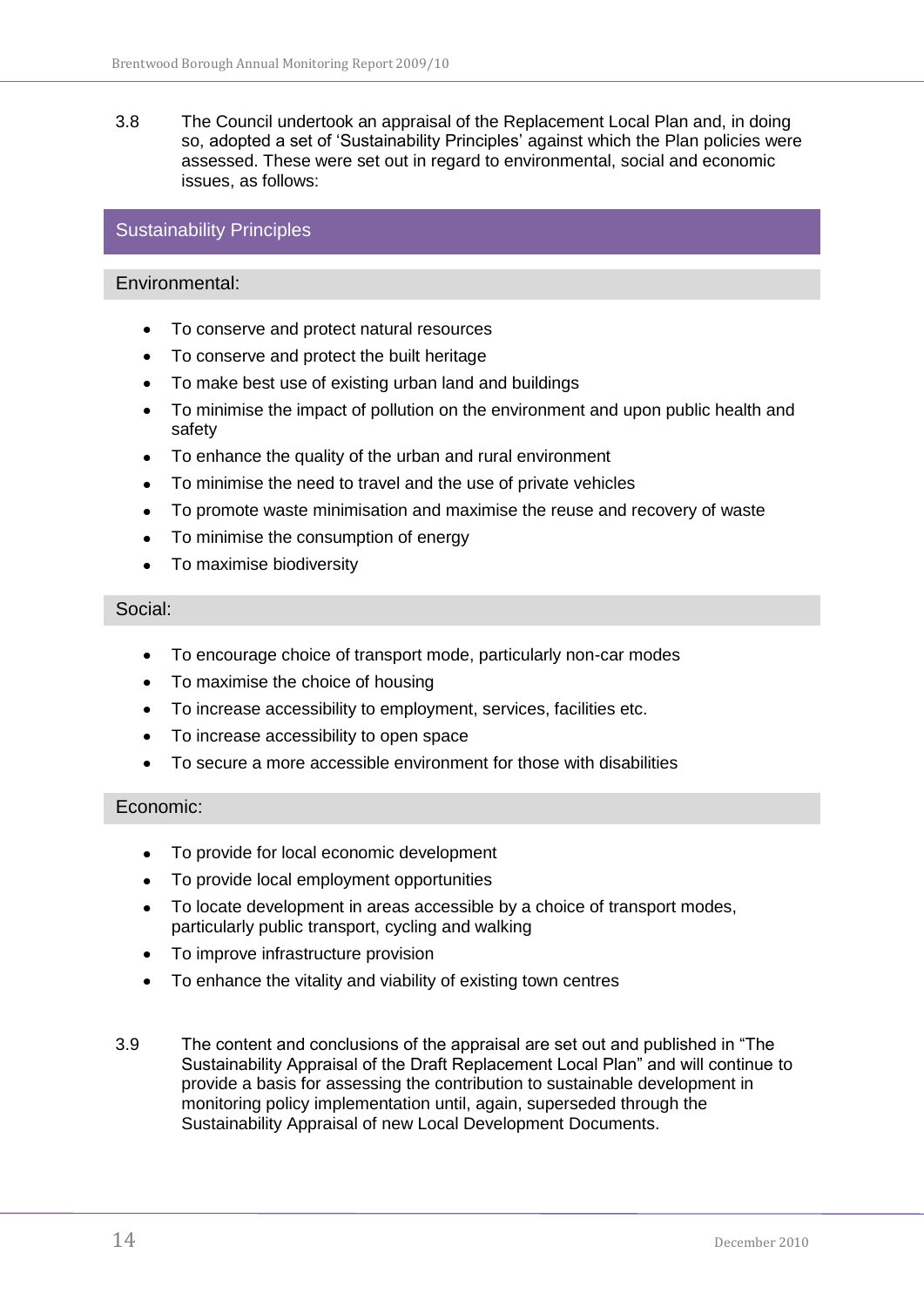3.8 The Council undertook an appraisal of the Replacement Local Plan and, in doing so, adopted a set of 'Sustainability Principles' against which the Plan policies were assessed. These were set out in regard to environmental, social and economic issues, as follows:

## Sustainability Principles

### Environmental:

- To conserve and protect natural resources
- To conserve and protect the built heritage
- To make best use of existing urban land and buildings
- To minimise the impact of pollution on the environment and upon public health and safety
- To enhance the quality of the urban and rural environment
- To minimise the need to travel and the use of private vehicles
- To promote waste minimisation and maximise the reuse and recovery of waste
- To minimise the consumption of energy
- To maximise biodiversity

### Social:

- To encourage choice of transport mode, particularly non-car modes
- To maximise the choice of housing
- To increase accessibility to employment, services, facilities etc.
- To increase accessibility to open space
- To secure a more accessible environment for those with disabilities

### Economic:

- To provide for local economic development
- To provide local employment opportunities
- To locate development in areas accessible by a choice of transport modes, particularly public transport, cycling and walking
- To improve infrastructure provision
- To enhance the vitality and viability of existing town centres

3.9 The content and conclusions of the appraisal are set out and published in "The Sustainability Appraisal of the Draft Replacement Local Plan" and will continue to provide a basis for assessing the contribution to sustainable development in monitoring policy implementation until, again, superseded through the Sustainability Appraisal of new Local Development Documents.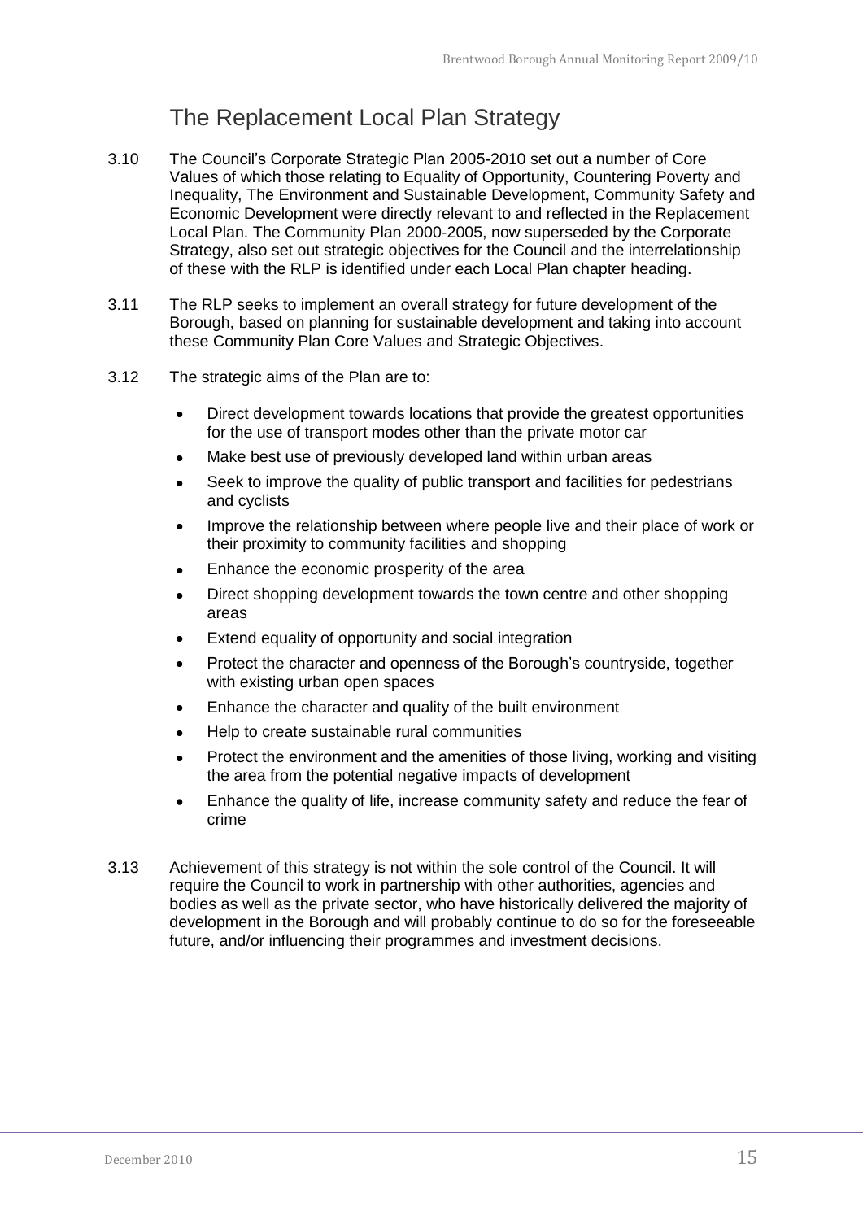## The Replacement Local Plan Strategy

3.10 The Council's Corporate Strategic Plan 2005-2010 set out a number of Core Values of which those relating to Equality of Opportunity, Countering Poverty and Inequality, The Environment and Sustainable Development, Community Safety and Economic Development were directly relevant to and reflected in the Replacement Local Plan. The Community Plan 2000-2005, now superseded by the Corporate Strategy, also set out strategic objectives for the Council and the interrelationship of these with the RLP is identified under each Local Plan chapter heading.

3.11 The RLP seeks to implement an overall strategy for future development of the Borough, based on planning for sustainable development and taking into account these Community Plan Core Values and Strategic Objectives.

3.12 The strategic aims of the Plan are to:

- Direct development towards locations that provide the greatest opportunities for the use of transport modes other than the private motor car
- Make best use of previously developed land within urban areas
- Seek to improve the quality of public transport and facilities for pedestrians and cyclists
- Improve the relationship between where people live and their place of work or their proximity to community facilities and shopping
- Enhance the economic prosperity of the area
- Direct shopping development towards the town centre and other shopping areas
- Extend equality of opportunity and social integration
- Protect the character and openness of the Borough's countryside, together with existing urban open spaces
- Enhance the character and quality of the built environment
- Help to create sustainable rural communities
- Protect the environment and the amenities of those living, working and visiting the area from the potential negative impacts of development
- Enhance the quality of life, increase community safety and reduce the fear of crime

3.13 Achievement of this strategy is not within the sole control of the Council. It will require the Council to work in partnership with other authorities, agencies and bodies as well as the private sector, who have historically delivered the majority of development in the Borough and will probably continue to do so for the foreseeable future, and/or influencing their programmes and investment decisions.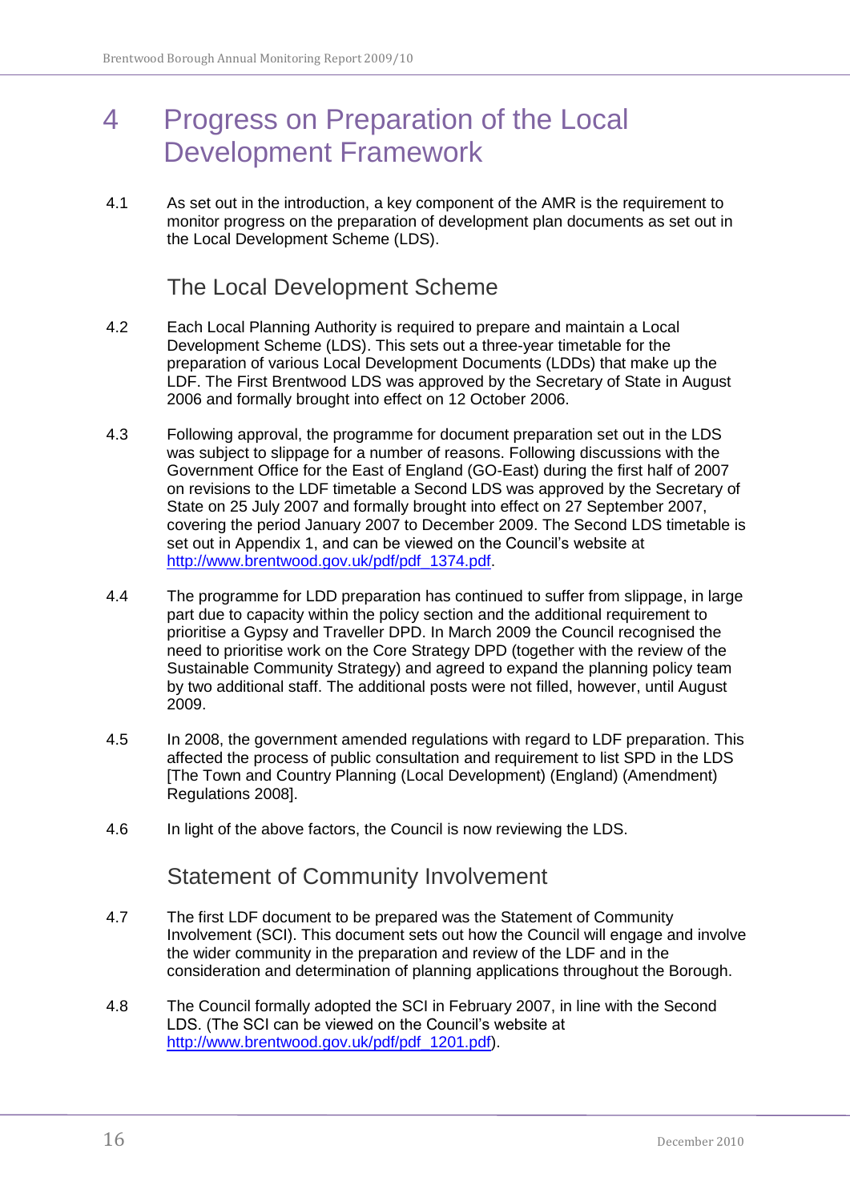# 4 Progress on Preparation of the Local Development Framework

4.1 As set out in the introduction, a key component of the AMR is the requirement to monitor progress on the preparation of development plan documents as set out in the Local Development Scheme (LDS).

## The Local Development Scheme

4.2 Each Local Planning Authority is required to prepare and maintain a Local Development Scheme (LDS). This sets out a three-year timetable for the preparation of various Local Development Documents (LDDs) that make up the LDF. The First Brentwood LDS was approved by the Secretary of State in August 2006 and formally brought into effect on 12 October 2006.

4.3 Following approval, the programme for document preparation set out in the LDS was subject to slippage for a number of reasons. Following discussions with the Government Office for the East of England (GO-East) during the first half of 2007 on revisions to the LDF timetable a Second LDS was approved by the Secretary of State on 25 July 2007 and formally brought into effect on 27 September 2007, covering the period January 2007 to December 2009. The Second LDS timetable is set out in Appendix 1, and can be viewed on the Council's website at http://www.brentwood.gov.uk/pdf/pdf_1374.pdf.

4.4 The programme for LDD preparation has continued to suffer from slippage, in large part due to capacity within the policy section and the additional requirement to prioritise a Gypsy and Traveller DPD. In March 2009 the Council recognised the need to prioritise work on the Core Strategy DPD (together with the review of the Sustainable Community Strategy) and agreed to expand the planning policy team by two additional staff. The additional posts were not filled, however, until August 2009.

4.5 In 2008, the government amended regulations with regard to LDF preparation. This affected the process of public consultation and requirement to list SPD in the LDS [The Town and Country Planning (Local Development) (England) (Amendment) Regulations 2008].

4.6 In light of the above factors, the Council is now reviewing the LDS.

## Statement of Community Involvement

4.7 The first LDF document to be prepared was the Statement of Community Involvement (SCI). This document sets out how the Council will engage and involve the wider community in the preparation and review of the LDF and in the consideration and determination of planning applications throughout the Borough.

4.8 The Council formally adopted the SCI in February 2007, in line with the Second LDS. (The SCI can be viewed on the Council's website at http://www.brentwood.gov.uk/pdf/pdf_1201.pdf).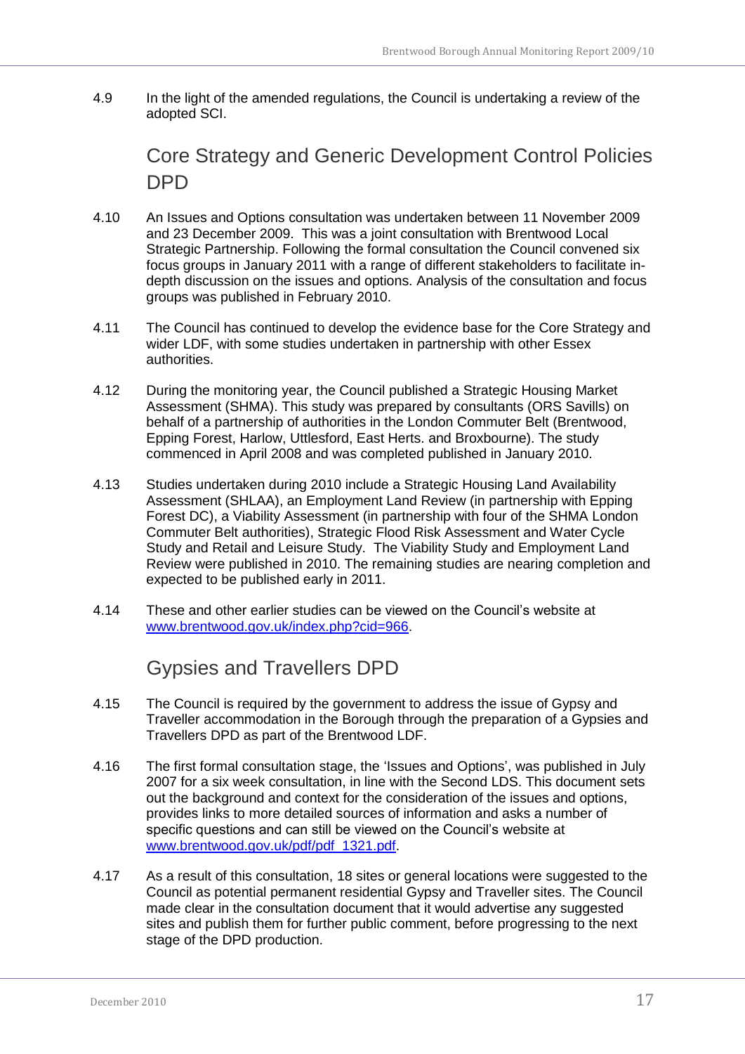4.9 In the light of the amended regulations, the Council is undertaking a review of the adopted SCI.

## Core Strategy and Generic Development Control Policies DPD

4.10 An Issues and Options consultation was undertaken between 11 November 2009 and 23 December 2009. This was a joint consultation with Brentwood Local Strategic Partnership. Following the formal consultation the Council convened six focus groups in January 2011 with a range of different stakeholders to facilitate in-depth discussion on the issues and options. Analysis of the consultation and focus groups was published in February 2010.

4.11 The Council has continued to develop the evidence base for the Core Strategy and wider LDF, with some studies undertaken in partnership with other Essex authorities.

4.12 During the monitoring year, the Council published a Strategic Housing Market Assessment (SHMA). This study was prepared by consultants (ORS Savills) on behalf of a partnership of authorities in the London Commuter Belt (Brentwood, Epping Forest, Harlow, Uttlesford, East Herts. and Broxbourne). The study commenced in April 2008 and was completed published in January 2010.

4.13 Studies undertaken during 2010 include a Strategic Housing Land Availability Assessment (SHLAA), an Employment Land Review (in partnership with Epping Forest DC), a Viability Assessment (in partnership with four of the SHMA London Commuter Belt authorities), Strategic Flood Risk Assessment and Water Cycle Study and Retail and Leisure Study. The Viability Study and Employment Land Review were published in 2010. The remaining studies are nearing completion and expected to be published early in 2011.

4.14 These and other earlier studies can be viewed on the Council's website at [www.brentwood.gov.uk/index.php?cid=966](www.brentwood.gov.uk/index.php?cid=966).

## Gypsies and Travellers DPD

4.15 The Council is required by the government to address the issue of Gypsy and Traveller accommodation in the Borough through the preparation of a Gypsies and Travellers DPD as part of the Brentwood LDF.

4.16 The first formal consultation stage, the 'Issues and Options', was published in July 2007 for a six week consultation, in line with the Second LDS. This document sets out the background and context for the consideration of the issues and options, provides links to more detailed sources of information and asks a number of specific questions and can still be viewed on the Council's website at [www.brentwood.gov.uk/pdf/pdf_1321.pdf](www.brentwood.gov.uk/pdf/pdf_1321.pdf).

4.17 As a result of this consultation, 18 sites or general locations were suggested to the Council as potential permanent residential Gypsy and Traveller sites. The Council made clear in the consultation document that it would advertise any suggested sites and publish them for further public comment, before progressing to the next stage of the DPD production.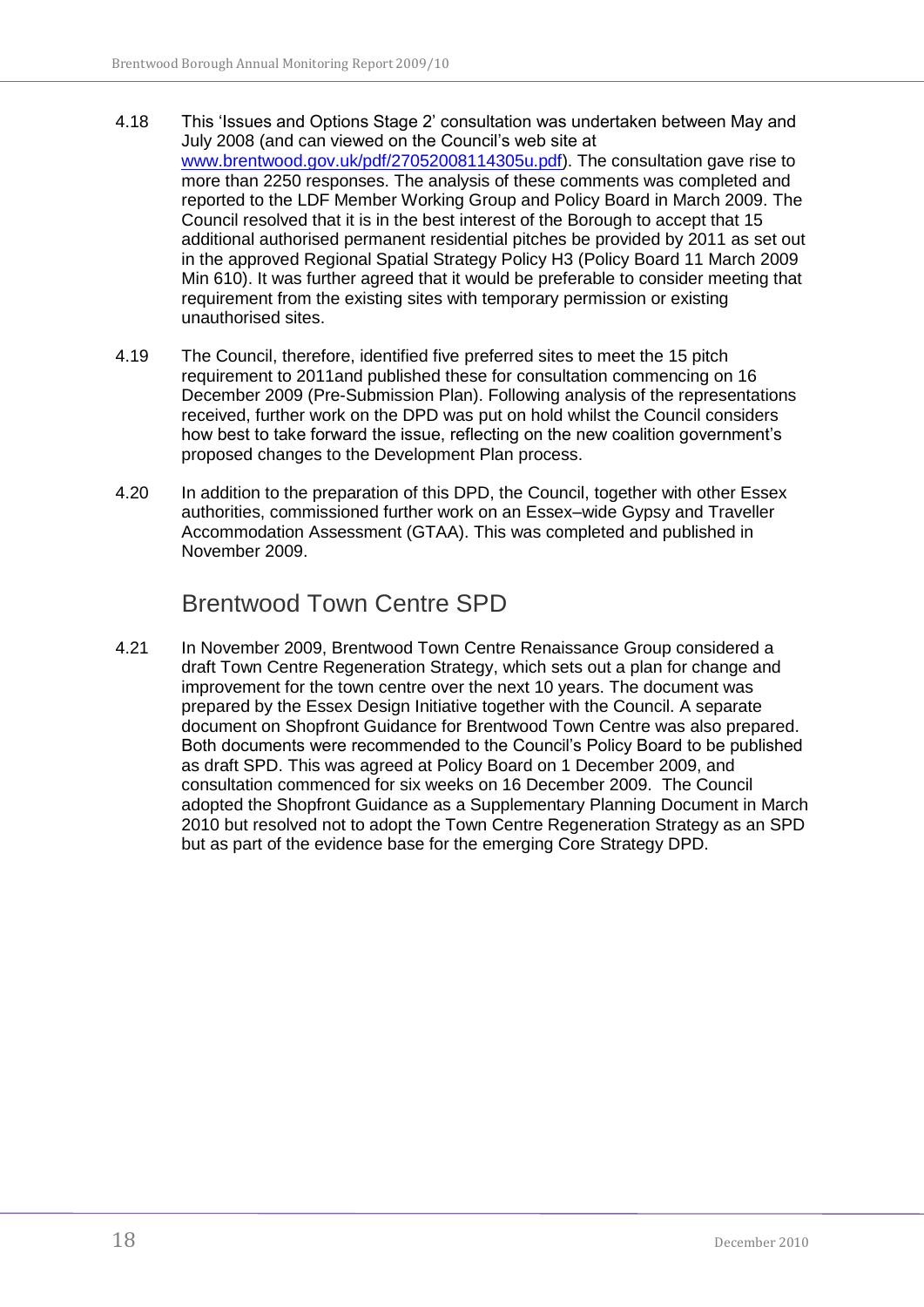4.18 This 'Issues and Options Stage 2' consultation was undertaken between May and July 2008 (and can viewed on the Council's web site at [www.brentwood.gov.uk/pdf/27052008114305u.pdf](www.brentwood.gov.uk/pdf/27052008114305u.pdf)). The consultation gave rise to more than 2250 responses. The analysis of these comments was completed and reported to the LDF Member Working Group and Policy Board in March 2009. The Council resolved that it is in the best interest of the Borough to accept that 15 additional authorised permanent residential pitches be provided by 2011 as set out in the approved Regional Spatial Strategy Policy H3 (Policy Board 11 March 2009 Min 610). It was further agreed that it would be preferable to consider meeting that requirement from the existing sites with temporary permission or existing unauthorised sites.

4.19 The Council, therefore, identified five preferred sites to meet the 15 pitch requirement to 2011and published these for consultation commencing on 16 December 2009 (Pre-Submission Plan). Following analysis of the representations received, further work on the DPD was put on hold whilst the Council considers how best to take forward the issue, reflecting on the new coalition government's proposed changes to the Development Plan process.

4.20 In addition to the preparation of this DPD, the Council, together with other Essex authorities, commissioned further work on an Essex–wide Gypsy and Traveller Accommodation Assessment (GTAA). This was completed and published in November 2009.

## Brentwood Town Centre SPD

4.21 In November 2009, Brentwood Town Centre Renaissance Group considered a draft Town Centre Regeneration Strategy, which sets out a plan for change and improvement for the town centre over the next 10 years. The document was prepared by the Essex Design Initiative together with the Council. A separate document on Shopfront Guidance for Brentwood Town Centre was also prepared. Both documents were recommended to the Council's Policy Board to be published as draft SPD. This was agreed at Policy Board on 1 December 2009, and consultation commenced for six weeks on 16 December 2009. The Council adopted the Shopfront Guidance as a Supplementary Planning Document in March 2010 but resolved not to adopt the Town Centre Regeneration Strategy as an SPD but as part of the evidence base for the emerging Core Strategy DPD.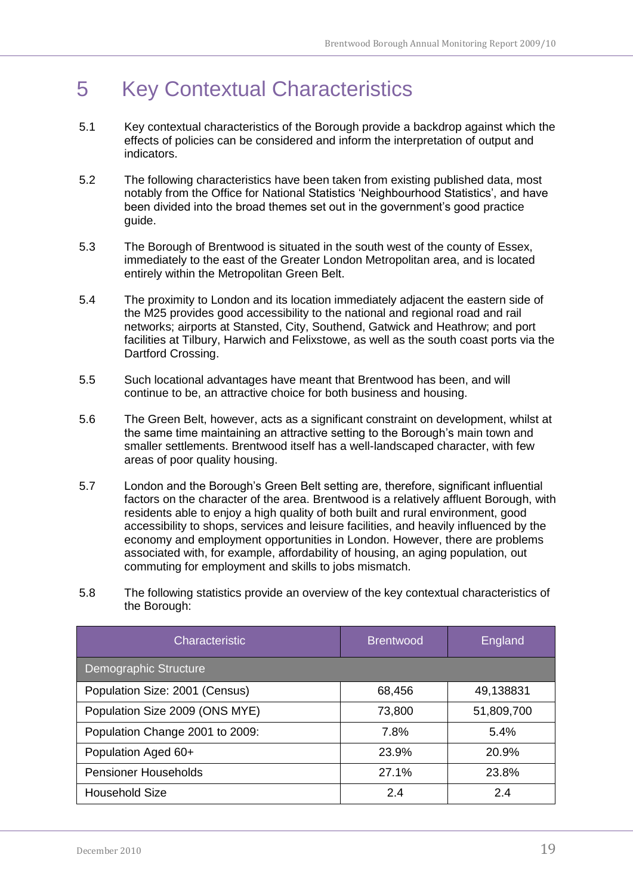# 5 Key Contextual Characteristics

5.1 Key contextual characteristics of the Borough provide a backdrop against which the effects of policies can be considered and inform the interpretation of output and indicators.

5.2 The following characteristics have been taken from existing published data, most notably from the Office for National Statistics 'Neighbourhood Statistics', and have been divided into the broad themes set out in the government's good practice guide.

5.3 The Borough of Brentwood is situated in the south west of the county of Essex, immediately to the east of the Greater London Metropolitan area, and is located entirely within the Metropolitan Green Belt.

5.4 The proximity to London and its location immediately adjacent the eastern side of the M25 provides good accessibility to the national and regional road and rail networks; airports at Stansted, City, Southend, Gatwick and Heathrow; and port facilities at Tilbury, Harwich and Felixstowe, as well as the south coast ports via the Dartford Crossing.

5.5 Such locational advantages have meant that Brentwood has been, and will continue to be, an attractive choice for both business and housing.

5.6 The Green Belt, however, acts as a significant constraint on development, whilst at the same time maintaining an attractive setting to the Borough's main town and smaller settlements. Brentwood itself has a well-landscaped character, with few areas of poor quality housing.

5.7 London and the Borough's Green Belt setting are, therefore, significant influential factors on the character of the area. Brentwood is a relatively affluent Borough, with residents able to enjoy a high quality of both built and rural environment, good accessibility to shops, services and leisure facilities, and heavily influenced by the economy and employment opportunities in London. However, there are problems associated with, for example, affordability of housing, an aging population, out commuting for employment and skills to jobs mismatch.

5.8 The following statistics provide an overview of the key contextual characteristics of the Borough:

| Characteristic | Brentwood | England |
|---|---|---|
| Demographic Structure | | |
| Population Size: 2001 (Census) | 68,456 | 49,138831 |
| Population Size 2009 (ONS MYE) | 73,800 | 51,809,700 |
| Population Change 2001 to 2009: | 7.8% | 5.4% |
| Population Aged 60+ | 23.9% | 20.9% |
| Pensioner Households | 27.1% | 23.8% |
| Household Size | 2.4 | 2.4 |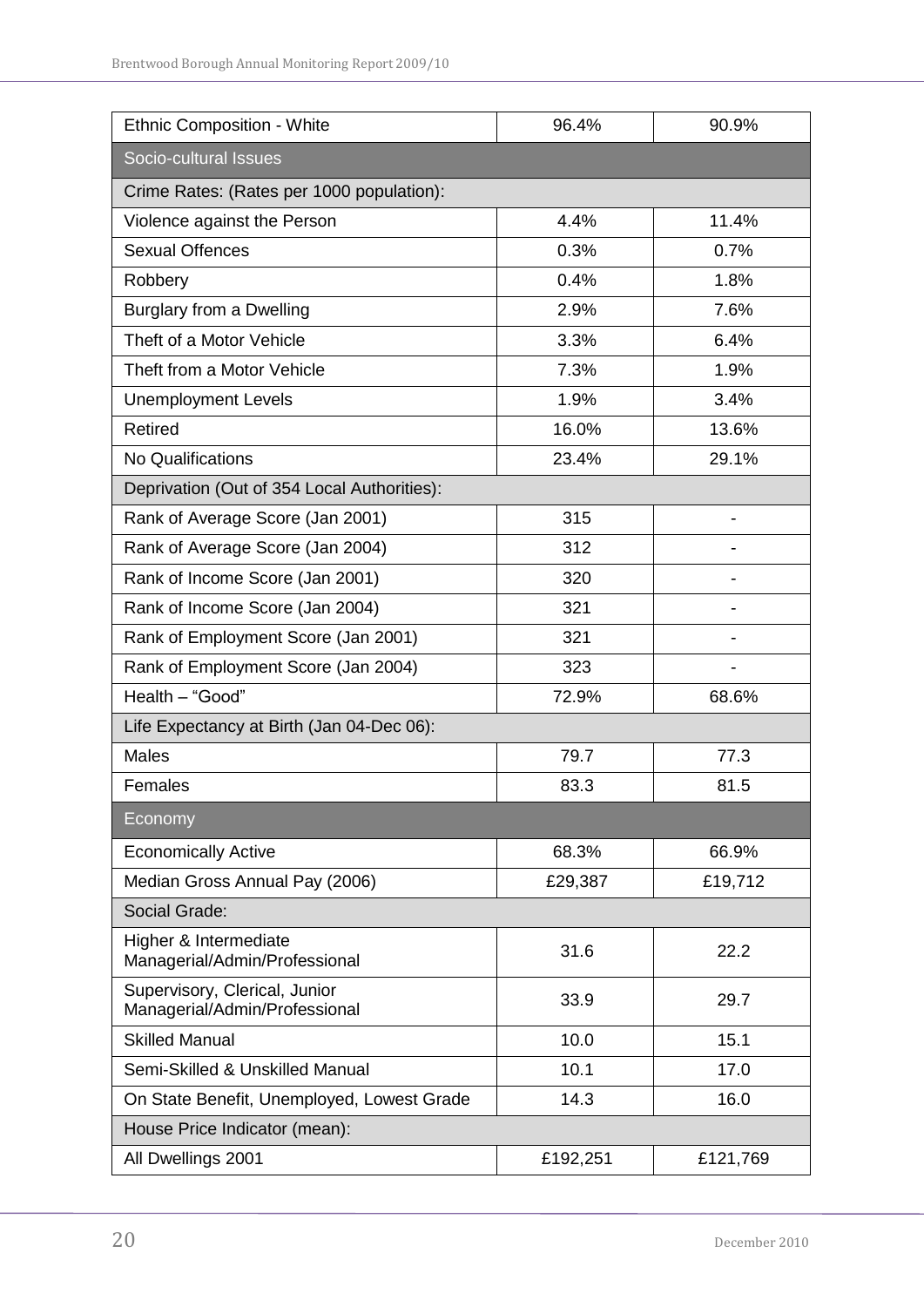| Ethnic Composition - White | 96.4% | 90.9% |
|---|---|---|
| Socio-cultural Issues | | |
| Crime Rates: (Rates per 1000 population): | | |
| Violence against the Person | 4.4% | 11.4% |
| Sexual Offences | 0.3% | 0.7% |
| Robbery | 0.4% | 1.8% |
| Burglary from a Dwelling | 2.9% | 7.6% |
| Theft of a Motor Vehicle | 3.3% | 6.4% |
| Theft from a Motor Vehicle | 7.3% | 1.9% |
| Unemployment Levels | 1.9% | 3.4% |
| Retired | 16.0% | 13.6% |
| No Qualifications | 23.4% | 29.1% |
| Deprivation (Out of 354 Local Authorities): | | |
| Rank of Average Score (Jan 2001) | 315 | - |
| Rank of Average Score (Jan 2004) | 312 | - |
| Rank of Income Score (Jan 2001) | 320 | - |
| Rank of Income Score (Jan 2004) | 321 | - |
| Rank of Employment Score (Jan 2001) | 321 | - |
| Rank of Employment Score (Jan 2004) | 323 | - |
| Health – "Good" | 72.9% | 68.6% |
| Life Expectancy at Birth (Jan 04-Dec 06): | | |
| Males | 79.7 | 77.3 |
| Females | 83.3 | 81.5 |
| Economy | | |
| Economically Active | 68.3% | 66.9% |
| Median Gross Annual Pay (2006) | £29,387 | £19,712 |
| Social Grade: | | |
| Higher & Intermediate Managerial/Admin/Professional | 31.6 | 22.2 |
| Supervisory, Clerical, Junior Managerial/Admin/Professional | 33.9 | 29.7 |
| Skilled Manual | 10.0 | 15.1 |
| Semi-Skilled & Unskilled Manual | 10.1 | 17.0 |
| On State Benefit, Unemployed, Lowest Grade | 14.3 | 16.0 |
| House Price Indicator (mean): | | |
| All Dwellings 2001 | £192,251 | £121,769 |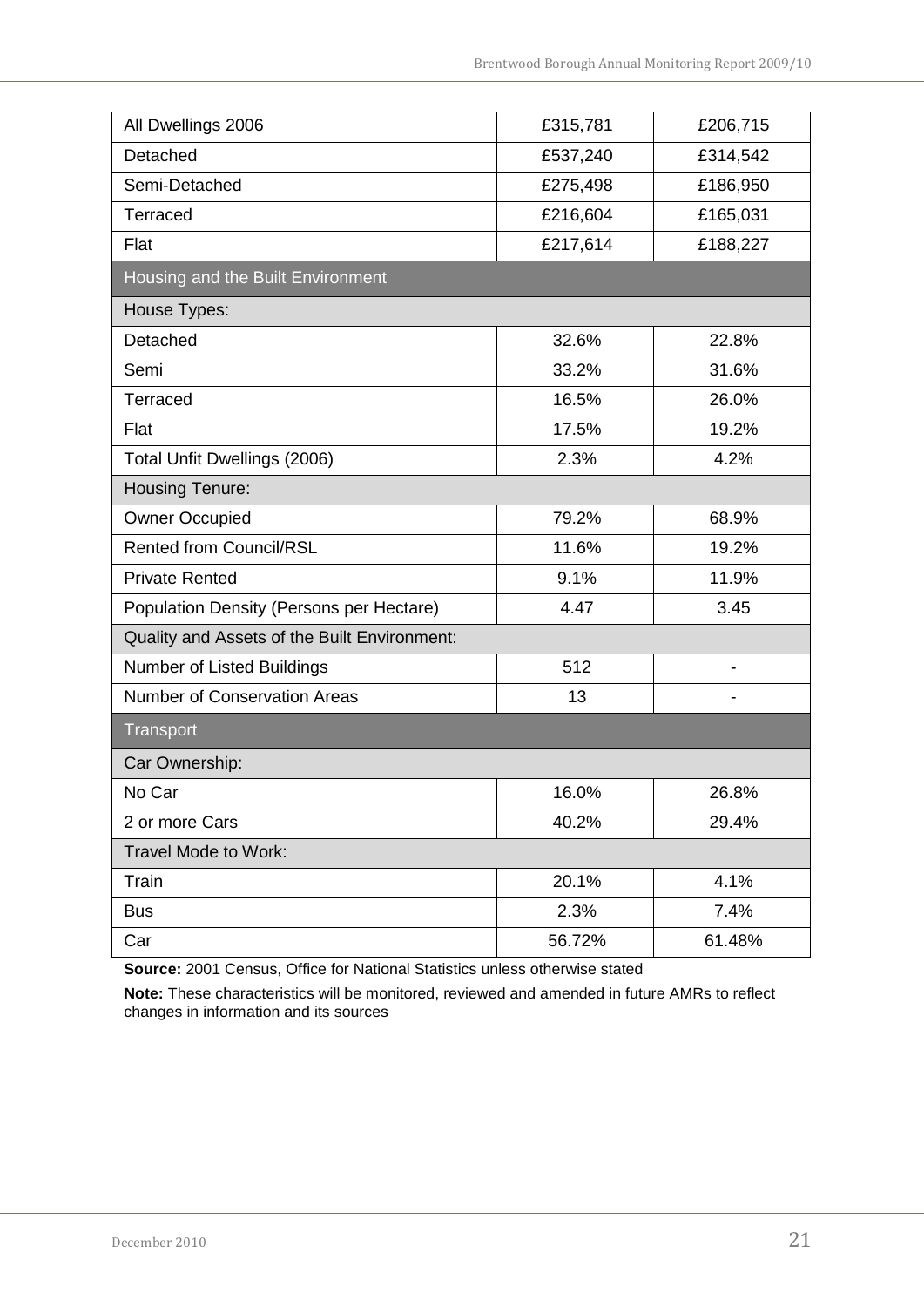| | | |
|---|---|---|
| All Dwellings 2006 | £315,781 | £206,715 |
| Detached | £537,240 | £314,542 |
| Semi-Detached | £275,498 | £186,950 |
| Terraced | £216,604 | £165,031 |
| Flat | £217,614 | £188,227 |
| **Housing and the Built Environment** | | |
| House Types: | | |
| Detached | 32.6% | 22.8% |
| Semi | 33.2% | 31.6% |
| Terraced | 16.5% | 26.0% |
| Flat | 17.5% | 19.2% |
| Total Unfit Dwellings (2006) | 2.3% | 4.2% |
| Housing Tenure: | | |
| Owner Occupied | 79.2% | 68.9% |
| Rented from Council/RSL | 11.6% | 19.2% |
| Private Rented | 9.1% | 11.9% |
| Population Density (Persons per Hectare) | 4.47 | 3.45 |
| Quality and Assets of the Built Environment: | | |
| Number of Listed Buildings | 512 | - |
| Number of Conservation Areas | 13 | - |
| **Transport** | | |
| Car Ownership: | | |
| No Car | 16.0% | 26.8% |
| 2 or more Cars | 40.2% | 29.4% |
| Travel Mode to Work: | | |
| Train | 20.1% | 4.1% |
| Bus | 2.3% | 7.4% |
| Car | 56.72% | 61.48% |

**Source:** 2001 Census, Office for National Statistics unless otherwise stated

**Note:** These characteristics will be monitored, reviewed and amended in future AMRs to reflect changes in information and its sources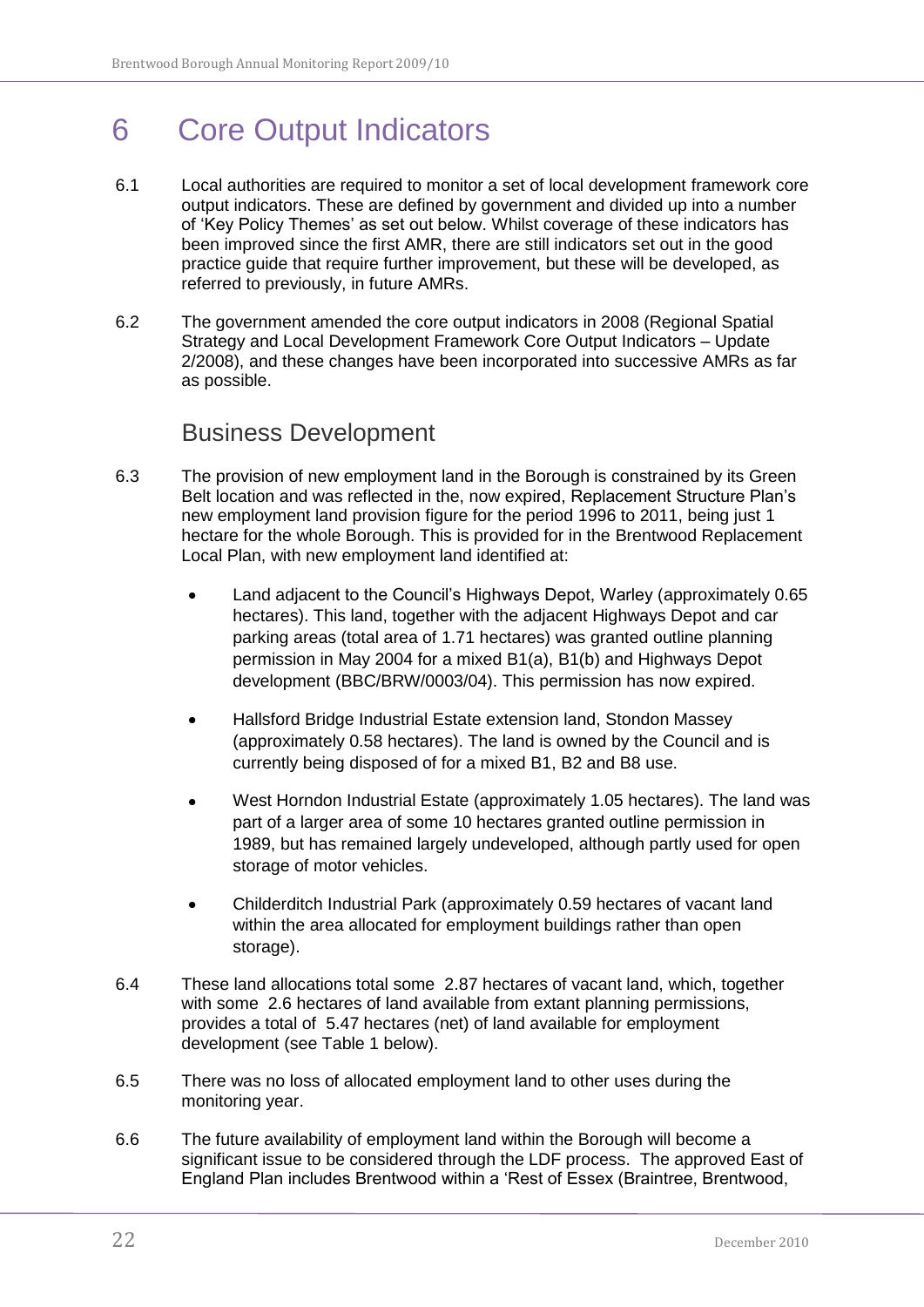# 6 Core Output Indicators

6.1 Local authorities are required to monitor a set of local development framework core output indicators. These are defined by government and divided up into a number of 'Key Policy Themes' as set out below. Whilst coverage of these indicators has been improved since the first AMR, there are still indicators set out in the good practice guide that require further improvement, but these will be developed, as referred to previously, in future AMRs.

6.2 The government amended the core output indicators in 2008 (Regional Spatial Strategy and Local Development Framework Core Output Indicators – Update 2/2008), and these changes have been incorporated into successive AMRs as far as possible.

## Business Development

6.3 The provision of new employment land in the Borough is constrained by its Green Belt location and was reflected in the, now expired, Replacement Structure Plan's new employment land provision figure for the period 1996 to 2011, being just 1 hectare for the whole Borough. This is provided for in the Brentwood Replacement Local Plan, with new employment land identified at:

- Land adjacent to the Council's Highways Depot, Warley (approximately 0.65 hectares). This land, together with the adjacent Highways Depot and car parking areas (total area of 1.71 hectares) was granted outline planning permission in May 2004 for a mixed B1(a), B1(b) and Highways Depot development (BBC/BRW/0003/04). This permission has now expired.
- Hallsford Bridge Industrial Estate extension land, Stondon Massey (approximately 0.58 hectares). The land is owned by the Council and is currently being disposed of for a mixed B1, B2 and B8 use.
- West Horndon Industrial Estate (approximately 1.05 hectares). The land was part of a larger area of some 10 hectares granted outline permission in 1989, but has remained largely undeveloped, although partly used for open storage of motor vehicles.
- Childerditch Industrial Park (approximately 0.59 hectares of vacant land within the area allocated for employment buildings rather than open storage).

6.4 These land allocations total some 2.87 hectares of vacant land, which, together with some 2.6 hectares of land available from extant planning permissions, provides a total of 5.47 hectares (net) of land available for employment development (see Table 1 below).

6.5 There was no loss of allocated employment land to other uses during the monitoring year.

6.6 The future availability of employment land within the Borough will become a significant issue to be considered through the LDF process. The approved East of England Plan includes Brentwood within a 'Rest of Essex (Braintree, Brentwood,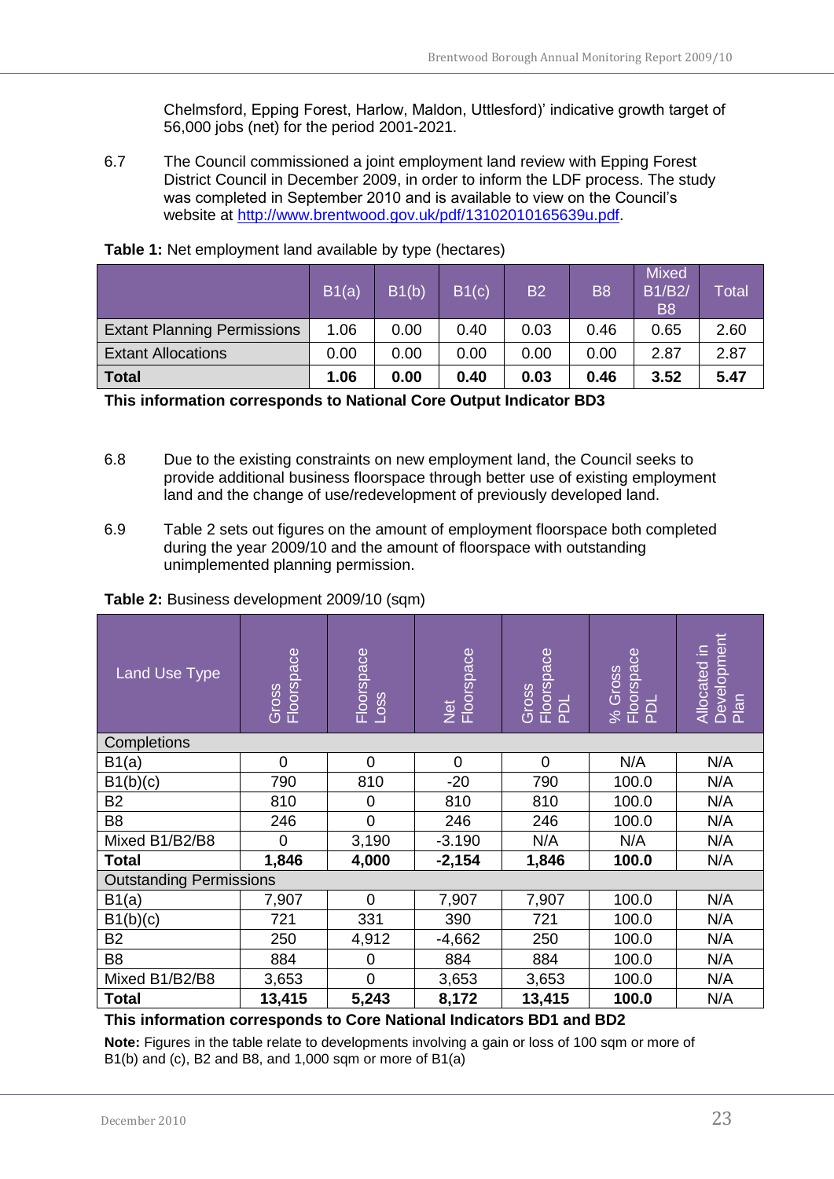Chelmsford, Epping Forest, Harlow, Maldon, Uttlesford)' indicative growth target of 56,000 jobs (net) for the period 2001-2021.

6.7 The Council commissioned a joint employment land review with Epping Forest District Council in December 2009, in order to inform the LDF process. The study was completed in September 2010 and is available to view on the Council's website at http://www.brentwood.gov.uk/pdf/13102010165639u.pdf.

**Table 1:** Net employment land available by type (hectares)

| | B1(a) | B1(b) | B1(c) | B2 | B8 | Mixed B1/B2/ B8 | Total |
|---|---|---|---|---|---|---|---|
| Extant Planning Permissions | 1.06 | 0.00 | 0.40 | 0.03 | 0.46 | 0.65 | 2.60 |
| Extant Allocations | 0.00 | 0.00 | 0.00 | 0.00 | 0.00 | 2.87 | 2.87 |
| **Total** | **1.06** | **0.00** | **0.40** | **0.03** | **0.46** | **3.52** | **5.47** |

**This information corresponds to National Core Output Indicator BD3**

6.8 Due to the existing constraints on new employment land, the Council seeks to provide additional business floorspace through better use of existing employment land and the change of use/redevelopment of previously developed land.

6.9 Table 2 sets out figures on the amount of employment floorspace both completed during the year 2009/10 and the amount of floorspace with outstanding unimplemented planning permission.

**Table 2:** Business development 2009/10 (sqm)

| Land Use Type | Gross Floorspace | Floorspace Loss | Net Floorspace | Gross Floorspace PDL | % Gross Floorspace PDL | Allocated in Development Plan |
|---|---|---|---|---|---|---|
| Completions | | | | | | |
| B1(a) | 0 | 0 | 0 | 0 | N/A | N/A |
| B1(b)(c) | 790 | 810 | -20 | 790 | 100.0 | N/A |
| B2 | 810 | 0 | 810 | 810 | 100.0 | N/A |
| B8 | 246 | 0 | 246 | 246 | 100.0 | N/A |
| Mixed B1/B2/B8 | 0 | 3,190 | -3.190 | N/A | N/A | N/A |
| **Total** | **1,846** | **4,000** | **-2,154** | **1,846** | **100.0** | N/A |
| Outstanding Permissions | | | | | | |
| B1(a) | 7,907 | 0 | 7,907 | 7,907 | 100.0 | N/A |
| B1(b)(c) | 721 | 331 | 390 | 721 | 100.0 | N/A |
| B2 | 250 | 4,912 | -4,662 | 250 | 100.0 | N/A |
| B8 | 884 | 0 | 884 | 884 | 100.0 | N/A |
| Mixed B1/B2/B8 | 3,653 | 0 | 3,653 | 3,653 | 100.0 | N/A |
| **Total** | **13,415** | **5,243** | **8,172** | **13,415** | **100.0** | N/A |

**This information corresponds to Core National Indicators BD1 and BD2**

**Note:** Figures in the table relate to developments involving a gain or loss of 100 sqm or more of B1(b) and (c), B2 and B8, and 1,000 sqm or more of B1(a)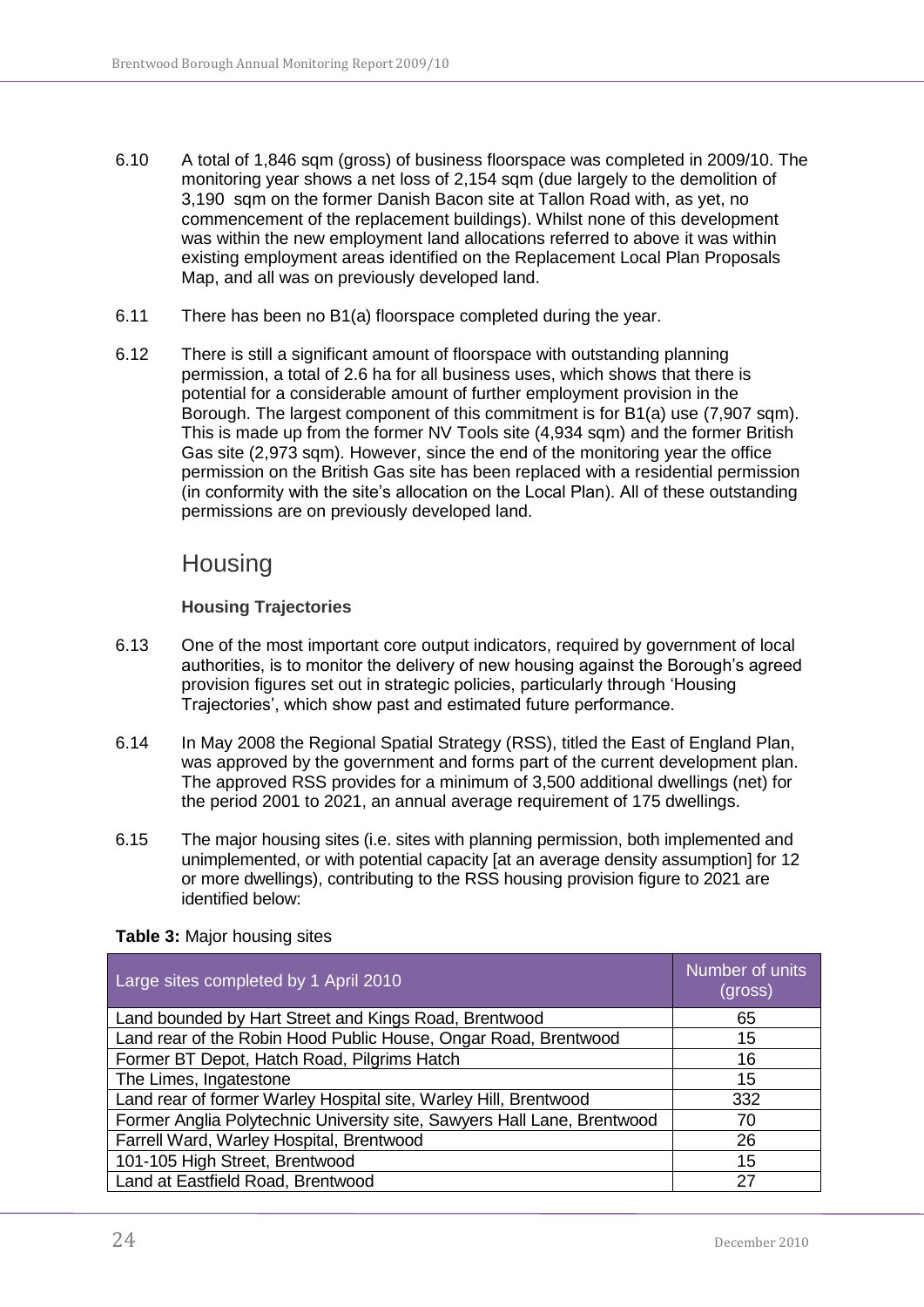6.10 A total of 1,846 sqm (gross) of business floorspace was completed in 2009/10. The monitoring year shows a net loss of 2,154 sqm (due largely to the demolition of 3,190 sqm on the former Danish Bacon site at Tallon Road with, as yet, no commencement of the replacement buildings). Whilst none of this development was within the new employment land allocations referred to above it was within existing employment areas identified on the Replacement Local Plan Proposals Map, and all was on previously developed land.

6.11 There has been no B1(a) floorspace completed during the year.

6.12 There is still a significant amount of floorspace with outstanding planning permission, a total of 2.6 ha for all business uses, which shows that there is potential for a considerable amount of further employment provision in the Borough. The largest component of this commitment is for B1(a) use (7,907 sqm). This is made up from the former NV Tools site (4,934 sqm) and the former British Gas site (2,973 sqm). However, since the end of the monitoring year the office permission on the British Gas site has been replaced with a residential permission (in conformity with the site's allocation on the Local Plan). All of these outstanding permissions are on previously developed land.

## Housing

### Housing Trajectories

6.13 One of the most important core output indicators, required by government of local authorities, is to monitor the delivery of new housing against the Borough's agreed provision figures set out in strategic policies, particularly through 'Housing Trajectories', which show past and estimated future performance.

6.14 In May 2008 the Regional Spatial Strategy (RSS), titled the East of England Plan, was approved by the government and forms part of the current development plan. The approved RSS provides for a minimum of 3,500 additional dwellings (net) for the period 2001 to 2021, an annual average requirement of 175 dwellings.

6.15 The major housing sites (i.e. sites with planning permission, both implemented and unimplemented, or with potential capacity [at an average density assumption] for 12 or more dwellings), contributing to the RSS housing provision figure to 2021 are identified below:

**Table 3:** Major housing sites

| Large sites completed by 1 April 2010 | Number of units (gross) |
|---|---|
| Land bounded by Hart Street and Kings Road, Brentwood | 65 |
| Land rear of the Robin Hood Public House, Ongar Road, Brentwood | 15 |
| Former BT Depot, Hatch Road, Pilgrims Hatch | 16 |
| The Limes, Ingatestone | 15 |
| Land rear of former Warley Hospital site, Warley Hill, Brentwood | 332 |
| Former Anglia Polytechnic University site, Sawyers Hall Lane, Brentwood | 70 |
| Farrell Ward, Warley Hospital, Brentwood | 26 |
| 101-105 High Street, Brentwood | 15 |
| Land at Eastfield Road, Brentwood | 27 |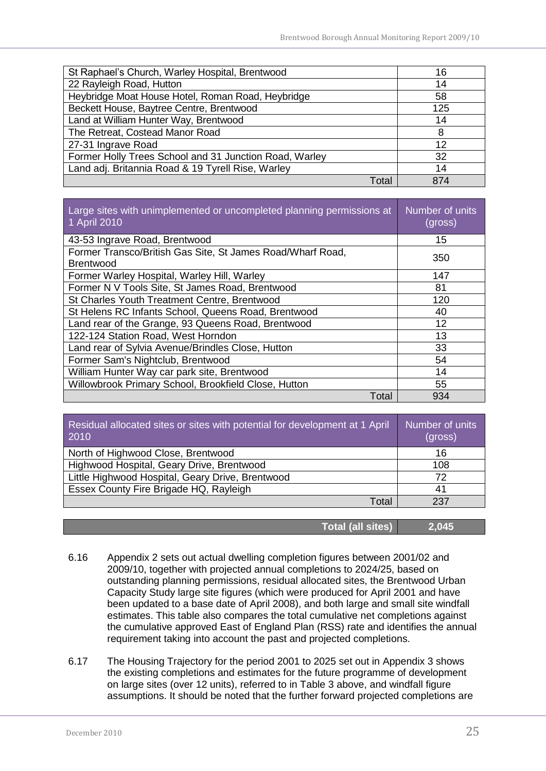| | |
|---|---|
| St Raphael's Church, Warley Hospital, Brentwood | 16 |
| 22 Rayleigh Road, Hutton | 14 |
| Heybridge Moat House Hotel, Roman Road, Heybridge | 58 |
| Beckett House, Baytree Centre, Brentwood | 125 |
| Land at William Hunter Way, Brentwood | 14 |
| The Retreat, Costead Manor Road | 8 |
| 27-31 Ingrave Road | 12 |
| Former Holly Trees School and 31 Junction Road, Warley | 32 |
| Land adj. Britannia Road & 19 Tyrell Rise, Warley | 14 |
| Total | 874 |

| Large sites with unimplemented or uncompleted planning permissions at 1 April 2010 | Number of units (gross) |
|---|---|
| 43-53 Ingrave Road, Brentwood | 15 |
| Former Transco/British Gas Site, St James Road/Wharf Road, Brentwood | 350 |
| Former Warley Hospital, Warley Hill, Warley | 147 |
| Former N V Tools Site, St James Road, Brentwood | 81 |
| St Charles Youth Treatment Centre, Brentwood | 120 |
| St Helens RC Infants School, Queens Road, Brentwood | 40 |
| Land rear of the Grange, 93 Queens Road, Brentwood | 12 |
| 122-124 Station Road, West Horndon | 13 |
| Land rear of Sylvia Avenue/Brindles Close, Hutton | 33 |
| Former Sam's Nightclub, Brentwood | 54 |
| William Hunter Way car park site, Brentwood | 14 |
| Willowbrook Primary School, Brookfield Close, Hutton | 55 |
| Total | 934 |

| Residual allocated sites or sites with potential for development at 1 April 2010 | Number of units (gross) |
|---|---|
| North of Highwood Close, Brentwood | 16 |
| Highwood Hospital, Geary Drive, Brentwood | 108 |
| Little Highwood Hospital, Geary Drive, Brentwood | 72 |
| Essex County Fire Brigade HQ, Rayleigh | 41 |
| Total | 237 |

| **Total (all sites)** | **2,045** |
|---|---|

6.16 Appendix 2 sets out actual dwelling completion figures between 2001/02 and 2009/10, together with projected annual completions to 2024/25, based on outstanding planning permissions, residual allocated sites, the Brentwood Urban Capacity Study large site figures (which were produced for April 2001 and have been updated to a base date of April 2008), and both large and small site windfall estimates. This table also compares the total cumulative net completions against the cumulative approved East of England Plan (RSS) rate and identifies the annual requirement taking into account the past and projected completions.

6.17 The Housing Trajectory for the period 2001 to 2025 set out in Appendix 3 shows the existing completions and estimates for the future programme of development on large sites (over 12 units), referred to in Table 3 above, and windfall figure assumptions. It should be noted that the further forward projected completions are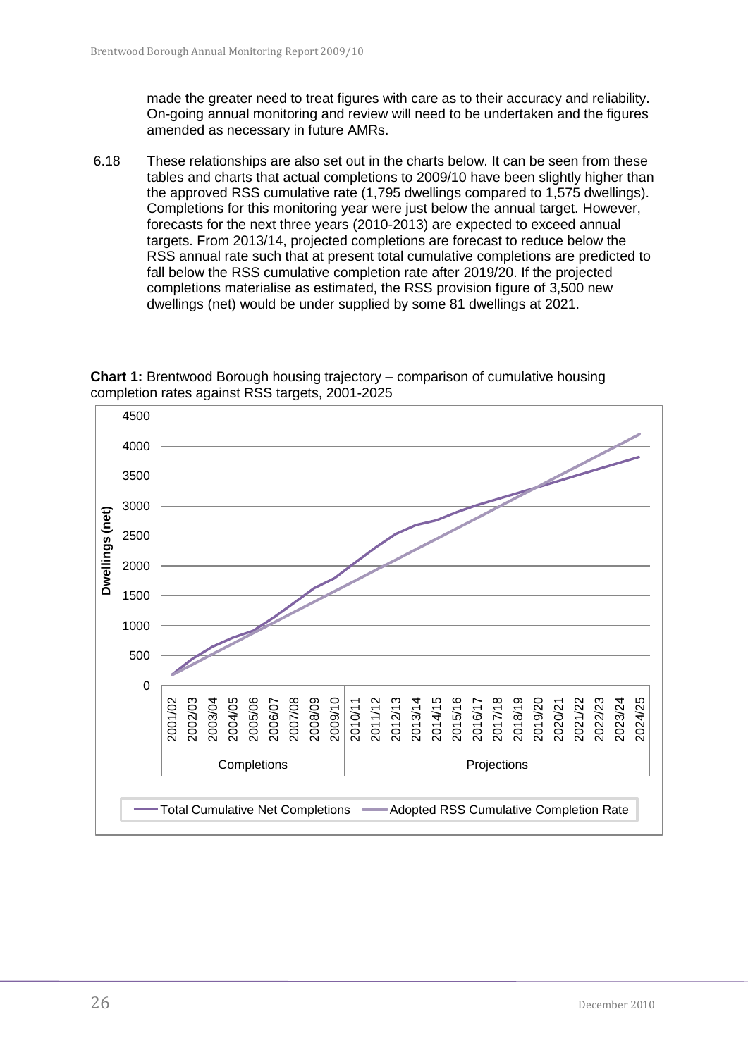made the greater need to treat figures with care as to their accuracy and reliability. On-going annual monitoring and review will need to be undertaken and the figures amended as necessary in future AMRs.

6.18 These relationships are also set out in the charts below. It can be seen from these tables and charts that actual completions to 2009/10 have been slightly higher than the approved RSS cumulative rate (1,795 dwellings compared to 1,575 dwellings). Completions for this monitoring year were just below the annual target. However, forecasts for the next three years (2010-2013) are expected to exceed annual targets. From 2013/14, projected completions are forecast to reduce below the RSS annual rate such that at present total cumulative completions are predicted to fall below the RSS cumulative completion rate after 2019/20. If the projected completions materialise as estimated, the RSS provision figure of 3,500 new dwellings (net) would be under supplied by some 81 dwellings at 2021.

**Chart 1:** Brentwood Borough housing trajectory – comparison of cumulative housing completion rates against RSS targets, 2001-2025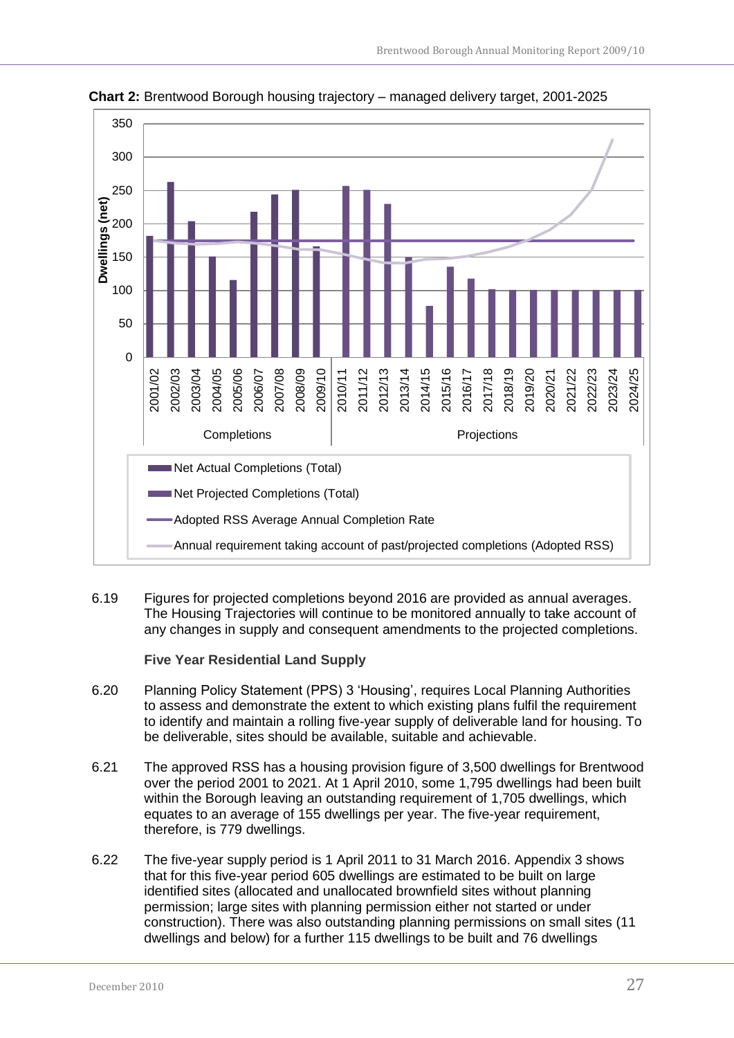**Chart 2:** Brentwood Borough housing trajectory – managed delivery target, 2001-2025

6.19 Figures for projected completions beyond 2016 are provided as annual averages. The Housing Trajectories will continue to be monitored annually to take account of any changes in supply and consequent amendments to the projected completions.

**Five Year Residential Land Supply**

6.20 Planning Policy Statement (PPS) 3 'Housing', requires Local Planning Authorities to assess and demonstrate the extent to which existing plans fulfil the requirement to identify and maintain a rolling five-year supply of deliverable land for housing. To be deliverable, sites should be available, suitable and achievable.

6.21 The approved RSS has a housing provision figure of 3,500 dwellings for Brentwood over the period 2001 to 2021. At 1 April 2010, some 1,795 dwellings had been built within the Borough leaving an outstanding requirement of 1,705 dwellings, which equates to an average of 155 dwellings per year. The five-year requirement, therefore, is 779 dwellings.

6.22 The five-year supply period is 1 April 2011 to 31 March 2016. Appendix 3 shows that for this five-year period 605 dwellings are estimated to be built on large identified sites (allocated and unallocated brownfield sites without planning permission; large sites with planning permission either not started or under construction). There was also outstanding planning permissions on small sites (11 dwellings and below) for a further 115 dwellings to be built and 76 dwellings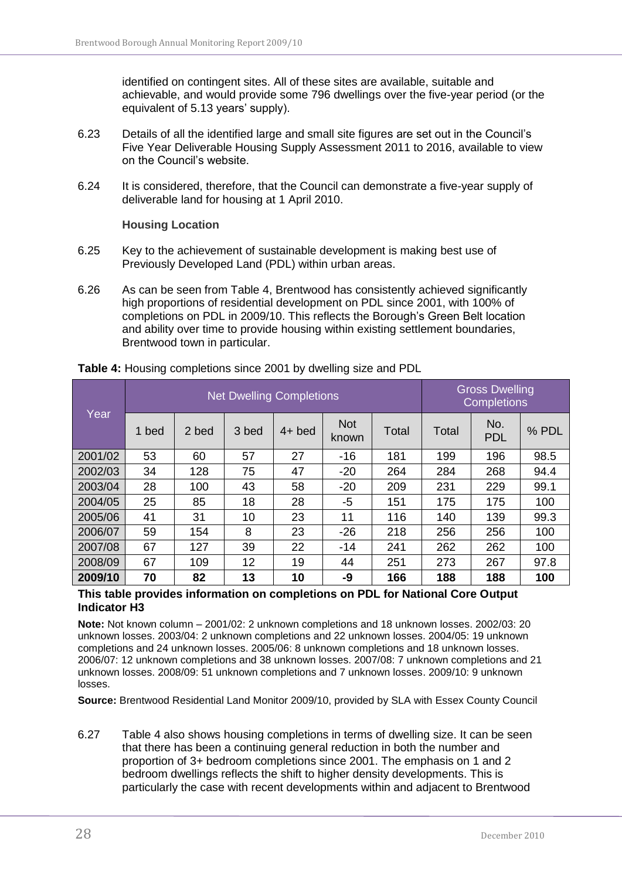identified on contingent sites. All of these sites are available, suitable and achievable, and would provide some 796 dwellings over the five-year period (or the equivalent of 5.13 years' supply).

6.23 Details of all the identified large and small site figures are set out in the Council's Five Year Deliverable Housing Supply Assessment 2011 to 2016, available to view on the Council's website.

6.24 It is considered, therefore, that the Council can demonstrate a five-year supply of deliverable land for housing at 1 April 2010.

**Housing Location**

6.25 Key to the achievement of sustainable development is making best use of Previously Developed Land (PDL) within urban areas.

6.26 As can be seen from Table 4, Brentwood has consistently achieved significantly high proportions of residential development on PDL since 2001, with 100% of completions on PDL in 2009/10. This reflects the Borough's Green Belt location and ability over time to provide housing within existing settlement boundaries, Brentwood town in particular.

**Table 4:** Housing completions since 2001 by dwelling size and PDL

| Year | Net Dwelling Completions | | | | | | Gross Dwelling Completions | | |
|---|---|---|---|---|---|---|---|---|---|
| | 1 bed | 2 bed | 3 bed | 4+ bed | Not known | Total | Total | No. PDL | % PDL |
| 2001/02 | 53 | 60 | 57 | 27 | -16 | 181 | 199 | 196 | 98.5 |
| 2002/03 | 34 | 128 | 75 | 47 | -20 | 264 | 284 | 268 | 94.4 |
| 2003/04 | 28 | 100 | 43 | 58 | -20 | 209 | 231 | 229 | 99.1 |
| 2004/05 | 25 | 85 | 18 | 28 | -5 | 151 | 175 | 175 | 100 |
| 2005/06 | 41 | 31 | 10 | 23 | 11 | 116 | 140 | 139 | 99.3 |
| 2006/07 | 59 | 154 | 8 | 23 | -26 | 218 | 256 | 256 | 100 |
| 2007/08 | 67 | 127 | 39 | 22 | -14 | 241 | 262 | 262 | 100 |
| 2008/09 | 67 | 109 | 12 | 19 | 44 | 251 | 273 | 267 | 97.8 |
| **2009/10** | **70** | **82** | **13** | **10** | **-9** | **166** | **188** | **188** | **100** |

**This table provides information on completions on PDL for National Core Output Indicator H3**

**Note:** Not known column – 2001/02: 2 unknown completions and 18 unknown losses. 2002/03: 20 unknown losses. 2003/04: 2 unknown completions and 22 unknown losses. 2004/05: 19 unknown completions and 24 unknown losses. 2005/06: 8 unknown completions and 18 unknown losses. 2006/07: 12 unknown completions and 38 unknown losses. 2007/08: 7 unknown completions and 21 unknown losses. 2008/09: 51 unknown completions and 7 unknown losses. 2009/10: 9 unknown losses.

**Source:** Brentwood Residential Land Monitor 2009/10, provided by SLA with Essex County Council

6.27 Table 4 also shows housing completions in terms of dwelling size. It can be seen that there has been a continuing general reduction in both the number and proportion of 3+ bedroom completions since 2001. The emphasis on 1 and 2 bedroom dwellings reflects the shift to higher density developments. This is particularly the case with recent developments within and adjacent to Brentwood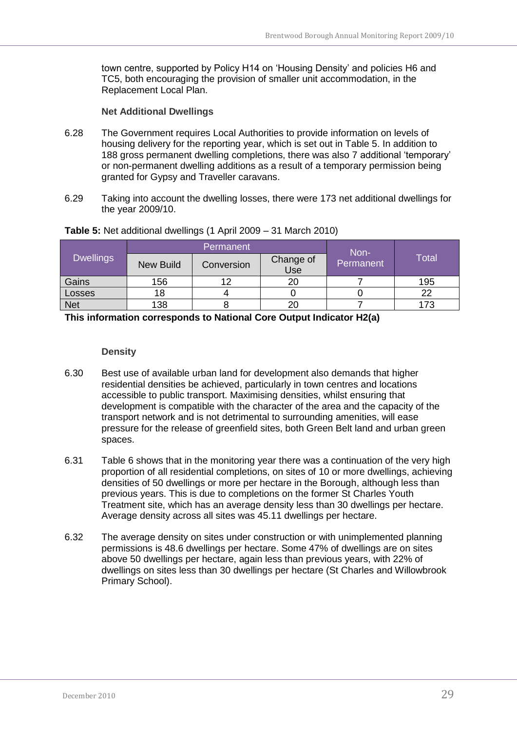town centre, supported by Policy H14 on 'Housing Density' and policies H6 and TC5, both encouraging the provision of smaller unit accommodation, in the Replacement Local Plan.

**Net Additional Dwellings**

6.28 The Government requires Local Authorities to provide information on levels of housing delivery for the reporting year, which is set out in Table 5. In addition to 188 gross permanent dwelling completions, there was also 7 additional 'temporary' or non-permanent dwelling additions as a result of a temporary permission being granted for Gypsy and Traveller caravans.

6.29 Taking into account the dwelling losses, there were 173 net additional dwellings for the year 2009/10.

**Table 5:** Net additional dwellings (1 April 2009 – 31 March 2010)

| Dwellings | Permanent | | | Non-Permanent | Total |
|---|---|---|---|---|---|
| | New Build | Conversion | Change of Use | | |
| Gains | 156 | 12 | 20 | 7 | 195 |
| Losses | 18 | 4 | 0 | 0 | 22 |
| Net | 138 | 8 | 20 | 7 | 173 |

**This information corresponds to National Core Output Indicator H2(a)**

**Density**

6.30 Best use of available urban land for development also demands that higher residential densities be achieved, particularly in town centres and locations accessible to public transport. Maximising densities, whilst ensuring that development is compatible with the character of the area and the capacity of the transport network and is not detrimental to surrounding amenities, will ease pressure for the release of greenfield sites, both Green Belt land and urban green spaces.

6.31 Table 6 shows that in the monitoring year there was a continuation of the very high proportion of all residential completions, on sites of 10 or more dwellings, achieving densities of 50 dwellings or more per hectare in the Borough, although less than previous years. This is due to completions on the former St Charles Youth Treatment site, which has an average density less than 30 dwellings per hectare. Average density across all sites was 45.11 dwellings per hectare.

6.32 The average density on sites under construction or with unimplemented planning permissions is 48.6 dwellings per hectare. Some 47% of dwellings are on sites above 50 dwellings per hectare, again less than previous years, with 22% of dwellings on sites less than 30 dwellings per hectare (St Charles and Willowbrook Primary School).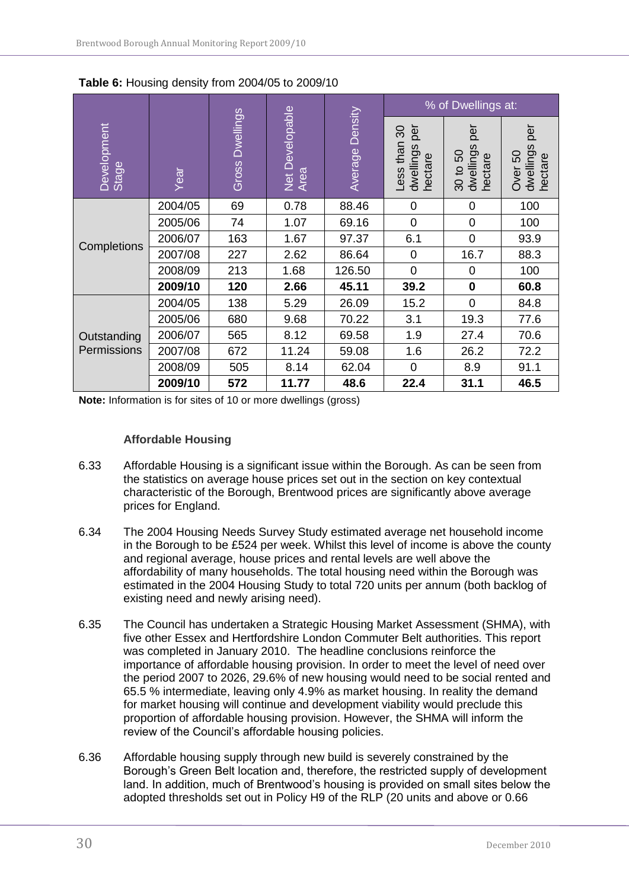**Table 6:** Housing density from 2004/05 to 2009/10

| Development Stage | Year | Gross Dwellings | Net Developable Area | Average Density | % of Dwellings at: | | |
|---|---|---|---|---|---|---|---|
| | | | | | Less than 30 dwellings per hectare | 30 to 50 dwellings per hectare | Over 50 dwellings per hectare |
| Completions | 2004/05 | 69 | 0.78 | 88.46 | 0 | 0 | 100 |
| | 2005/06 | 74 | 1.07 | 69.16 | 0 | 0 | 100 |
| | 2006/07 | 163 | 1.67 | 97.37 | 6.1 | 0 | 93.9 |
| | 2007/08 | 227 | 2.62 | 86.64 | 0 | 16.7 | 88.3 |
| | 2008/09 | 213 | 1.68 | 126.50 | 0 | 0 | 100 |
| | **2009/10** | **120** | **2.66** | **45.11** | **39.2** | **0** | **60.8** |
| Outstanding Permissions | 2004/05 | 138 | 5.29 | 26.09 | 15.2 | 0 | 84.8 |
| | 2005/06 | 680 | 9.68 | 70.22 | 3.1 | 19.3 | 77.6 |
| | 2006/07 | 565 | 8.12 | 69.58 | 1.9 | 27.4 | 70.6 |
| | 2007/08 | 672 | 11.24 | 59.08 | 1.6 | 26.2 | 72.2 |
| | 2008/09 | 505 | 8.14 | 62.04 | 0 | 8.9 | 91.1 |
| | **2009/10** | **572** | **11.77** | **48.6** | **22.4** | **31.1** | **46.5** |

**Note:** Information is for sites of 10 or more dwellings (gross)

### Affordable Housing

6.33 Affordable Housing is a significant issue within the Borough. As can be seen from the statistics on average house prices set out in the section on key contextual characteristic of the Borough, Brentwood prices are significantly above average prices for England.

6.34 The 2004 Housing Needs Survey Study estimated average net household income in the Borough to be £524 per week. Whilst this level of income is above the county and regional average, house prices and rental levels are well above the affordability of many households. The total housing need within the Borough was estimated in the 2004 Housing Study to total 720 units per annum (both backlog of existing need and newly arising need).

6.35 The Council has undertaken a Strategic Housing Market Assessment (SHMA), with five other Essex and Hertfordshire London Commuter Belt authorities. This report was completed in January 2010. The headline conclusions reinforce the importance of affordable housing provision. In order to meet the level of need over the period 2007 to 2026, 29.6% of new housing would need to be social rented and 65.5 % intermediate, leaving only 4.9% as market housing. In reality the demand for market housing will continue and development viability would preclude this proportion of affordable housing provision. However, the SHMA will inform the review of the Council's affordable housing policies.

6.36 Affordable housing supply through new build is severely constrained by the Borough's Green Belt location and, therefore, the restricted supply of development land. In addition, much of Brentwood's housing is provided on small sites below the adopted thresholds set out in Policy H9 of the RLP (20 units and above or 0.66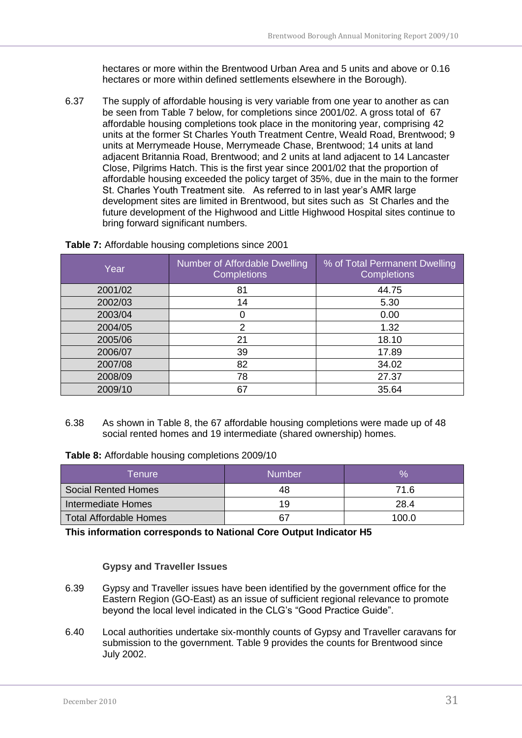hectares or more within the Brentwood Urban Area and 5 units and above or 0.16 hectares or more within defined settlements elsewhere in the Borough).

6.37 The supply of affordable housing is very variable from one year to another as can be seen from Table 7 below, for completions since 2001/02. A gross total of 67 affordable housing completions took place in the monitoring year, comprising 42 units at the former St Charles Youth Treatment Centre, Weald Road, Brentwood; 9 units at Merrymeade House, Merrymeade Chase, Brentwood; 14 units at land adjacent Britannia Road, Brentwood; and 2 units at land adjacent to 14 Lancaster Close, Pilgrims Hatch. This is the first year since 2001/02 that the proportion of affordable housing exceeded the policy target of 35%, due in the main to the former St. Charles Youth Treatment site. As referred to in last year's AMR large development sites are limited in Brentwood, but sites such as St Charles and the future development of the Highwood and Little Highwood Hospital sites continue to bring forward significant numbers.

**Table 7:** Affordable housing completions since 2001

| Year | Number of Affordable Dwelling Completions | % of Total Permanent Dwelling Completions |
|---|---|---|
| 2001/02 | 81 | 44.75 |
| 2002/03 | 14 | 5.30 |
| 2003/04 | 0 | 0.00 |
| 2004/05 | 2 | 1.32 |
| 2005/06 | 21 | 18.10 |
| 2006/07 | 39 | 17.89 |
| 2007/08 | 82 | 34.02 |
| 2008/09 | 78 | 27.37 |
| 2009/10 | 67 | 35.64 |

6.38 As shown in Table 8, the 67 affordable housing completions were made up of 48 social rented homes and 19 intermediate (shared ownership) homes.

**Table 8:** Affordable housing completions 2009/10

| Tenure | Number | % |
|---|---|---|
| Social Rented Homes | 48 | 71.6 |
| Intermediate Homes | 19 | 28.4 |
| Total Affordable Homes | 67 | 100.0 |

**This information corresponds to National Core Output Indicator H5**

### Gypsy and Traveller Issues

6.39 Gypsy and Traveller issues have been identified by the government office for the Eastern Region (GO-East) as an issue of sufficient regional relevance to promote beyond the local level indicated in the CLG's "Good Practice Guide".

6.40 Local authorities undertake six-monthly counts of Gypsy and Traveller caravans for submission to the government. Table 9 provides the counts for Brentwood since July 2002.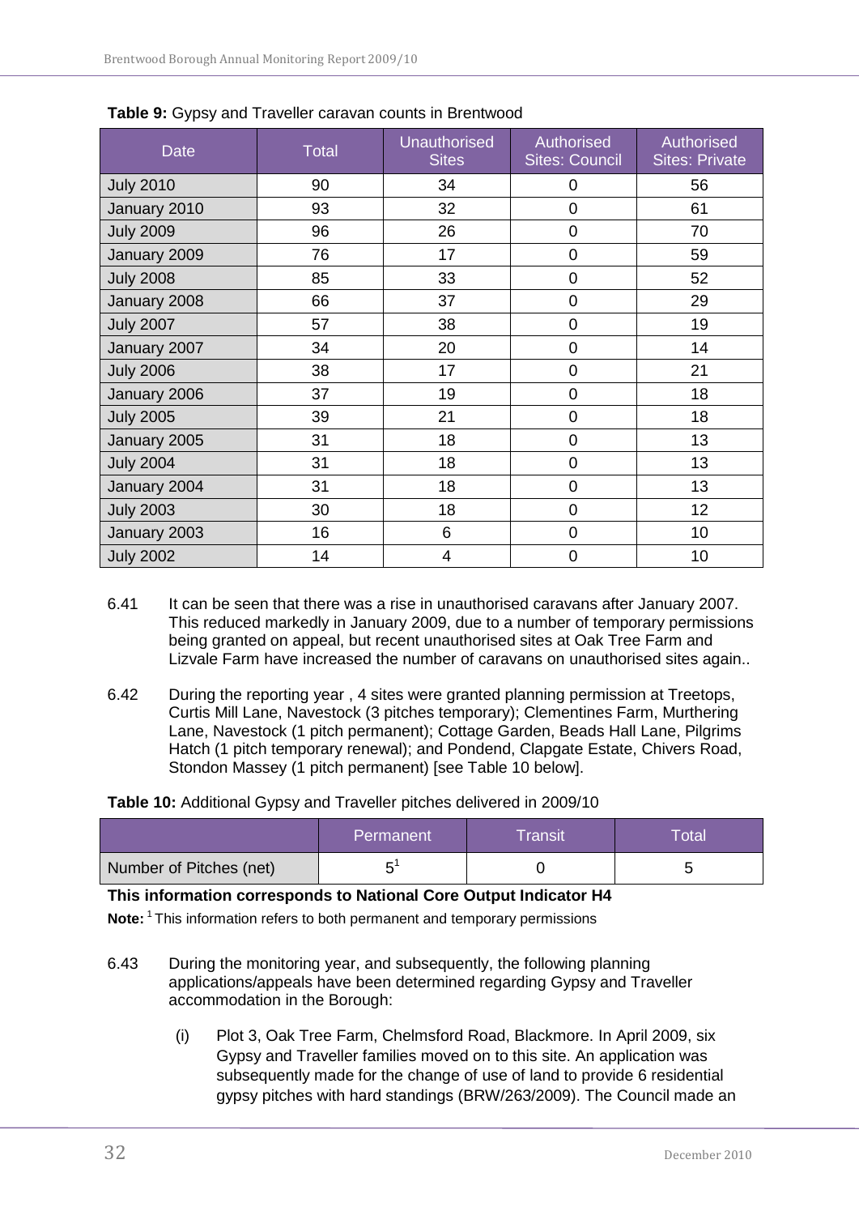**Table 9:** Gypsy and Traveller caravan counts in Brentwood

| Date | Total | Unauthorised Sites | Authorised Sites: Council | Authorised Sites: Private |
|---|---|---|---|---|
| July 2010 | 90 | 34 | 0 | 56 |
| January 2010 | 93 | 32 | 0 | 61 |
| July 2009 | 96 | 26 | 0 | 70 |
| January 2009 | 76 | 17 | 0 | 59 |
| July 2008 | 85 | 33 | 0 | 52 |
| January 2008 | 66 | 37 | 0 | 29 |
| July 2007 | 57 | 38 | 0 | 19 |
| January 2007 | 34 | 20 | 0 | 14 |
| July 2006 | 38 | 17 | 0 | 21 |
| January 2006 | 37 | 19 | 0 | 18 |
| July 2005 | 39 | 21 | 0 | 18 |
| January 2005 | 31 | 18 | 0 | 13 |
| July 2004 | 31 | 18 | 0 | 13 |
| January 2004 | 31 | 18 | 0 | 13 |
| July 2003 | 30 | 18 | 0 | 12 |
| January 2003 | 16 | 6 | 0 | 10 |
| July 2002 | 14 | 4 | 0 | 10 |

6.41 It can be seen that there was a rise in unauthorised caravans after January 2007. This reduced markedly in January 2009, due to a number of temporary permissions being granted on appeal, but recent unauthorised sites at Oak Tree Farm and Lizvale Farm have increased the number of caravans on unauthorised sites again..

6.42 During the reporting year , 4 sites were granted planning permission at Treetops, Curtis Mill Lane, Navestock (3 pitches temporary); Clementines Farm, Murthering Lane, Navestock (1 pitch permanent); Cottage Garden, Beads Hall Lane, Pilgrims Hatch (1 pitch temporary renewal); and Pondend, Clapgate Estate, Chivers Road, Stondon Massey (1 pitch permanent) [see Table 10 below].

**Table 10:** Additional Gypsy and Traveller pitches delivered in 2009/10

| | Permanent | Transit | Total |
|---|---|---|---|
| Number of Pitches (net) | 5[1] | 0 | 5 |

**This information corresponds to National Core Output Indicator H4**

**Note:** [1] This information refers to both permanent and temporary permissions

6.43 During the monitoring year, and subsequently, the following planning applications/appeals have been determined regarding Gypsy and Traveller accommodation in the Borough:

(i) Plot 3, Oak Tree Farm, Chelmsford Road, Blackmore. In April 2009, six Gypsy and Traveller families moved on to this site. An application was subsequently made for the change of use of land to provide 6 residential gypsy pitches with hard standings (BRW/263/2009). The Council made an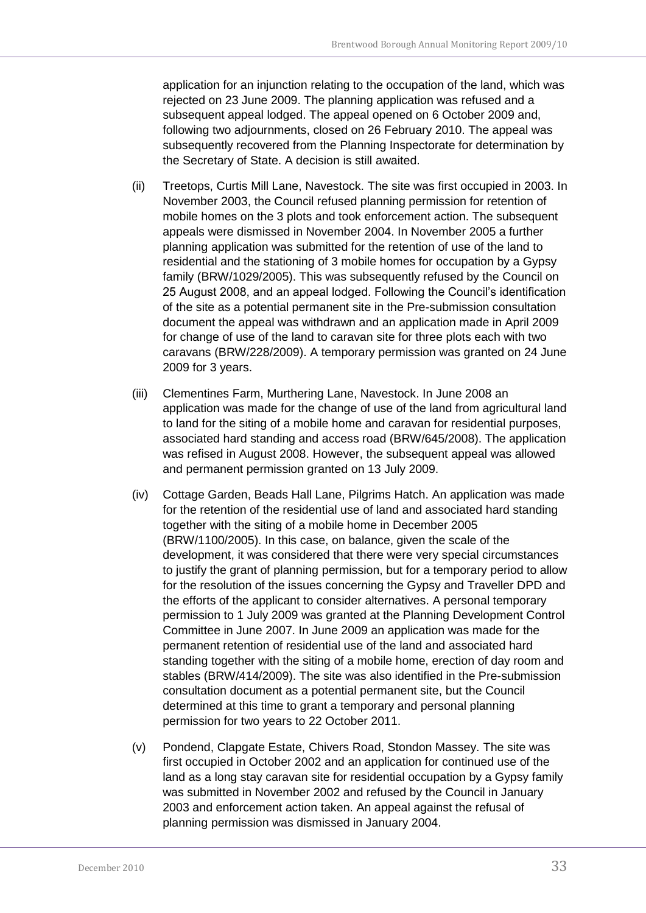application for an injunction relating to the occupation of the land, which was rejected on 23 June 2009. The planning application was refused and a subsequent appeal lodged. The appeal opened on 6 October 2009 and, following two adjournments, closed on 26 February 2010. The appeal was subsequently recovered from the Planning Inspectorate for determination by the Secretary of State. A decision is still awaited.

(ii) Treetops, Curtis Mill Lane, Navestock. The site was first occupied in 2003. In November 2003, the Council refused planning permission for retention of mobile homes on the 3 plots and took enforcement action. The subsequent appeals were dismissed in November 2004. In November 2005 a further planning application was submitted for the retention of use of the land to residential and the stationing of 3 mobile homes for occupation by a Gypsy family (BRW/1029/2005). This was subsequently refused by the Council on 25 August 2008, and an appeal lodged. Following the Council's identification of the site as a potential permanent site in the Pre-submission consultation document the appeal was withdrawn and an application made in April 2009 for change of use of the land to caravan site for three plots each with two caravans (BRW/228/2009). A temporary permission was granted on 24 June 2009 for 3 years.

(iii) Clementines Farm, Murthering Lane, Navestock. In June 2008 an application was made for the change of use of the land from agricultural land to land for the siting of a mobile home and caravan for residential purposes, associated hard standing and access road (BRW/645/2008). The application was refised in August 2008. However, the subsequent appeal was allowed and permanent permission granted on 13 July 2009.

(iv) Cottage Garden, Beads Hall Lane, Pilgrims Hatch. An application was made for the retention of the residential use of land and associated hard standing together with the siting of a mobile home in December 2005 (BRW/1100/2005). In this case, on balance, given the scale of the development, it was considered that there were very special circumstances to justify the grant of planning permission, but for a temporary period to allow for the resolution of the issues concerning the Gypsy and Traveller DPD and the efforts of the applicant to consider alternatives. A personal temporary permission to 1 July 2009 was granted at the Planning Development Control Committee in June 2007. In June 2009 an application was made for the permanent retention of residential use of the land and associated hard standing together with the siting of a mobile home, erection of day room and stables (BRW/414/2009). The site was also identified in the Pre-submission consultation document as a potential permanent site, but the Council determined at this time to grant a temporary and personal planning permission for two years to 22 October 2011.

(v) Pondend, Clapgate Estate, Chivers Road, Stondon Massey. The site was first occupied in October 2002 and an application for continued use of the land as a long stay caravan site for residential occupation by a Gypsy family was submitted in November 2002 and refused by the Council in January 2003 and enforcement action taken. An appeal against the refusal of planning permission was dismissed in January 2004.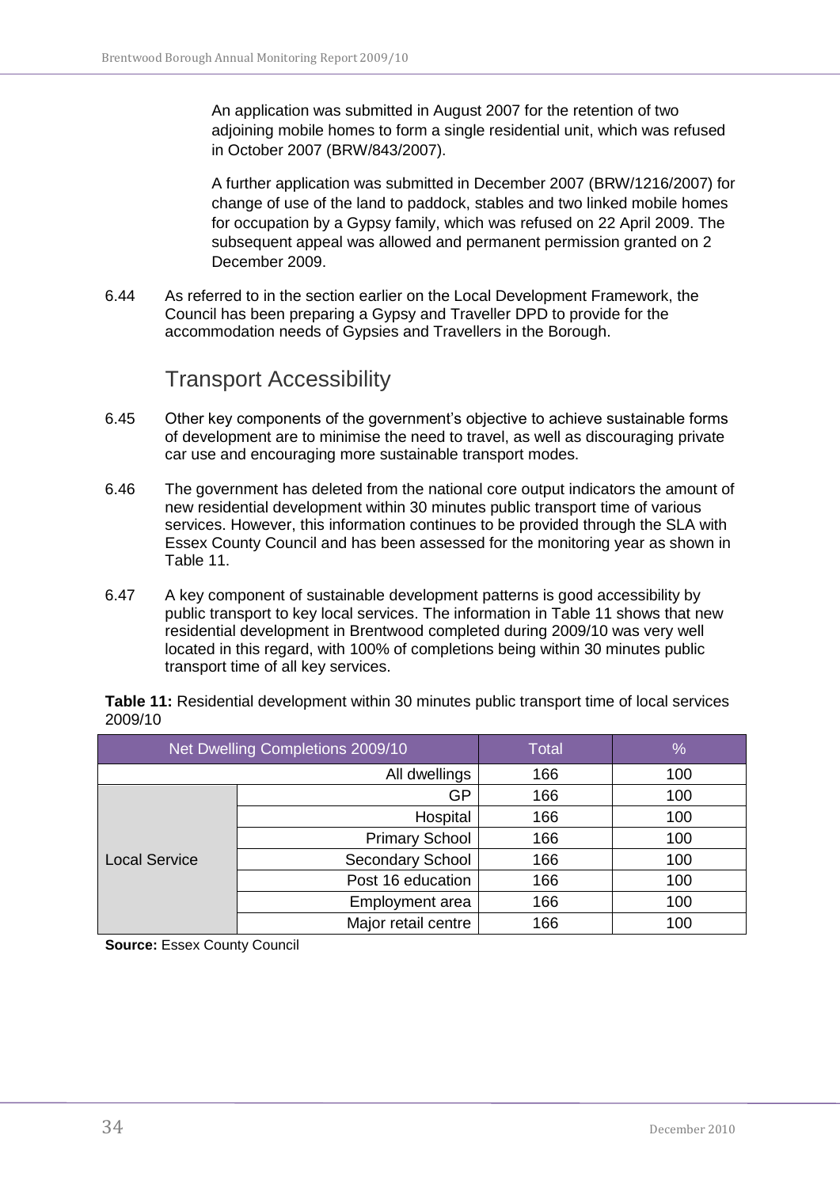An application was submitted in August 2007 for the retention of two adjoining mobile homes to form a single residential unit, which was refused in October 2007 (BRW/843/2007).

A further application was submitted in December 2007 (BRW/1216/2007) for change of use of the land to paddock, stables and two linked mobile homes for occupation by a Gypsy family, which was refused on 22 April 2009. The subsequent appeal was allowed and permanent permission granted on 2 December 2009.

6.44 As referred to in the section earlier on the Local Development Framework, the Council has been preparing a Gypsy and Traveller DPD to provide for the accommodation needs of Gypsies and Travellers in the Borough.

## Transport Accessibility

6.45 Other key components of the government's objective to achieve sustainable forms of development are to minimise the need to travel, as well as discouraging private car use and encouraging more sustainable transport modes.

6.46 The government has deleted from the national core output indicators the amount of new residential development within 30 minutes public transport time of various services. However, this information continues to be provided through the SLA with Essex County Council and has been assessed for the monitoring year as shown in Table 11.

6.47 A key component of sustainable development patterns is good accessibility by public transport to key local services. The information in Table 11 shows that new residential development in Brentwood completed during 2009/10 was very well located in this regard, with 100% of completions being within 30 minutes public transport time of all key services.

**Table 11:** Residential development within 30 minutes public transport time of local services 2009/10

| Net Dwelling Completions 2009/10 | | Total | % |
|---|---|---|---|
| | All dwellings | 166 | 100 |
| Local Service | GP | 166 | 100 |
| | Hospital | 166 | 100 |
| | Primary School | 166 | 100 |
| | Secondary School | 166 | 100 |
| | Post 16 education | 166 | 100 |
| | Employment area | 166 | 100 |
| | Major retail centre | 166 | 100 |

**Source:** Essex County Council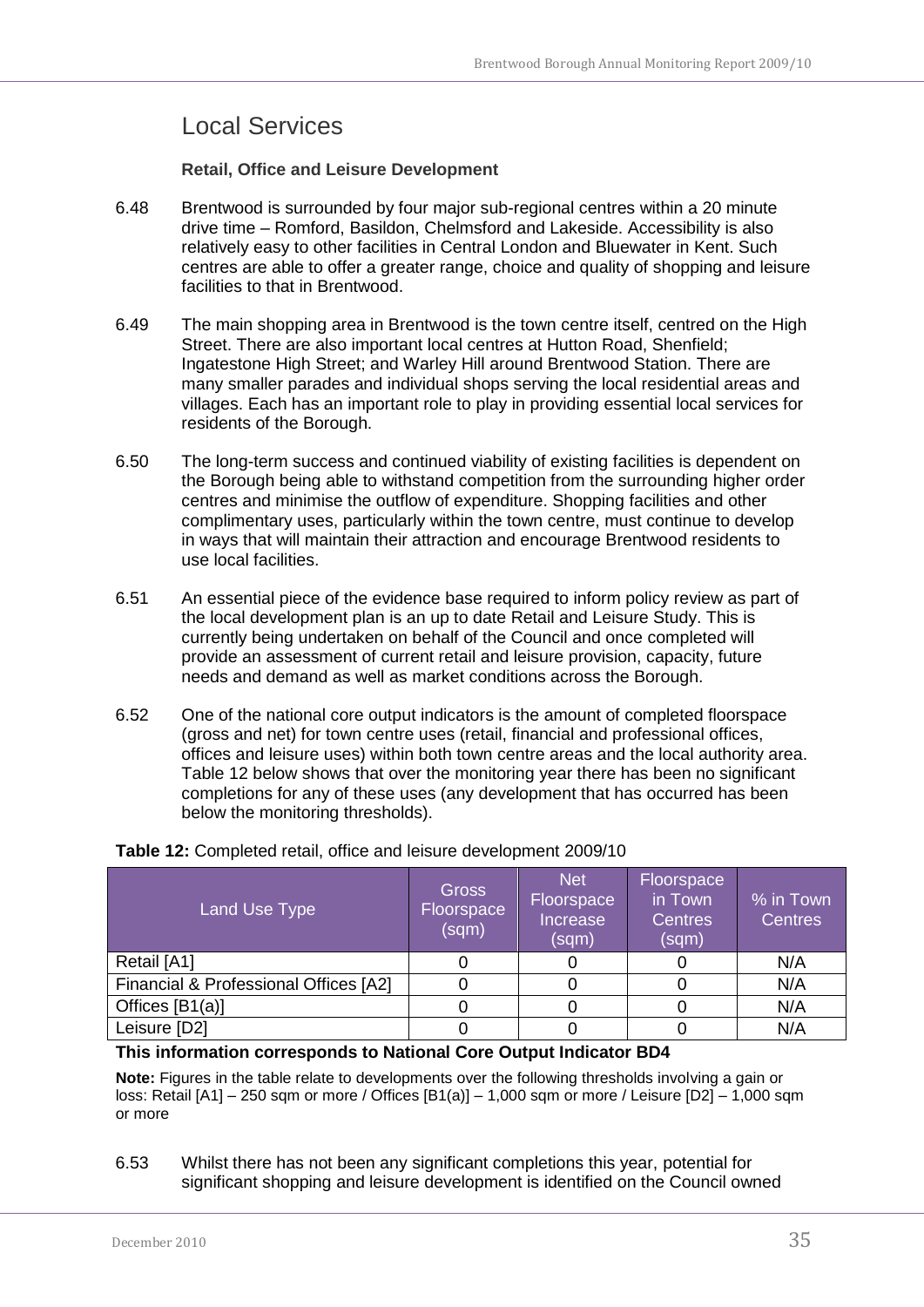# Local Services

### Retail, Office and Leisure Development

6.48 Brentwood is surrounded by four major sub-regional centres within a 20 minute drive time – Romford, Basildon, Chelmsford and Lakeside. Accessibility is also relatively easy to other facilities in Central London and Bluewater in Kent. Such centres are able to offer a greater range, choice and quality of shopping and leisure facilities to that in Brentwood.

6.49 The main shopping area in Brentwood is the town centre itself, centred on the High Street. There are also important local centres at Hutton Road, Shenfield; Ingatestone High Street; and Warley Hill around Brentwood Station. There are many smaller parades and individual shops serving the local residential areas and villages. Each has an important role to play in providing essential local services for residents of the Borough.

6.50 The long-term success and continued viability of existing facilities is dependent on the Borough being able to withstand competition from the surrounding higher order centres and minimise the outflow of expenditure. Shopping facilities and other complimentary uses, particularly within the town centre, must continue to develop in ways that will maintain their attraction and encourage Brentwood residents to use local facilities.

6.51 An essential piece of the evidence base required to inform policy review as part of the local development plan is an up to date Retail and Leisure Study. This is currently being undertaken on behalf of the Council and once completed will provide an assessment of current retail and leisure provision, capacity, future needs and demand as well as market conditions across the Borough.

6.52 One of the national core output indicators is the amount of completed floorspace (gross and net) for town centre uses (retail, financial and professional offices, offices and leisure uses) within both town centre areas and the local authority area. Table 12 below shows that over the monitoring year there has been no significant completions for any of these uses (any development that has occurred has been below the monitoring thresholds).

**Table 12:** Completed retail, office and leisure development 2009/10

| Land Use Type | Gross Floorspace (sqm) | Net Floorspace Increase (sqm) | Floorspace in Town Centres (sqm) | % in Town Centres |
|---|---|---|---|---|
| Retail [A1] | 0 | 0 | 0 | N/A |
| Financial & Professional Offices [A2] | 0 | 0 | 0 | N/A |
| Offices [B1(a)] | 0 | 0 | 0 | N/A |
| Leisure [D2] | 0 | 0 | 0 | N/A |

**This information corresponds to National Core Output Indicator BD4**

**Note:** Figures in the table relate to developments over the following thresholds involving a gain or loss: Retail [A1] – 250 sqm or more / Offices [B1(a)] – 1,000 sqm or more / Leisure [D2] – 1,000 sqm or more

6.53 Whilst there has not been any significant completions this year, potential for significant shopping and leisure development is identified on the Council owned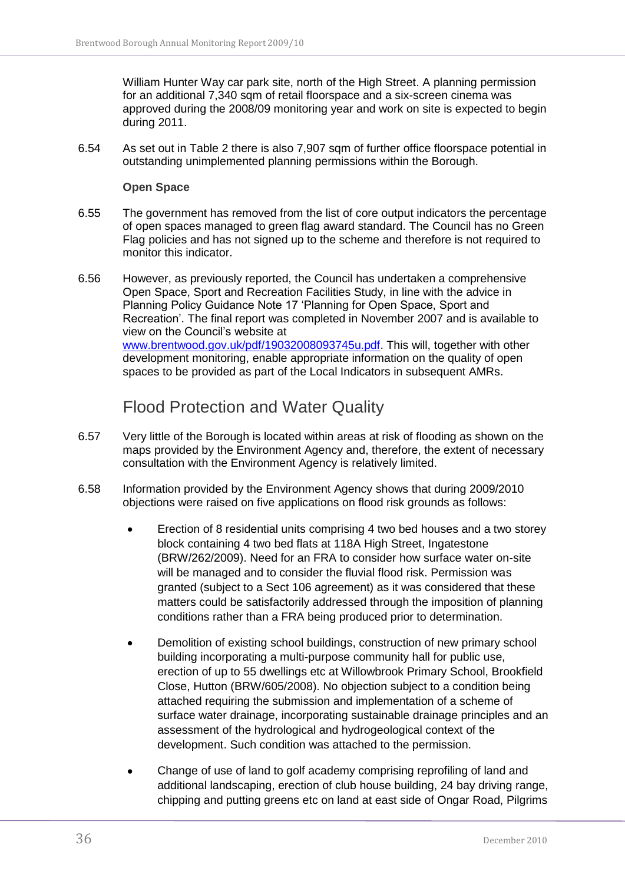William Hunter Way car park site, north of the High Street. A planning permission for an additional 7,340 sqm of retail floorspace and a six-screen cinema was approved during the 2008/09 monitoring year and work on site is expected to begin during 2011.

6.54 As set out in Table 2 there is also 7,907 sqm of further office floorspace potential in outstanding unimplemented planning permissions within the Borough.

**Open Space**

6.55 The government has removed from the list of core output indicators the percentage of open spaces managed to green flag award standard. The Council has no Green Flag policies and has not signed up to the scheme and therefore is not required to monitor this indicator.

6.56 However, as previously reported, the Council has undertaken a comprehensive Open Space, Sport and Recreation Facilities Study, in line with the advice in Planning Policy Guidance Note 17 'Planning for Open Space, Sport and Recreation'. The final report was completed in November 2007 and is available to view on the Council's website at www.brentwood.gov.uk/pdf/19032008093745u.pdf. This will, together with other development monitoring, enable appropriate information on the quality of open spaces to be provided as part of the Local Indicators in subsequent AMRs.

## Flood Protection and Water Quality

6.57 Very little of the Borough is located within areas at risk of flooding as shown on the maps provided by the Environment Agency and, therefore, the extent of necessary consultation with the Environment Agency is relatively limited.

6.58 Information provided by the Environment Agency shows that during 2009/2010 objections were raised on five applications on flood risk grounds as follows:

- Erection of 8 residential units comprising 4 two bed houses and a two storey block containing 4 two bed flats at 118A High Street, Ingatestone (BRW/262/2009). Need for an FRA to consider how surface water on-site will be managed and to consider the fluvial flood risk. Permission was granted (subject to a Sect 106 agreement) as it was considered that these matters could be satisfactorily addressed through the imposition of planning conditions rather than a FRA being produced prior to determination.

- Demolition of existing school buildings, construction of new primary school building incorporating a multi-purpose community hall for public use, erection of up to 55 dwellings etc at Willowbrook Primary School, Brookfield Close, Hutton (BRW/605/2008). No objection subject to a condition being attached requiring the submission and implementation of a scheme of surface water drainage, incorporating sustainable drainage principles and an assessment of the hydrological and hydrogeological context of the development. Such condition was attached to the permission.

- Change of use of land to golf academy comprising reprofiling of land and additional landscaping, erection of club house building, 24 bay driving range, chipping and putting greens etc on land at east side of Ongar Road, Pilgrims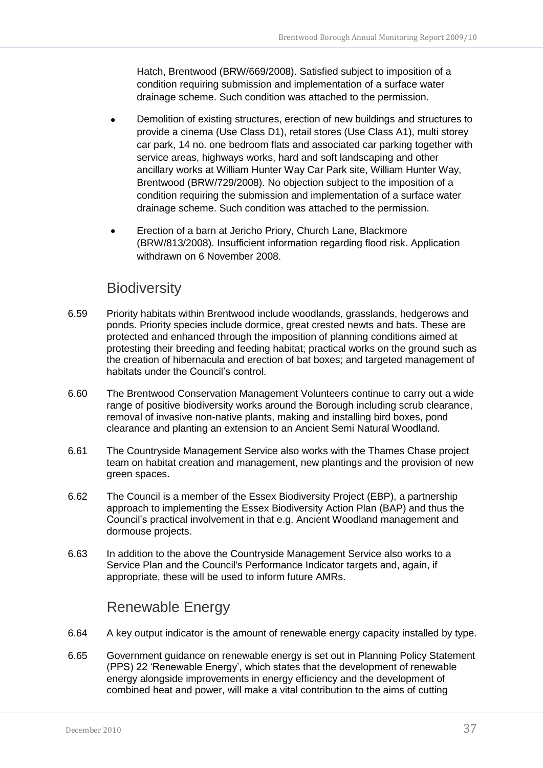Hatch, Brentwood (BRW/669/2008). Satisfied subject to imposition of a condition requiring submission and implementation of a surface water drainage scheme. Such condition was attached to the permission.

- Demolition of existing structures, erection of new buildings and structures to provide a cinema (Use Class D1), retail stores (Use Class A1), multi storey car park, 14 no. one bedroom flats and associated car parking together with service areas, highways works, hard and soft landscaping and other ancillary works at William Hunter Way Car Park site, William Hunter Way, Brentwood (BRW/729/2008). No objection subject to the imposition of a condition requiring the submission and implementation of a surface water drainage scheme. Such condition was attached to the permission.
- Erection of a barn at Jericho Priory, Church Lane, Blackmore (BRW/813/2008). Insufficient information regarding flood risk. Application withdrawn on 6 November 2008.

## Biodiversity

6.59 Priority habitats within Brentwood include woodlands, grasslands, hedgerows and ponds. Priority species include dormice, great crested newts and bats. These are protected and enhanced through the imposition of planning conditions aimed at protesting their breeding and feeding habitat; practical works on the ground such as the creation of hibernacula and erection of bat boxes; and targeted management of habitats under the Council's control.

6.60 The Brentwood Conservation Management Volunteers continue to carry out a wide range of positive biodiversity works around the Borough including scrub clearance, removal of invasive non-native plants, making and installing bird boxes, pond clearance and planting an extension to an Ancient Semi Natural Woodland.

6.61 The Countryside Management Service also works with the Thames Chase project team on habitat creation and management, new plantings and the provision of new green spaces.

6.62 The Council is a member of the Essex Biodiversity Project (EBP), a partnership approach to implementing the Essex Biodiversity Action Plan (BAP) and thus the Council's practical involvement in that e.g. Ancient Woodland management and dormouse projects.

6.63 In addition to the above the Countryside Management Service also works to a Service Plan and the Council's Performance Indicator targets and, again, if appropriate, these will be used to inform future AMRs.

## Renewable Energy

6.64 A key output indicator is the amount of renewable energy capacity installed by type.

6.65 Government guidance on renewable energy is set out in Planning Policy Statement (PPS) 22 'Renewable Energy', which states that the development of renewable energy alongside improvements in energy efficiency and the development of combined heat and power, will make a vital contribution to the aims of cutting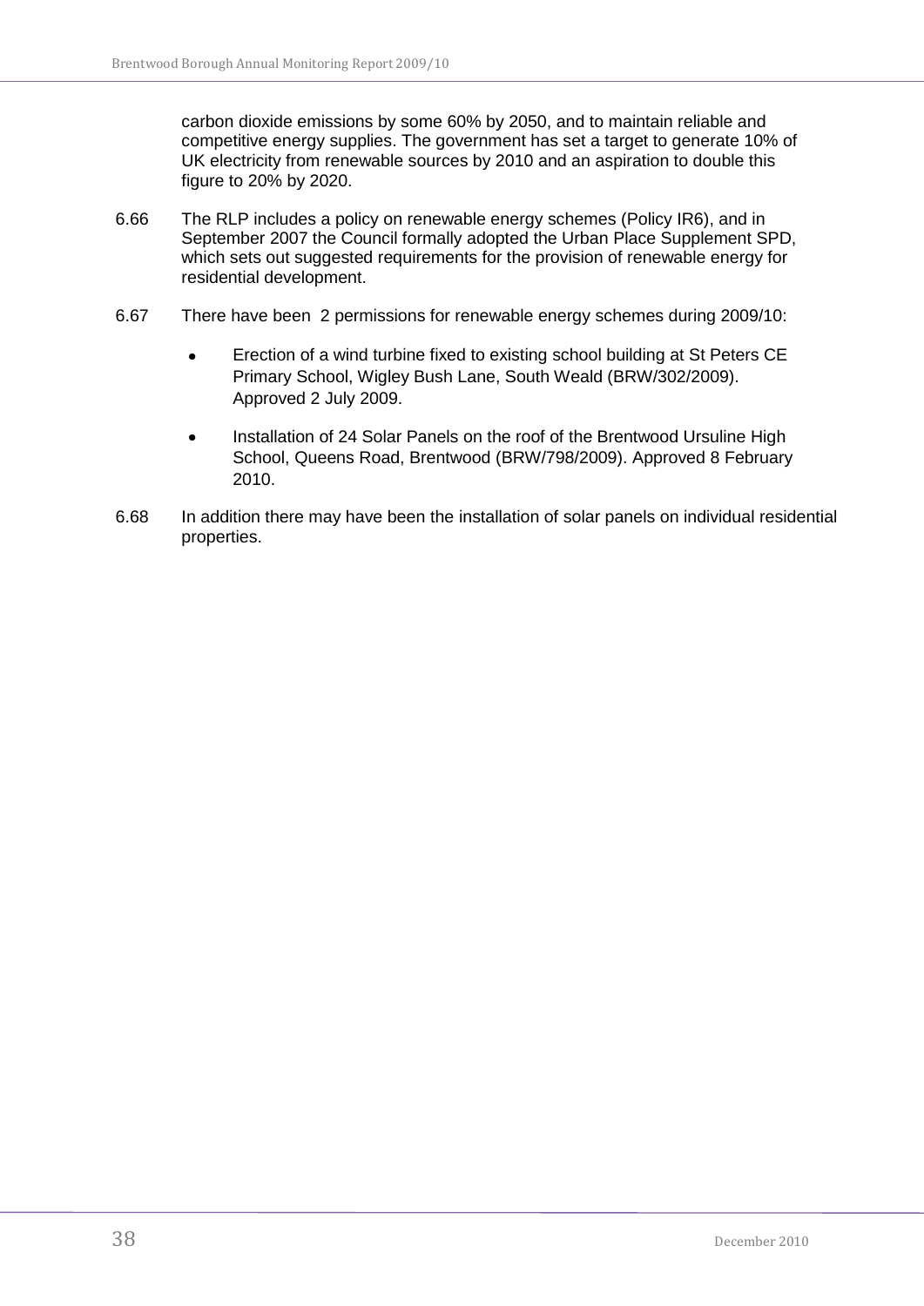carbon dioxide emissions by some 60% by 2050, and to maintain reliable and competitive energy supplies. The government has set a target to generate 10% of UK electricity from renewable sources by 2010 and an aspiration to double this figure to 20% by 2020.

6.66 The RLP includes a policy on renewable energy schemes (Policy IR6), and in September 2007 the Council formally adopted the Urban Place Supplement SPD, which sets out suggested requirements for the provision of renewable energy for residential development.

6.67 There have been 2 permissions for renewable energy schemes during 2009/10:

- Erection of a wind turbine fixed to existing school building at St Peters CE Primary School, Wigley Bush Lane, South Weald (BRW/302/2009). Approved 2 July 2009.
- Installation of 24 Solar Panels on the roof of the Brentwood Ursuline High School, Queens Road, Brentwood (BRW/798/2009). Approved 8 February 2010.

6.68 In addition there may have been the installation of solar panels on individual residential properties.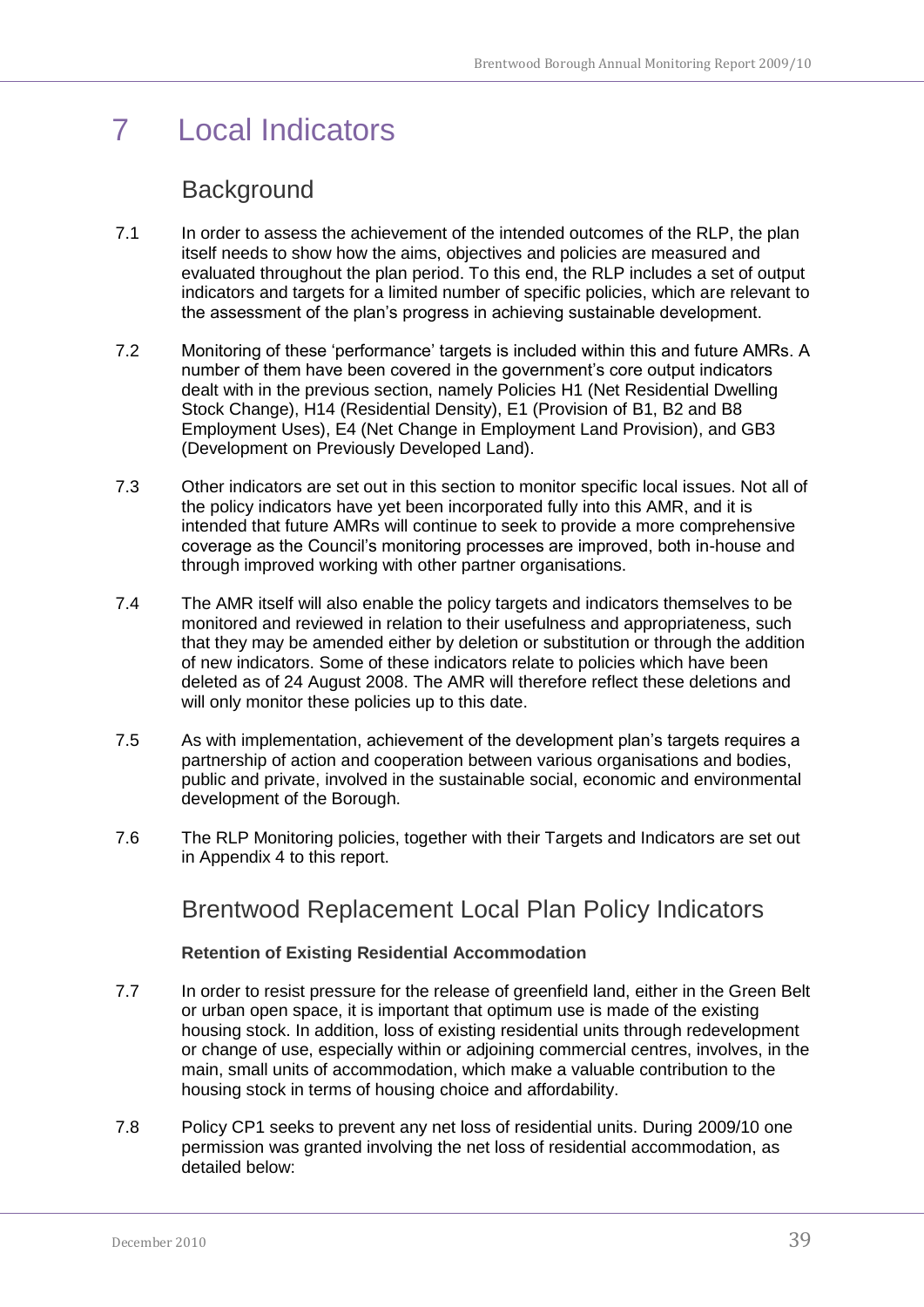# 7 Local Indicators

## Background

7.1 In order to assess the achievement of the intended outcomes of the RLP, the plan itself needs to show how the aims, objectives and policies are measured and evaluated throughout the plan period. To this end, the RLP includes a set of output indicators and targets for a limited number of specific policies, which are relevant to the assessment of the plan's progress in achieving sustainable development.

7.2 Monitoring of these 'performance' targets is included within this and future AMRs. A number of them have been covered in the government's core output indicators dealt with in the previous section, namely Policies H1 (Net Residential Dwelling Stock Change), H14 (Residential Density), E1 (Provision of B1, B2 and B8 Employment Uses), E4 (Net Change in Employment Land Provision), and GB3 (Development on Previously Developed Land).

7.3 Other indicators are set out in this section to monitor specific local issues. Not all of the policy indicators have yet been incorporated fully into this AMR, and it is intended that future AMRs will continue to seek to provide a more comprehensive coverage as the Council's monitoring processes are improved, both in-house and through improved working with other partner organisations.

7.4 The AMR itself will also enable the policy targets and indicators themselves to be monitored and reviewed in relation to their usefulness and appropriateness, such that they may be amended either by deletion or substitution or through the addition of new indicators. Some of these indicators relate to policies which have been deleted as of 24 August 2008. The AMR will therefore reflect these deletions and will only monitor these policies up to this date.

7.5 As with implementation, achievement of the development plan's targets requires a partnership of action and cooperation between various organisations and bodies, public and private, involved in the sustainable social, economic and environmental development of the Borough.

7.6 The RLP Monitoring policies, together with their Targets and Indicators are set out in Appendix 4 to this report.

## Brentwood Replacement Local Plan Policy Indicators

**Retention of Existing Residential Accommodation**

7.7 In order to resist pressure for the release of greenfield land, either in the Green Belt or urban open space, it is important that optimum use is made of the existing housing stock. In addition, loss of existing residential units through redevelopment or change of use, especially within or adjoining commercial centres, involves, in the main, small units of accommodation, which make a valuable contribution to the housing stock in terms of housing choice and affordability.

7.8 Policy CP1 seeks to prevent any net loss of residential units. During 2009/10 one permission was granted involving the net loss of residential accommodation, as detailed below: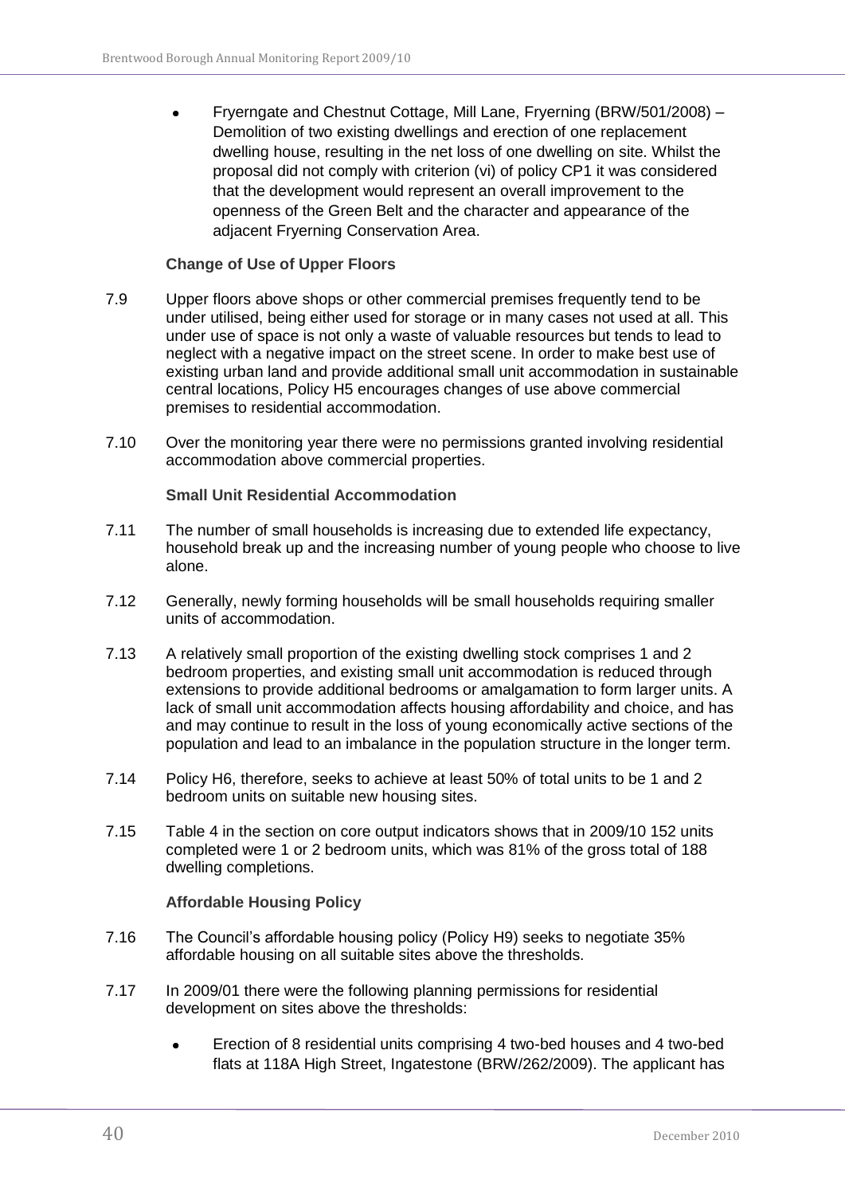- Fryerngate and Chestnut Cottage, Mill Lane, Fryerning (BRW/501/2008) – Demolition of two existing dwellings and erection of one replacement dwelling house, resulting in the net loss of one dwelling on site. Whilst the proposal did not comply with criterion (vi) of policy CP1 it was considered that the development would represent an overall improvement to the openness of the Green Belt and the character and appearance of the adjacent Fryerning Conservation Area.

**Change of Use of Upper Floors**

7.9 Upper floors above shops or other commercial premises frequently tend to be under utilised, being either used for storage or in many cases not used at all. This under use of space is not only a waste of valuable resources but tends to lead to neglect with a negative impact on the street scene. In order to make best use of existing urban land and provide additional small unit accommodation in sustainable central locations, Policy H5 encourages changes of use above commercial premises to residential accommodation.

7.10 Over the monitoring year there were no permissions granted involving residential accommodation above commercial properties.

**Small Unit Residential Accommodation**

7.11 The number of small households is increasing due to extended life expectancy, household break up and the increasing number of young people who choose to live alone.

7.12 Generally, newly forming households will be small households requiring smaller units of accommodation.

7.13 A relatively small proportion of the existing dwelling stock comprises 1 and 2 bedroom properties, and existing small unit accommodation is reduced through extensions to provide additional bedrooms or amalgamation to form larger units. A lack of small unit accommodation affects housing affordability and choice, and has and may continue to result in the loss of young economically active sections of the population and lead to an imbalance in the population structure in the longer term.

7.14 Policy H6, therefore, seeks to achieve at least 50% of total units to be 1 and 2 bedroom units on suitable new housing sites.

7.15 Table 4 in the section on core output indicators shows that in 2009/10 152 units completed were 1 or 2 bedroom units, which was 81% of the gross total of 188 dwelling completions.

**Affordable Housing Policy**

7.16 The Council's affordable housing policy (Policy H9) seeks to negotiate 35% affordable housing on all suitable sites above the thresholds.

7.17 In 2009/01 there were the following planning permissions for residential development on sites above the thresholds:

- Erection of 8 residential units comprising 4 two-bed houses and 4 two-bed flats at 118A High Street, Ingatestone (BRW/262/2009). The applicant has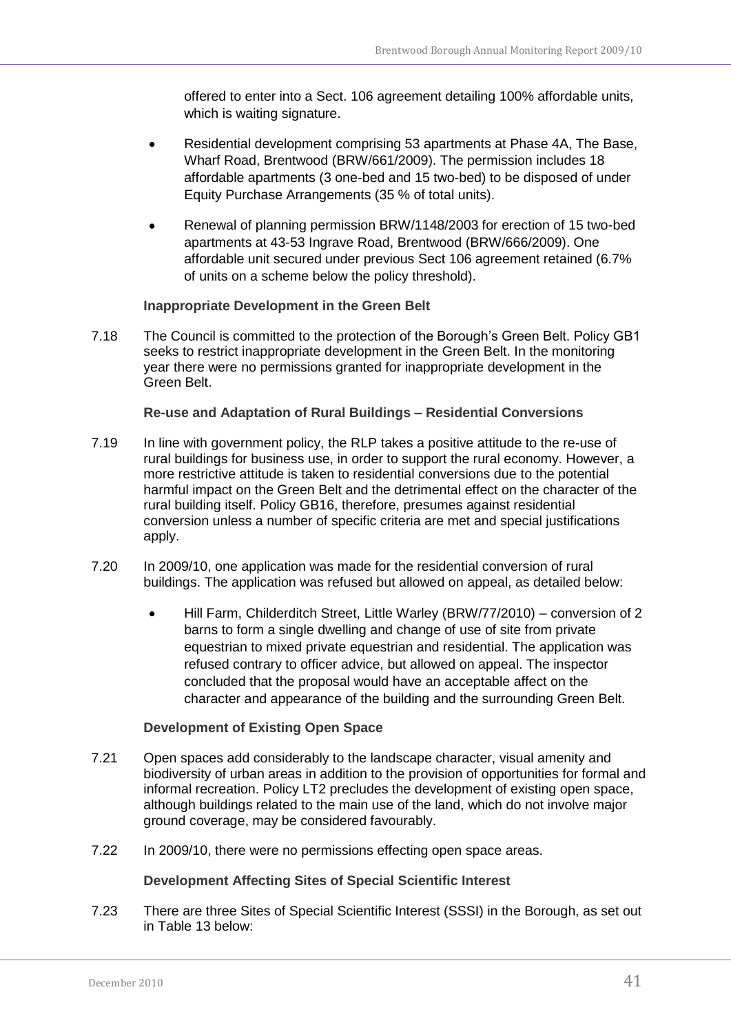offered to enter into a Sect. 106 agreement detailing 100% affordable units, which is waiting signature.

- Residential development comprising 53 apartments at Phase 4A, The Base, Wharf Road, Brentwood (BRW/661/2009). The permission includes 18 affordable apartments (3 one-bed and 15 two-bed) to be disposed of under Equity Purchase Arrangements (35 % of total units).
- Renewal of planning permission BRW/1148/2003 for erection of 15 two-bed apartments at 43-53 Ingrave Road, Brentwood (BRW/666/2009). One affordable unit secured under previous Sect 106 agreement retained (6.7% of units on a scheme below the policy threshold).

**Inappropriate Development in the Green Belt**

7.18 The Council is committed to the protection of the Borough's Green Belt. Policy GB1 seeks to restrict inappropriate development in the Green Belt. In the monitoring year there were no permissions granted for inappropriate development in the Green Belt.

**Re-use and Adaptation of Rural Buildings – Residential Conversions**

7.19 In line with government policy, the RLP takes a positive attitude to the re-use of rural buildings for business use, in order to support the rural economy. However, a more restrictive attitude is taken to residential conversions due to the potential harmful impact on the Green Belt and the detrimental effect on the character of the rural building itself. Policy GB16, therefore, presumes against residential conversion unless a number of specific criteria are met and special justifications apply.

7.20 In 2009/10, one application was made for the residential conversion of rural buildings. The application was refused but allowed on appeal, as detailed below:

- Hill Farm, Childerditch Street, Little Warley (BRW/77/2010) – conversion of 2 barns to form a single dwelling and change of use of site from private equestrian to mixed private equestrian and residential. The application was refused contrary to officer advice, but allowed on appeal. The inspector concluded that the proposal would have an acceptable affect on the character and appearance of the building and the surrounding Green Belt.

**Development of Existing Open Space**

7.21 Open spaces add considerably to the landscape character, visual amenity and biodiversity of urban areas in addition to the provision of opportunities for formal and informal recreation. Policy LT2 precludes the development of existing open space, although buildings related to the main use of the land, which do not involve major ground coverage, may be considered favourably.

7.22 In 2009/10, there were no permissions effecting open space areas.

**Development Affecting Sites of Special Scientific Interest**

7.23 There are three Sites of Special Scientific Interest (SSSI) in the Borough, as set out in Table 13 below: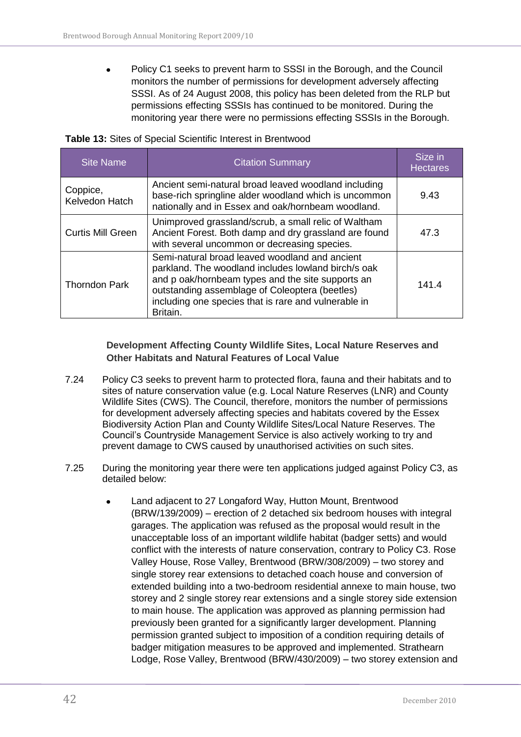- Policy C1 seeks to prevent harm to SSSI in the Borough, and the Council monitors the number of permissions for development adversely affecting SSSI. As of 24 August 2008, this policy has been deleted from the RLP but permissions effecting SSSIs has continued to be monitored. During the monitoring year there were no permissions effecting SSSIs in the Borough.

**Table 13:** Sites of Special Scientific Interest in Brentwood

| Site Name | Citation Summary | Size in Hectares |
| --- | --- | --- |
| Coppice, Kelvedon Hatch | Ancient semi-natural broad leaved woodland including base-rich springline alder woodland which is uncommon nationally and in Essex and oak/hornbeam woodland. | 9.43 |
| Curtis Mill Green | Unimproved grassland/scrub, a small relic of Waltham Ancient Forest. Both damp and dry grassland are found with several uncommon or decreasing species. | 47.3 |
| Thorndon Park | Semi-natural broad leaved woodland and ancient parkland. The woodland includes lowland birch/s oak and p oak/hornbeam types and the site supports an outstanding assemblage of Coleoptera (beetles) including one species that is rare and vulnerable in Britain. | 141.4 |

**Development Affecting County Wildlife Sites, Local Nature Reserves and Other Habitats and Natural Features of Local Value**

7.24 Policy C3 seeks to prevent harm to protected flora, fauna and their habitats and to sites of nature conservation value (e.g. Local Nature Reserves (LNR) and County Wildlife Sites (CWS). The Council, therefore, monitors the number of permissions for development adversely affecting species and habitats covered by the Essex Biodiversity Action Plan and County Wildlife Sites/Local Nature Reserves. The Council's Countryside Management Service is also actively working to try and prevent damage to CWS caused by unauthorised activities on such sites.

7.25 During the monitoring year there were ten applications judged against Policy C3, as detailed below:

- Land adjacent to 27 Longaford Way, Hutton Mount, Brentwood (BRW/139/2009) – erection of 2 detached six bedroom houses with integral garages. The application was refused as the proposal would result in the unacceptable loss of an important wildlife habitat (badger setts) and would conflict with the interests of nature conservation, contrary to Policy C3. Rose Valley House, Rose Valley, Brentwood (BRW/308/2009) – two storey and single storey rear extensions to detached coach house and conversion of extended building into a two-bedroom residential annexe to main house, two storey and 2 single storey rear extensions and a single storey side extension to main house. The application was approved as planning permission had previously been granted for a significantly larger development. Planning permission granted subject to imposition of a condition requiring details of badger mitigation measures to be approved and implemented. Strathearn Lodge, Rose Valley, Brentwood (BRW/430/2009) – two storey extension and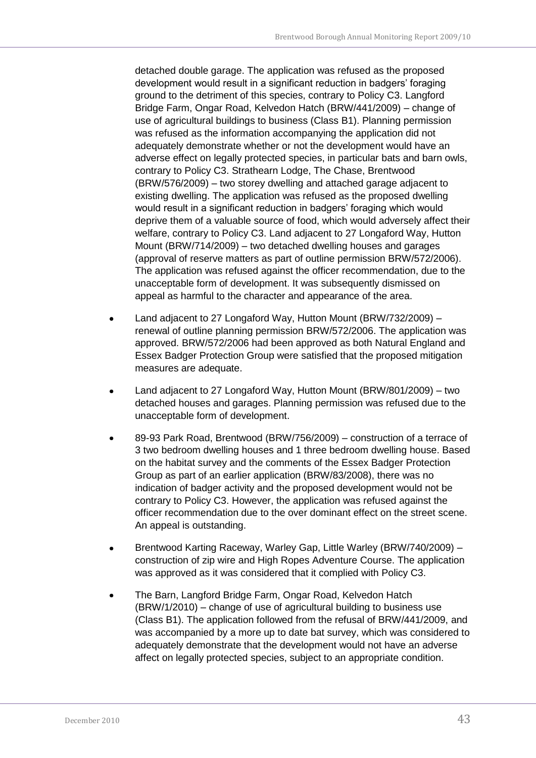detached double garage. The application was refused as the proposed development would result in a significant reduction in badgers' foraging ground to the detriment of this species, contrary to Policy C3. Langford Bridge Farm, Ongar Road, Kelvedon Hatch (BRW/441/2009) – change of use of agricultural buildings to business (Class B1). Planning permission was refused as the information accompanying the application did not adequately demonstrate whether or not the development would have an adverse effect on legally protected species, in particular bats and barn owls, contrary to Policy C3. Strathearn Lodge, The Chase, Brentwood (BRW/576/2009) – two storey dwelling and attached garage adjacent to existing dwelling. The application was refused as the proposed dwelling would result in a significant reduction in badgers' foraging which would deprive them of a valuable source of food, which would adversely affect their welfare, contrary to Policy C3. Land adjacent to 27 Longaford Way, Hutton Mount (BRW/714/2009) – two detached dwelling houses and garages (approval of reserve matters as part of outline permission BRW/572/2006). The application was refused against the officer recommendation, due to the unacceptable form of development. It was subsequently dismissed on appeal as harmful to the character and appearance of the area.

- Land adjacent to 27 Longaford Way, Hutton Mount (BRW/732/2009) – renewal of outline planning permission BRW/572/2006. The application was approved. BRW/572/2006 had been approved as both Natural England and Essex Badger Protection Group were satisfied that the proposed mitigation measures are adequate.

- Land adjacent to 27 Longaford Way, Hutton Mount (BRW/801/2009) – two detached houses and garages. Planning permission was refused due to the unacceptable form of development.

- 89-93 Park Road, Brentwood (BRW/756/2009) – construction of a terrace of 3 two bedroom dwelling houses and 1 three bedroom dwelling house. Based on the habitat survey and the comments of the Essex Badger Protection Group as part of an earlier application (BRW/83/2008), there was no indication of badger activity and the proposed development would not be contrary to Policy C3. However, the application was refused against the officer recommendation due to the over dominant effect on the street scene. An appeal is outstanding.

- Brentwood Karting Raceway, Warley Gap, Little Warley (BRW/740/2009) – construction of zip wire and High Ropes Adventure Course. The application was approved as it was considered that it complied with Policy C3.

- The Barn, Langford Bridge Farm, Ongar Road, Kelvedon Hatch (BRW/1/2010) – change of use of agricultural building to business use (Class B1). The application followed from the refusal of BRW/441/2009, and was accompanied by a more up to date bat survey, which was considered to adequately demonstrate that the development would not have an adverse affect on legally protected species, subject to an appropriate condition.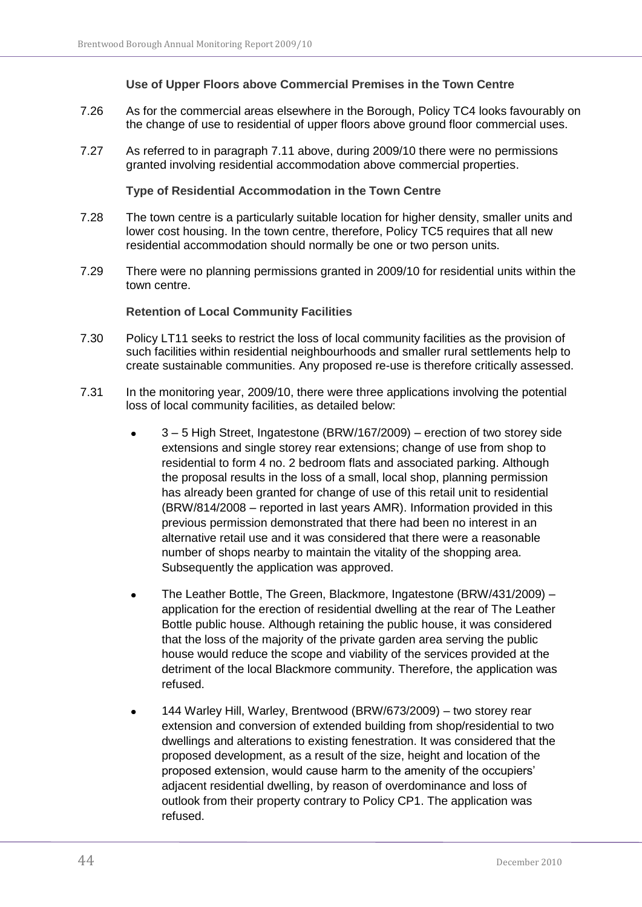### Use of Upper Floors above Commercial Premises in the Town Centre

7.26 As for the commercial areas elsewhere in the Borough, Policy TC4 looks favourably on the change of use to residential of upper floors above ground floor commercial uses.

7.27 As referred to in paragraph 7.11 above, during 2009/10 there were no permissions granted involving residential accommodation above commercial properties.

### Type of Residential Accommodation in the Town Centre

7.28 The town centre is a particularly suitable location for higher density, smaller units and lower cost housing. In the town centre, therefore, Policy TC5 requires that all new residential accommodation should normally be one or two person units.

7.29 There were no planning permissions granted in 2009/10 for residential units within the town centre.

### Retention of Local Community Facilities

7.30 Policy LT11 seeks to restrict the loss of local community facilities as the provision of such facilities within residential neighbourhoods and smaller rural settlements help to create sustainable communities. Any proposed re-use is therefore critically assessed.

7.31 In the monitoring year, 2009/10, there were three applications involving the potential loss of local community facilities, as detailed below:

- 3 – 5 High Street, Ingatestone (BRW/167/2009) – erection of two storey side extensions and single storey rear extensions; change of use from shop to residential to form 4 no. 2 bedroom flats and associated parking. Although the proposal results in the loss of a small, local shop, planning permission has already been granted for change of use of this retail unit to residential (BRW/814/2008 – reported in last years AMR). Information provided in this previous permission demonstrated that there had been no interest in an alternative retail use and it was considered that there were a reasonable number of shops nearby to maintain the vitality of the shopping area. Subsequently the application was approved.

- The Leather Bottle, The Green, Blackmore, Ingatestone (BRW/431/2009) – application for the erection of residential dwelling at the rear of The Leather Bottle public house. Although retaining the public house, it was considered that the loss of the majority of the private garden area serving the public house would reduce the scope and viability of the services provided at the detriment of the local Blackmore community. Therefore, the application was refused.

- 144 Warley Hill, Warley, Brentwood (BRW/673/2009) – two storey rear extension and conversion of extended building from shop/residential to two dwellings and alterations to existing fenestration. It was considered that the proposed development, as a result of the size, height and location of the proposed extension, would cause harm to the amenity of the occupiers' adjacent residential dwelling, by reason of overdominance and loss of outlook from their property contrary to Policy CP1. The application was refused.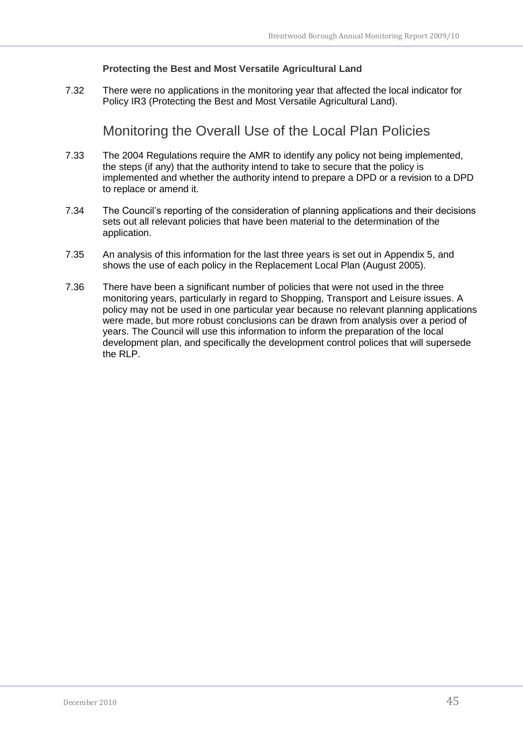### Protecting the Best and Most Versatile Agricultural Land

7.32 There were no applications in the monitoring year that affected the local indicator for Policy IR3 (Protecting the Best and Most Versatile Agricultural Land).

## Monitoring the Overall Use of the Local Plan Policies

7.33 The 2004 Regulations require the AMR to identify any policy not being implemented, the steps (if any) that the authority intend to take to secure that the policy is implemented and whether the authority intend to prepare a DPD or a revision to a DPD to replace or amend it.

7.34 The Council's reporting of the consideration of planning applications and their decisions sets out all relevant policies that have been material to the determination of the application.

7.35 An analysis of this information for the last three years is set out in Appendix 5, and shows the use of each policy in the Replacement Local Plan (August 2005).

7.36 There have been a significant number of policies that were not used in the three monitoring years, particularly in regard to Shopping, Transport and Leisure issues. A policy may not be used in one particular year because no relevant planning applications were made, but more robust conclusions can be drawn from analysis over a period of years. The Council will use this information to inform the preparation of the local development plan, and specifically the development control polices that will supersede the RLP.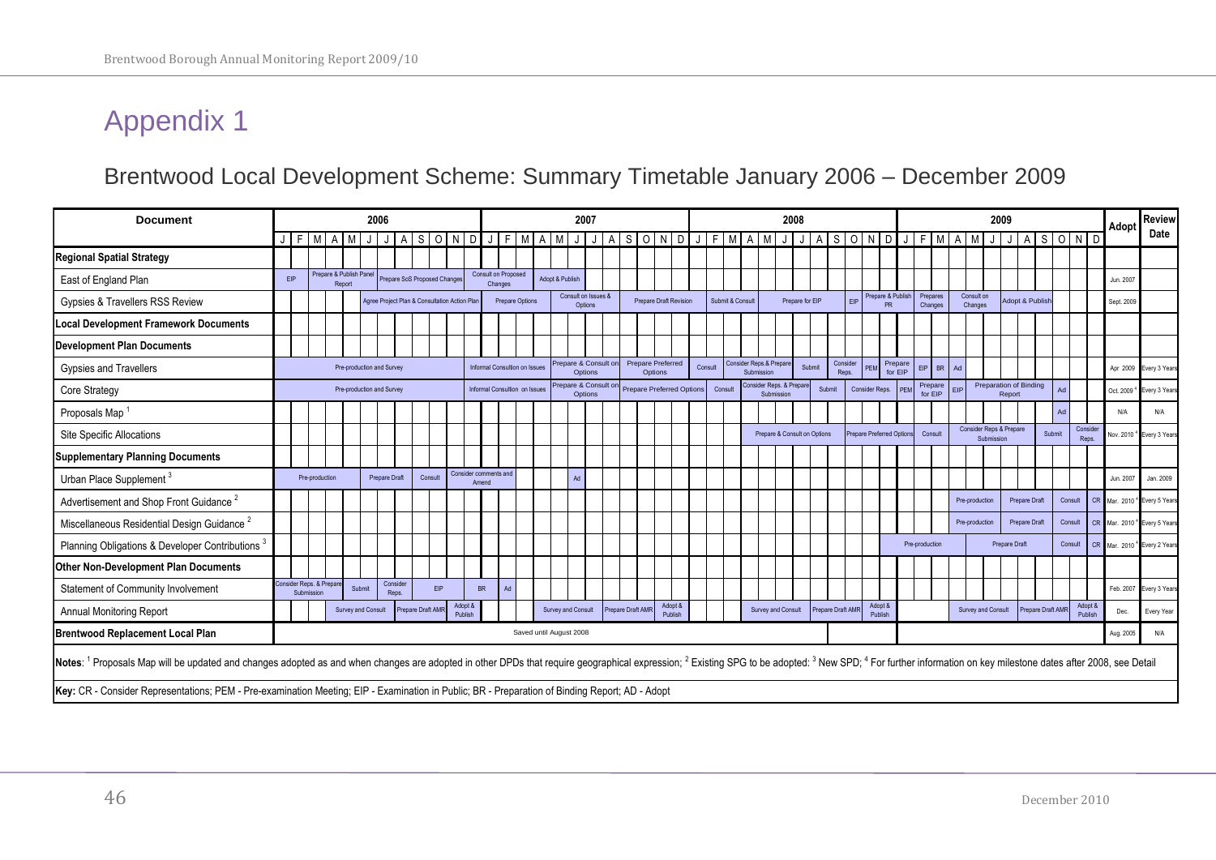# Appendix 1

## Brentwood Local Development Scheme: Summary Timetable January 2006 – December 2009

| Document | 2006 (J–D) | 2007 (J–D) | 2008 (J–D) | 2009 (J–D) | Adopt | Review Date |
|---|---|---|---|---|---|---|
| **Regional Spatial Strategy** | | | | | | |
| East of England Plan | EIP; Prepare & Publish Panel Report; Prepare SoS Proposed Changes | Consult on Proposed Changes; Adopt & Publish | | | Jun. 2007 | |
| Gypsies & Travellers RSS Review | Agree Project Plan & Consultation Action Plan | Prepare Options; Consult on Issues & Options; Prepare Draft Revision | Submit & Consult; Prepare for EIP; EIP; Prepare & Publish PR | Prepares Changes; Consult on Changes; Adopt & Publish | Sept. 2009 | |
| **Local Development Framework Documents** | | | | | | |
| **Development Plan Documents** | | | | | | |
| Gypsies and Travellers | Pre-production and Survey | Informal Consultion on Issues; Prepare & Consult on Options; Prepare Preferred Options | Consult; Consider Reps.& Prepare Submission; Submit; Consider Reps.; PEM; Prepare for EIP | EIP; BR; Ad | Apr 2009 | Every 3 Years |
| Core Strategy | Pre-production and Survey | Informal Consultion on Issues; Prepare & Consult on Options; Prepare Preferred Options | Consult; Consider Reps. & Prepare Submission; Submit; Consider Reps.; PEM | Prepare for EIP; EIP; Preparation of Binding Report; Ad | Oct. 2009 [4] | Every 3 Years |
| Proposals Map [1] | | | | Ad | N/A | N/A |
| Site Specific Allocations | | | Prepare & Consult on Options; Prepare Preferred Options | Consult; Consider Reps & Prepare Submission; Submit; Consider Reps. | Nov. 2010 [4] | Every 3 Years |
| **Supplementary Planning Documents** | | | | | | |
| Urban Place Supplement [3] | Pre-production; Prepare Draft; Consult; Consider comments and Amend | Consider comments and Amend; Ad | | | Jun. 2007 | Jan. 2009 |
| Advertisement and Shop Front Guidance [2] | | | | Pre-production; Prepare Draft; Consult; CR | Mar. 2010 [4] | Every 5 Years |
| Miscellaneous Residential Design Guidance [2] | | | | Pre-production; Prepare Draft; Consult; CR | Mar. 2010 [4] | Every 5 Years |
| Planning Obligations & Developer Contributions [3] | | | | Pre-production; Prepare Draft; Consult; CR | Mar. 2010 [4] | Every 2 Years |
| **Other Non-Development Plan Documents** | | | | | | |
| Statement of Community Involvement | Consider Reps. & Prepare Submission; Submit; Consider Reps.; EIP; BR | Ad | | | Feb. 2007 | Every 3 Years |
| Annual Monitoring Report | Survey and Consult; Prepare Draft AMR; Adopt & Publish | Survey and Consult; Prepare Draft AMR; Adopt & Publish | Survey and Consult; Prepare Draft AMR; Adopt & Publish | Survey and Consult; Prepare Draft AMR; Adopt & Publish | Dec. | Every Year |
| **Brentwood Replacement Local Plan** | Saved until August 2008 | Saved until August 2008 | Saved until August 2008 | | Aug. 2005 | N/A |

**Notes**: [1] Proposals Map will be updated and changes adopted as and when changes are adopted in other DPDs that require geographical expression; [2] Existing SPG to be adopted: [3] New SPD; [4] For further information on key milestone dates after 2008, see Detail

**Key:** CR - Consider Representations; PEM - Pre-examination Meeting; EIP - Examination in Public; BR - Preparation of Binding Report; AD - Adopt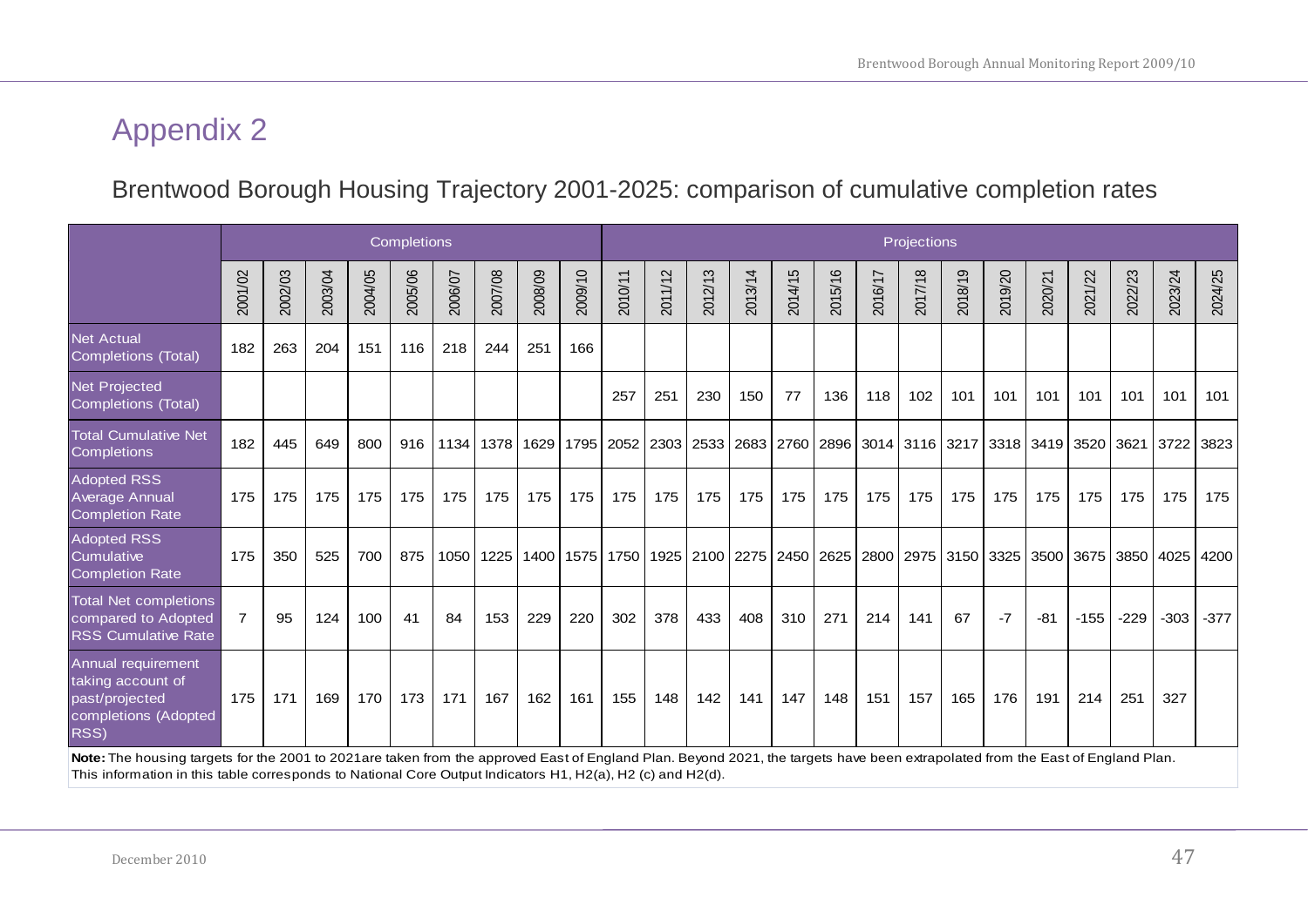# Appendix 2

## Brentwood Borough Housing Trajectory 2001-2025: comparison of cumulative completion rates

| | Completions | | | | | | | | | Projections | | | | | | | | | | | | | | |
|---|---|---|---|---|---|---|---|---|---|---|---|---|---|---|---|---|---|---|---|---|---|---|---|---|
| | 2001/02 | 2002/03 | 2003/04 | 2004/05 | 2005/06 | 2006/07 | 2007/08 | 2008/09 | 2009/10 | 2010/11 | 2011/12 | 2012/13 | 2013/14 | 2014/15 | 2015/16 | 2016/17 | 2017/18 | 2018/19 | 2019/20 | 2020/21 | 2021/22 | 2022/23 | 2023/24 | 2024/25 |
| Net Actual Completions (Total) | 182 | 263 | 204 | 151 | 116 | 218 | 244 | 251 | 166 | | | | | | | | | | | | | | | |
| Net Projected Completions (Total) | | | | | | | | | | 257 | 251 | 230 | 150 | 77 | 136 | 118 | 102 | 101 | 101 | 101 | 101 | 101 | 101 | 101 |
| Total Cumulative Net Completions | 182 | 445 | 649 | 800 | 916 | 1134 | 1378 | 1629 | 1795 | 2052 | 2303 | 2533 | 2683 | 2760 | 2896 | 3014 | 3116 | 3217 | 3318 | 3419 | 3520 | 3621 | 3722 | 3823 |
| Adopted RSS Average Annual Completion Rate | 175 | 175 | 175 | 175 | 175 | 175 | 175 | 175 | 175 | 175 | 175 | 175 | 175 | 175 | 175 | 175 | 175 | 175 | 175 | 175 | 175 | 175 | 175 | 175 |
| Adopted RSS Cumulative Completion Rate | 175 | 350 | 525 | 700 | 875 | 1050 | 1225 | 1400 | 1575 | 1750 | 1925 | 2100 | 2275 | 2450 | 2625 | 2800 | 2975 | 3150 | 3325 | 3500 | 3675 | 3850 | 4025 | 4200 |
| Total Net completions compared to Adopted RSS Cumulative Rate | 7 | 95 | 124 | 100 | 41 | 84 | 153 | 229 | 220 | 302 | 378 | 433 | 408 | 310 | 271 | 214 | 141 | 67 | -7 | -81 | -155 | -229 | -303 | -377 |
| Annual requirement taking account of past/projected completions (Adopted RSS) | 175 | 171 | 169 | 170 | 173 | 171 | 167 | 162 | 161 | 155 | 148 | 142 | 141 | 147 | 148 | 151 | 157 | 165 | 176 | 191 | 214 | 251 | 327 | |

**Note:** The housing targets for the 2001 to 2021are taken from the approved East of England Plan. Beyond 2021, the targets have been extrapolated from the East of England Plan. This information in this table corresponds to National Core Output Indicators H1, H2(a), H2 (c) and H2(d).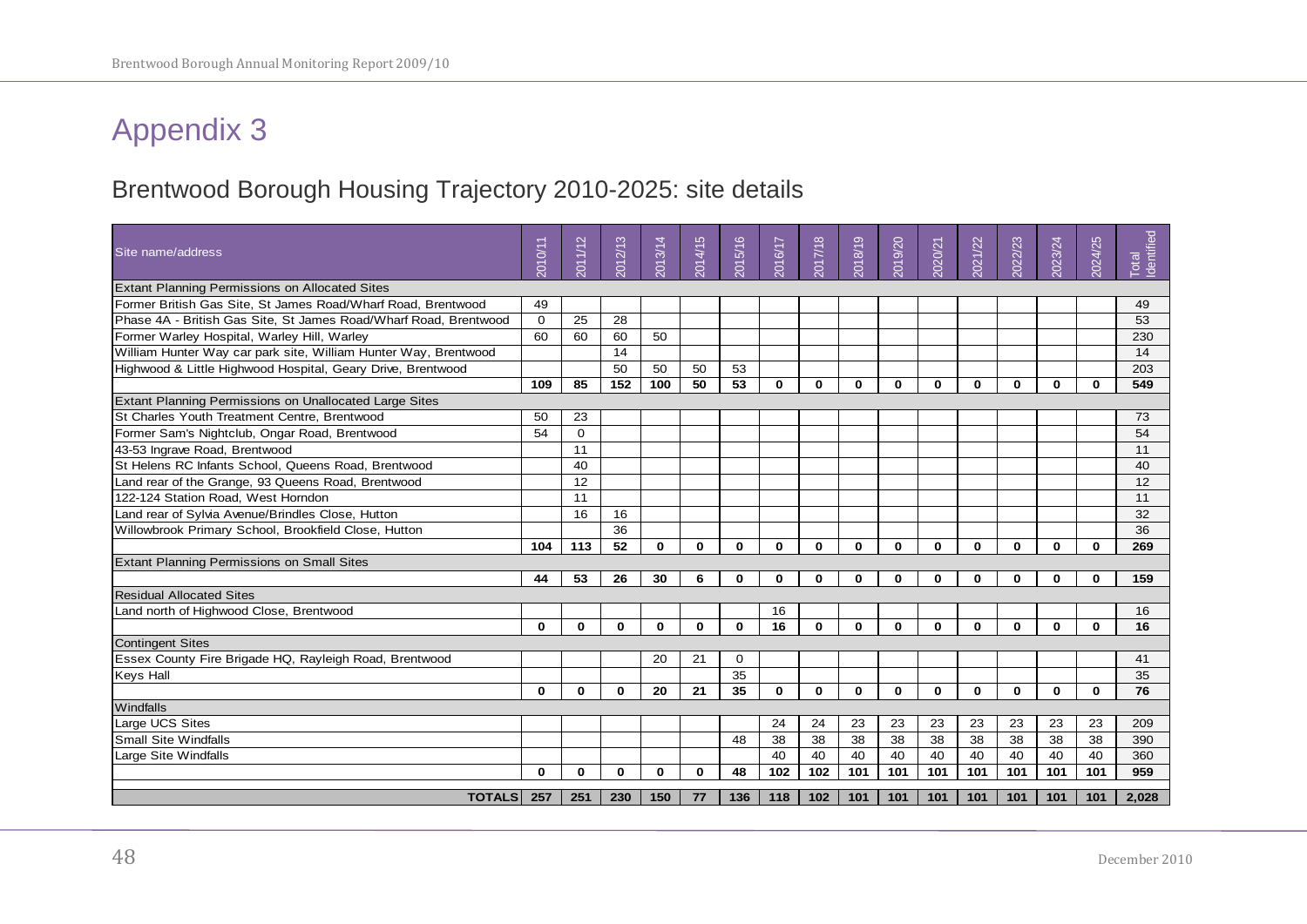# Appendix 3

## Brentwood Borough Housing Trajectory 2010-2025: site details

| Site name/address | 2010/11 | 2011/12 | 2012/13 | 2013/14 | 2014/15 | 2015/16 | 2016/17 | 2017/18 | 2018/19 | 2019/20 | 2020/21 | 2021/22 | 2022/23 | 2023/24 | 2024/25 | Total Identified |
|---|---|---|---|---|---|---|---|---|---|---|---|---|---|---|---|---|
| Extant Planning Permissions on Allocated Sites | | | | | | | | | | | | | | | | |
| Former British Gas Site, St James Road/Wharf Road, Brentwood | 49 | | | | | | | | | | | | | | | 49 |
| Phase 4A - British Gas Site, St James Road/Wharf Road, Brentwood | 0 | 25 | 28 | | | | | | | | | | | | | 53 |
| Former Warley Hospital, Warley Hill, Warley | 60 | 60 | 60 | 50 | | | | | | | | | | | | 230 |
| William Hunter Way car park site, William Hunter Way, Brentwood | | | 14 | | | | | | | | | | | | | 14 |
| Highwood & Little Highwood Hospital, Geary Drive, Brentwood | | | 50 | 50 | 50 | 53 | | | | | | | | | | 203 |
| | **109** | **85** | **152** | **100** | **50** | **53** | **0** | **0** | **0** | **0** | **0** | **0** | **0** | **0** | **0** | **549** |
| Extant Planning Permissions on Unallocated Large Sites | | | | | | | | | | | | | | | | |
| St Charles Youth Treatment Centre, Brentwood | 50 | 23 | | | | | | | | | | | | | | 73 |
| Former Sam's Nightclub, Ongar Road, Brentwood | 54 | 0 | | | | | | | | | | | | | | 54 |
| 43-53 Ingrave Road, Brentwood | | 11 | | | | | | | | | | | | | | 11 |
| St Helens RC Infants School, Queens Road, Brentwood | | 40 | | | | | | | | | | | | | | 40 |
| Land rear of the Grange, 93 Queens Road, Brentwood | | 12 | | | | | | | | | | | | | | 12 |
| 122-124 Station Road, West Horndon | | 11 | | | | | | | | | | | | | | 11 |
| Land rear of Sylvia Avenue/Brindles Close, Hutton | | 16 | 16 | | | | | | | | | | | | | 32 |
| Willowbrook Primary School, Brookfield Close, Hutton | | | 36 | | | | | | | | | | | | | 36 |
| | **104** | **113** | **52** | **0** | **0** | **0** | **0** | **0** | **0** | **0** | **0** | **0** | **0** | **0** | **0** | **269** |
| Extant Planning Permissions on Small Sites | | | | | | | | | | | | | | | | |
| | **44** | **53** | **26** | **30** | **6** | **0** | **0** | **0** | **0** | **0** | **0** | **0** | **0** | **0** | **0** | **159** |
| Residual Allocated Sites | | | | | | | | | | | | | | | | |
| Land north of Highwood Close, Brentwood | | | | | | | 16 | | | | | | | | | 16 |
| | **0** | **0** | **0** | **0** | **0** | **0** | **16** | **0** | **0** | **0** | **0** | **0** | **0** | **0** | **0** | **16** |
| Contingent Sites | | | | | | | | | | | | | | | | |
| Essex County Fire Brigade HQ, Rayleigh Road, Brentwood | | | | 20 | 21 | 0 | | | | | | | | | | 41 |
| Keys Hall | | | | | | 35 | | | | | | | | | | 35 |
| | **0** | **0** | **0** | **20** | **21** | **35** | **0** | **0** | **0** | **0** | **0** | **0** | **0** | **0** | **0** | **76** |
| Windfalls | | | | | | | | | | | | | | | | |
| Large UCS Sites | | | | | | | 24 | 24 | 23 | 23 | 23 | 23 | 23 | 23 | 23 | 209 |
| Small Site Windfalls | | | | | | 48 | 38 | 38 | 38 | 38 | 38 | 38 | 38 | 38 | 38 | 390 |
| Large Site Windfalls | | | | | | | 40 | 40 | 40 | 40 | 40 | 40 | 40 | 40 | 40 | 360 |
| | **0** | **0** | **0** | **0** | **0** | **48** | **102** | **102** | **101** | **101** | **101** | **101** | **101** | **101** | **101** | **959** |
| **TOTALS** | **257** | **251** | **230** | **150** | **77** | **136** | **118** | **102** | **101** | **101** | **101** | **101** | **101** | **101** | **101** | **2,028** |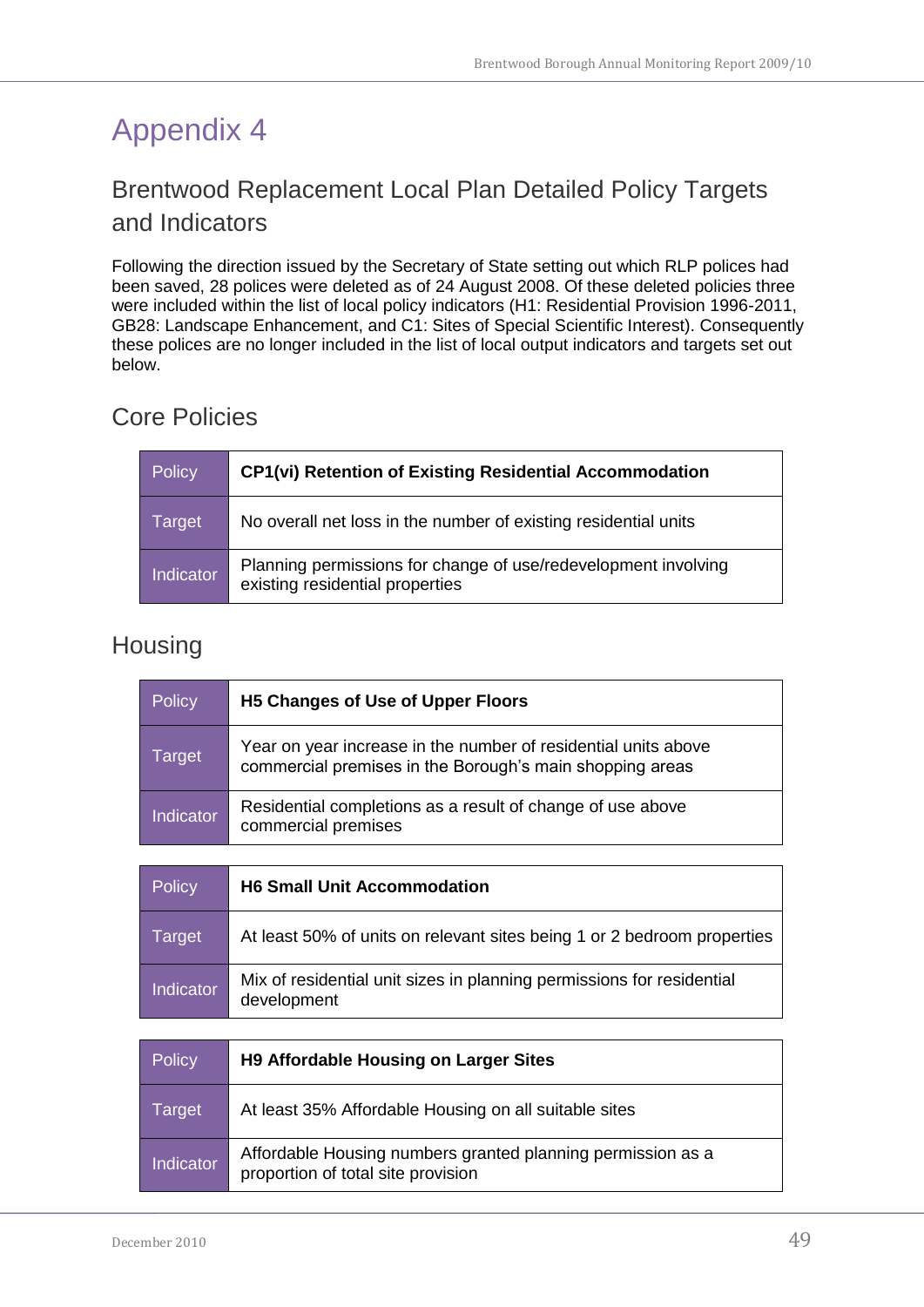# Appendix 4

## Brentwood Replacement Local Plan Detailed Policy Targets and Indicators

Following the direction issued by the Secretary of State setting out which RLP polices had been saved, 28 polices were deleted as of 24 August 2008. Of these deleted policies three were included within the list of local policy indicators (H1: Residential Provision 1996-2011, GB28: Landscape Enhancement, and C1: Sites of Special Scientific Interest). Consequently these polices are no longer included in the list of local output indicators and targets set out below.

## Core Policies

| Policy | **CP1(vi) Retention of Existing Residential Accommodation** |
|---|---|
| Target | No overall net loss in the number of existing residential units |
| Indicator | Planning permissions for change of use/redevelopment involving existing residential properties |

## Housing

| Policy | **H5 Changes of Use of Upper Floors** |
|---|---|
| Target | Year on year increase in the number of residential units above commercial premises in the Borough's main shopping areas |
| Indicator | Residential completions as a result of change of use above commercial premises |

| Policy | **H6 Small Unit Accommodation** |
|---|---|
| Target | At least 50% of units on relevant sites being 1 or 2 bedroom properties |
| Indicator | Mix of residential unit sizes in planning permissions for residential development |

| Policy | **H9 Affordable Housing on Larger Sites** |
|---|---|
| Target | At least 35% Affordable Housing on all suitable sites |
| Indicator | Affordable Housing numbers granted planning permission as a proportion of total site provision |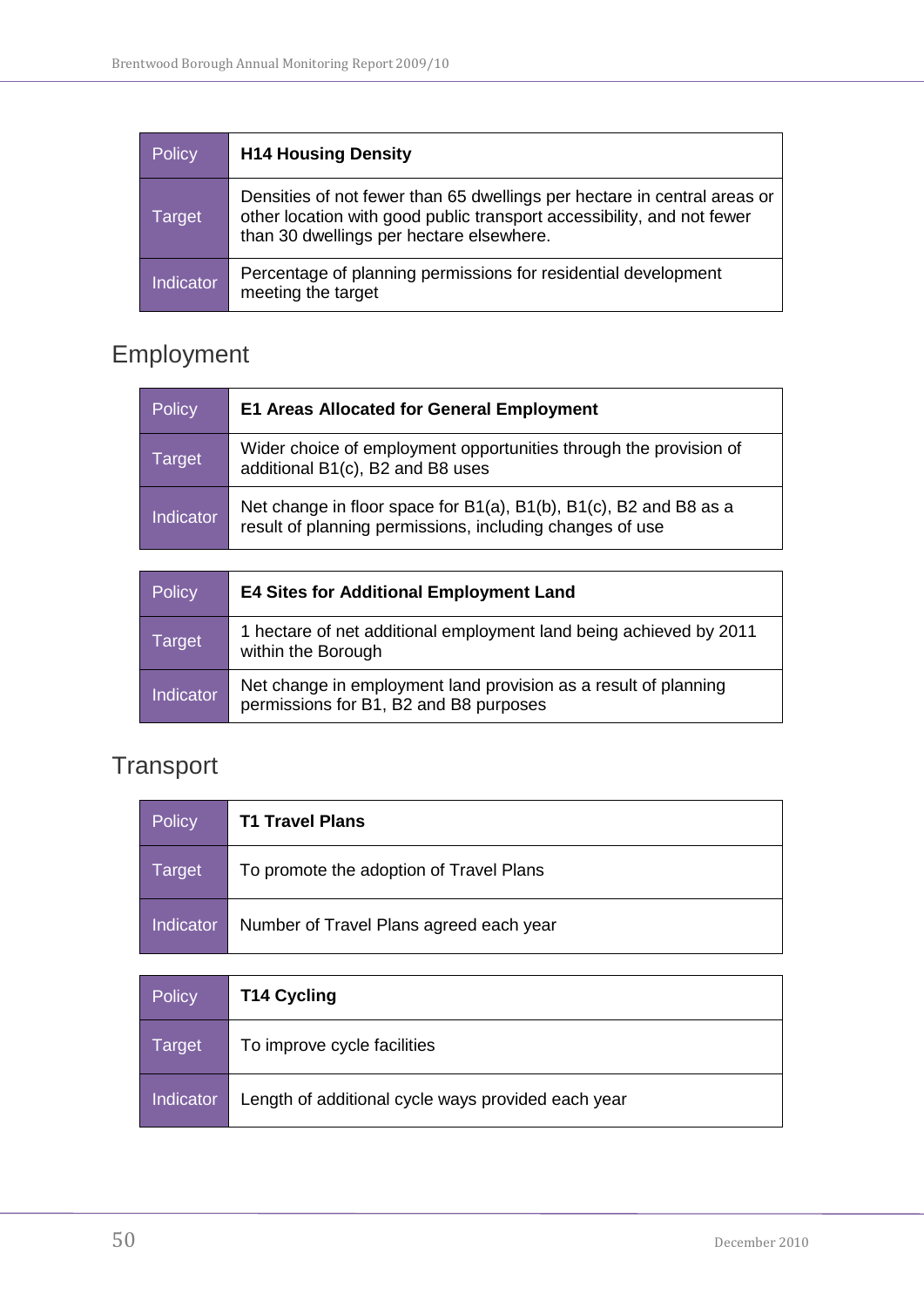| Policy | **H14 Housing Density** |
|---|---|
| Target | Densities of not fewer than 65 dwellings per hectare in central areas or other location with good public transport accessibility, and not fewer than 30 dwellings per hectare elsewhere. |
| Indicator | Percentage of planning permissions for residential development meeting the target |

## Employment

| Policy | **E1 Areas Allocated for General Employment** |
|---|---|
| Target | Wider choice of employment opportunities through the provision of additional B1(c), B2 and B8 uses |
| Indicator | Net change in floor space for B1(a), B1(b), B1(c), B2 and B8 as a result of planning permissions, including changes of use |

| Policy | **E4 Sites for Additional Employment Land** |
|---|---|
| Target | 1 hectare of net additional employment land being achieved by 2011 within the Borough |
| Indicator | Net change in employment land provision as a result of planning permissions for B1, B2 and B8 purposes |

## Transport

| Policy | **T1 Travel Plans** |
|---|---|
| Target | To promote the adoption of Travel Plans |
| Indicator | Number of Travel Plans agreed each year |

| Policy | **T14 Cycling** |
|---|---|
| Target | To improve cycle facilities |
| Indicator | Length of additional cycle ways provided each year |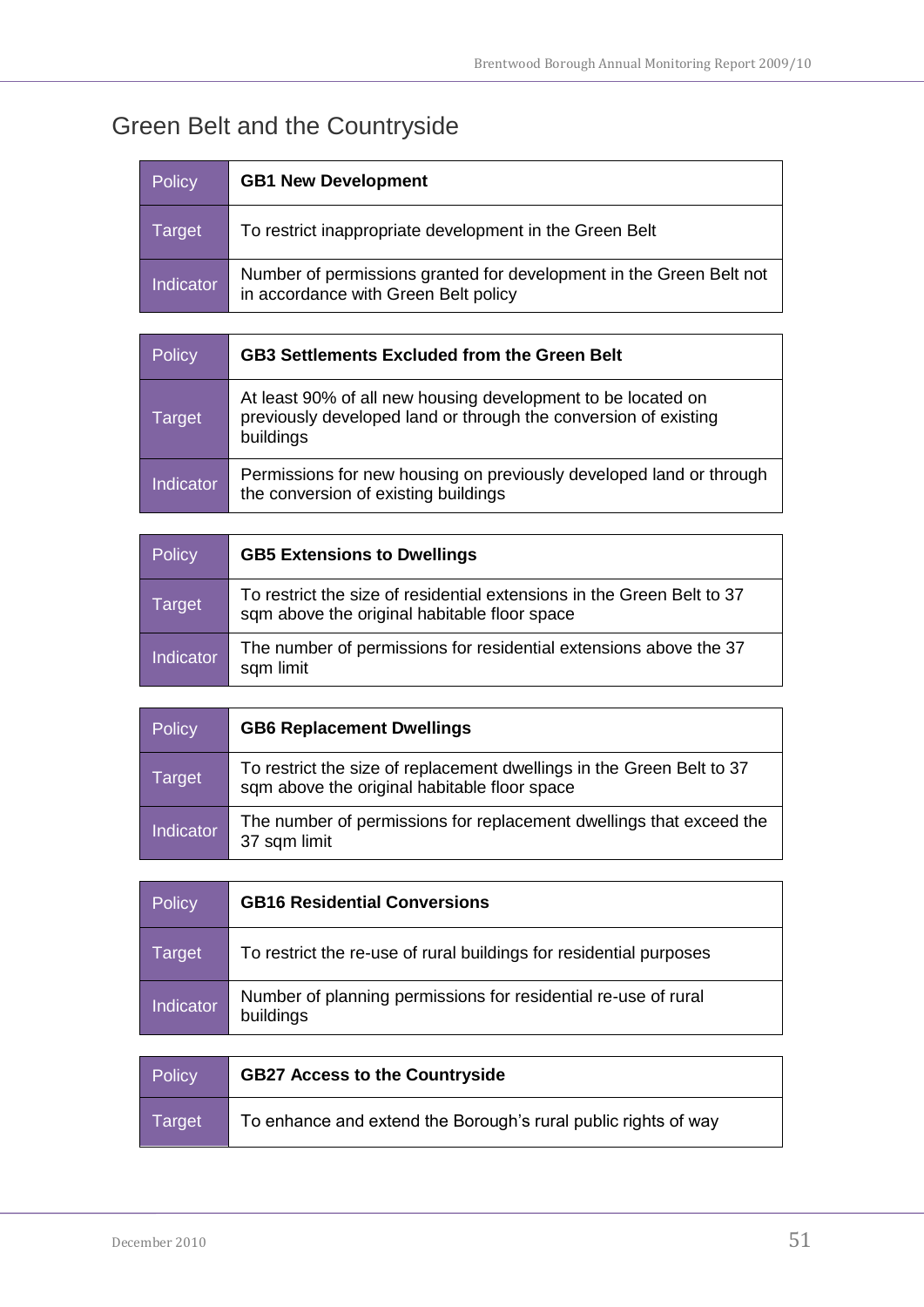## Green Belt and the Countryside

| Policy | **GB1 New Development** |
|---|---|
| Target | To restrict inappropriate development in the Green Belt |
| Indicator | Number of permissions granted for development in the Green Belt not in accordance with Green Belt policy |

| Policy | **GB3 Settlements Excluded from the Green Belt** |
|---|---|
| Target | At least 90% of all new housing development to be located on previously developed land or through the conversion of existing buildings |
| Indicator | Permissions for new housing on previously developed land or through the conversion of existing buildings |

| Policy | **GB5 Extensions to Dwellings** |
|---|---|
| Target | To restrict the size of residential extensions in the Green Belt to 37 sqm above the original habitable floor space |
| Indicator | The number of permissions for residential extensions above the 37 sqm limit |

| Policy | **GB6 Replacement Dwellings** |
|---|---|
| Target | To restrict the size of replacement dwellings in the Green Belt to 37 sqm above the original habitable floor space |
| Indicator | The number of permissions for replacement dwellings that exceed the 37 sqm limit |

| Policy | **GB16 Residential Conversions** |
|---|---|
| Target | To restrict the re-use of rural buildings for residential purposes |
| Indicator | Number of planning permissions for residential re-use of rural buildings |

| Policy | **GB27 Access to the Countryside** |
|---|---|
| Target | To enhance and extend the Borough's rural public rights of way |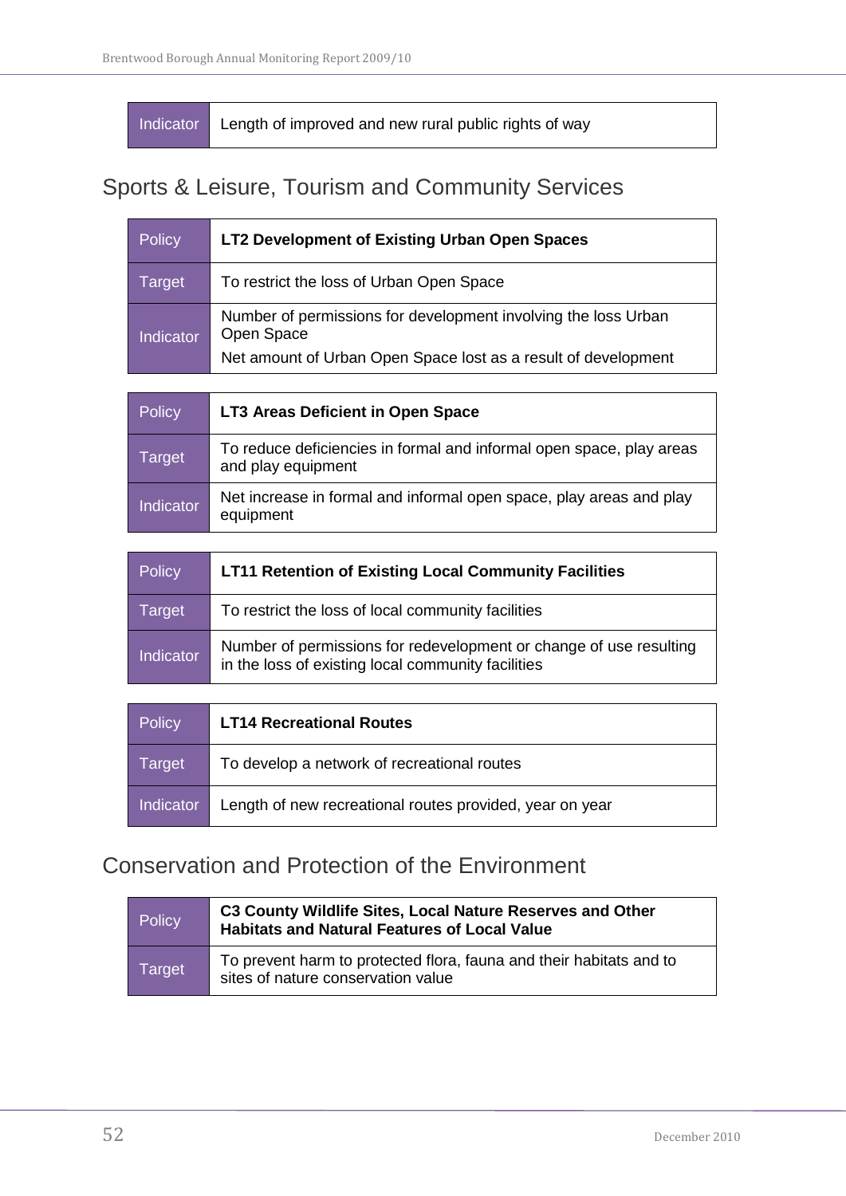| Indicator | Length of improved and new rural public rights of way |
| --- | --- |

## Sports & Leisure, Tourism and Community Services

| Policy | **LT2 Development of Existing Urban Open Spaces** |
| --- | --- |
| Target | To restrict the loss of Urban Open Space |
| Indicator | Number of permissions for development involving the loss Urban Open Space<br>Net amount of Urban Open Space lost as a result of development |

| Policy | **LT3 Areas Deficient in Open Space** |
| --- | --- |
| Target | To reduce deficiencies in formal and informal open space, play areas and play equipment |
| Indicator | Net increase in formal and informal open space, play areas and play equipment |

| Policy | **LT11 Retention of Existing Local Community Facilities** |
| --- | --- |
| Target | To restrict the loss of local community facilities |
| Indicator | Number of permissions for redevelopment or change of use resulting in the loss of existing local community facilities |

| Policy | **LT14 Recreational Routes** |
| --- | --- |
| Target | To develop a network of recreational routes |
| Indicator | Length of new recreational routes provided, year on year |

## Conservation and Protection of the Environment

| Policy | **C3 County Wildlife Sites, Local Nature Reserves and Other Habitats and Natural Features of Local Value** |
| --- | --- |
| Target | To prevent harm to protected flora, fauna and their habitats and to sites of nature conservation value |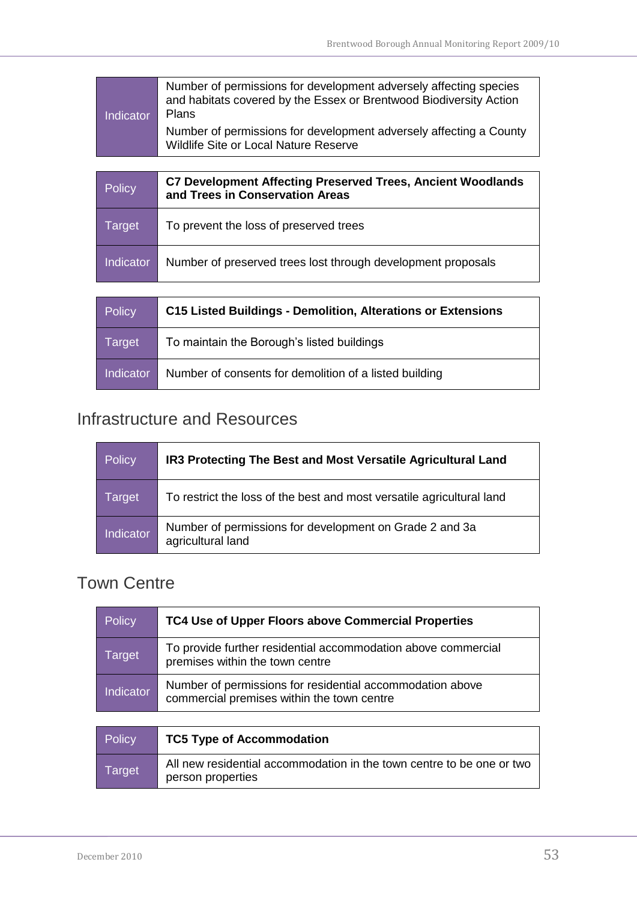| Indicator | Number of permissions for development adversely affecting species and habitats covered by the Essex or Brentwood Biodiversity Action Plans<br>Number of permissions for development adversely affecting a County Wildlife Site or Local Nature Reserve |
|---|---|

| Policy | **C7 Development Affecting Preserved Trees, Ancient Woodlands and Trees in Conservation Areas** |
|---|---|
| Target | To prevent the loss of preserved trees |
| Indicator | Number of preserved trees lost through development proposals |

| Policy | **C15 Listed Buildings - Demolition, Alterations or Extensions** |
|---|---|
| Target | To maintain the Borough's listed buildings |
| Indicator | Number of consents for demolition of a listed building |

## Infrastructure and Resources

| Policy | **IR3 Protecting The Best and Most Versatile Agricultural Land** |
|---|---|
| Target | To restrict the loss of the best and most versatile agricultural land |
| Indicator | Number of permissions for development on Grade 2 and 3a agricultural land |

## Town Centre

| Policy | **TC4 Use of Upper Floors above Commercial Properties** |
|---|---|
| Target | To provide further residential accommodation above commercial premises within the town centre |
| Indicator | Number of permissions for residential accommodation above commercial premises within the town centre |

| Policy | **TC5 Type of Accommodation** |
|---|---|
| Target | All new residential accommodation in the town centre to be one or two person properties |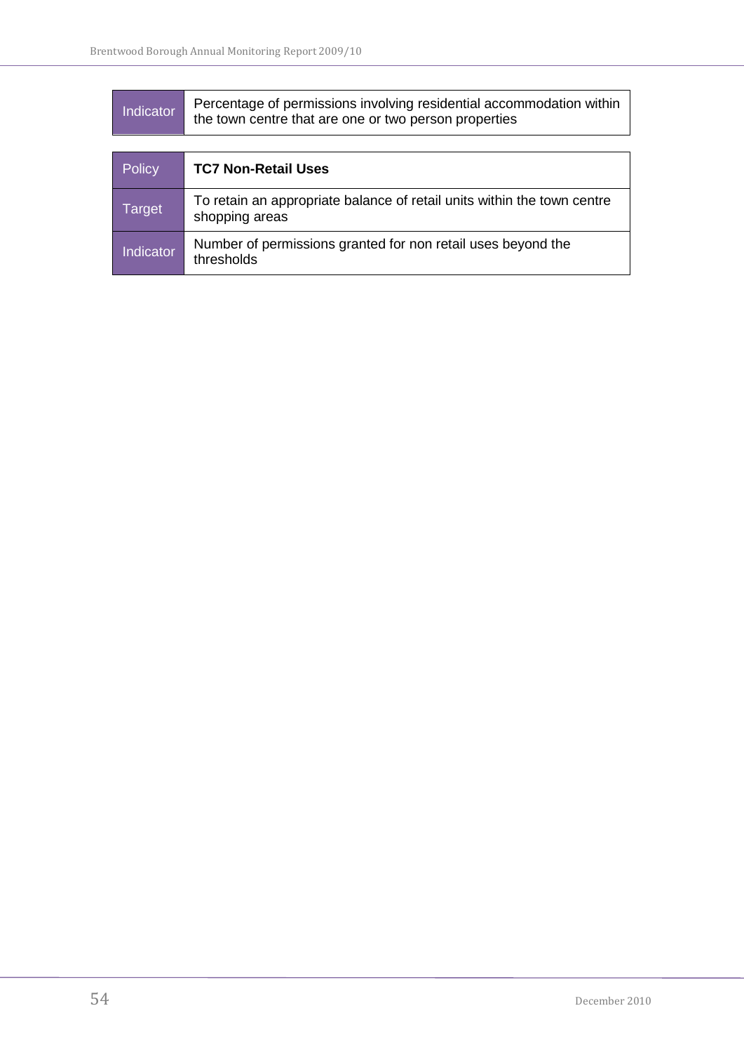| Indicator | Percentage of permissions involving residential accommodation within the town centre that are one or two person properties |
|---|---|

| Policy | **TC7 Non-Retail Uses** |
|---|---|
| Target | To retain an appropriate balance of retail units within the town centre shopping areas |
| Indicator | Number of permissions granted for non retail uses beyond the thresholds |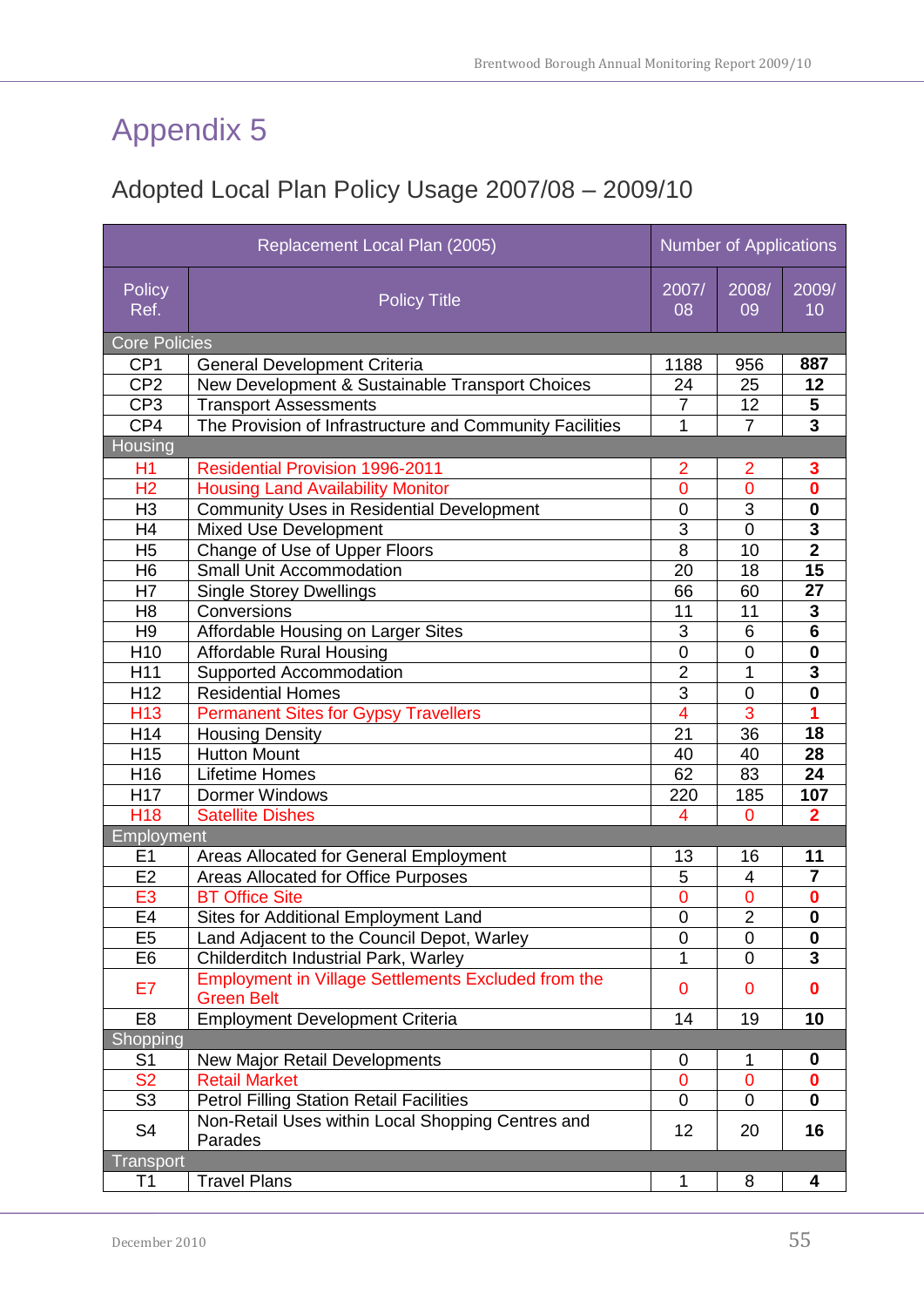# Appendix 5

## Adopted Local Plan Policy Usage 2007/08 – 2009/10

| Replacement Local Plan (2005) | | Number of Applications | | |
|---|---|---|---|---|
| Policy Ref. | Policy Title | 2007/08 | 2008/09 | 2009/10 |
| **Core Policies** | | | | |
| CP1 | General Development Criteria | 1188 | 956 | **887** |
| CP2 | New Development & Sustainable Transport Choices | 24 | 25 | **12** |
| CP3 | Transport Assessments | 7 | 12 | **5** |
| CP4 | The Provision of Infrastructure and Community Facilities | 1 | 7 | **3** |
| **Housing** | | | | |
| H1 | Residential Provision 1996-2011 | 2 | 2 | **3** |
| H2 | Housing Land Availability Monitor | 0 | 0 | **0** |
| H3 | Community Uses in Residential Development | 0 | 3 | **0** |
| H4 | Mixed Use Development | 3 | 0 | **3** |
| H5 | Change of Use of Upper Floors | 8 | 10 | **2** |
| H6 | Small Unit Accommodation | 20 | 18 | **15** |
| H7 | Single Storey Dwellings | 66 | 60 | **27** |
| H8 | Conversions | 11 | 11 | **3** |
| H9 | Affordable Housing on Larger Sites | 3 | 6 | **6** |
| H10 | Affordable Rural Housing | 0 | 0 | **0** |
| H11 | Supported Accommodation | 2 | 1 | **3** |
| H12 | Residential Homes | 3 | 0 | **0** |
| H13 | Permanent Sites for Gypsy Travellers | 4 | 3 | **1** |
| H14 | Housing Density | 21 | 36 | **18** |
| H15 | Hutton Mount | 40 | 40 | **28** |
| H16 | Lifetime Homes | 62 | 83 | **24** |
| H17 | Dormer Windows | 220 | 185 | **107** |
| H18 | Satellite Dishes | 4 | 0 | **2** |
| **Employment** | | | | |
| E1 | Areas Allocated for General Employment | 13 | 16 | **11** |
| E2 | Areas Allocated for Office Purposes | 5 | 4 | **7** |
| E3 | BT Office Site | 0 | 0 | **0** |
| E4 | Sites for Additional Employment Land | 0 | 2 | **0** |
| E5 | Land Adjacent to the Council Depot, Warley | 0 | 0 | **0** |
| E6 | Childerditch Industrial Park, Warley | 1 | 0 | **3** |
| E7 | Employment in Village Settlements Excluded from the Green Belt | 0 | 0 | **0** |
| E8 | Employment Development Criteria | 14 | 19 | **10** |
| **Shopping** | | | | |
| S1 | New Major Retail Developments | 0 | 1 | **0** |
| S2 | Retail Market | 0 | 0 | **0** |
| S3 | Petrol Filling Station Retail Facilities | 0 | 0 | **0** |
| S4 | Non-Retail Uses within Local Shopping Centres and Parades | 12 | 20 | **16** |
| **Transport** | | | | |
| T1 | Travel Plans | 1 | 8 | **4** |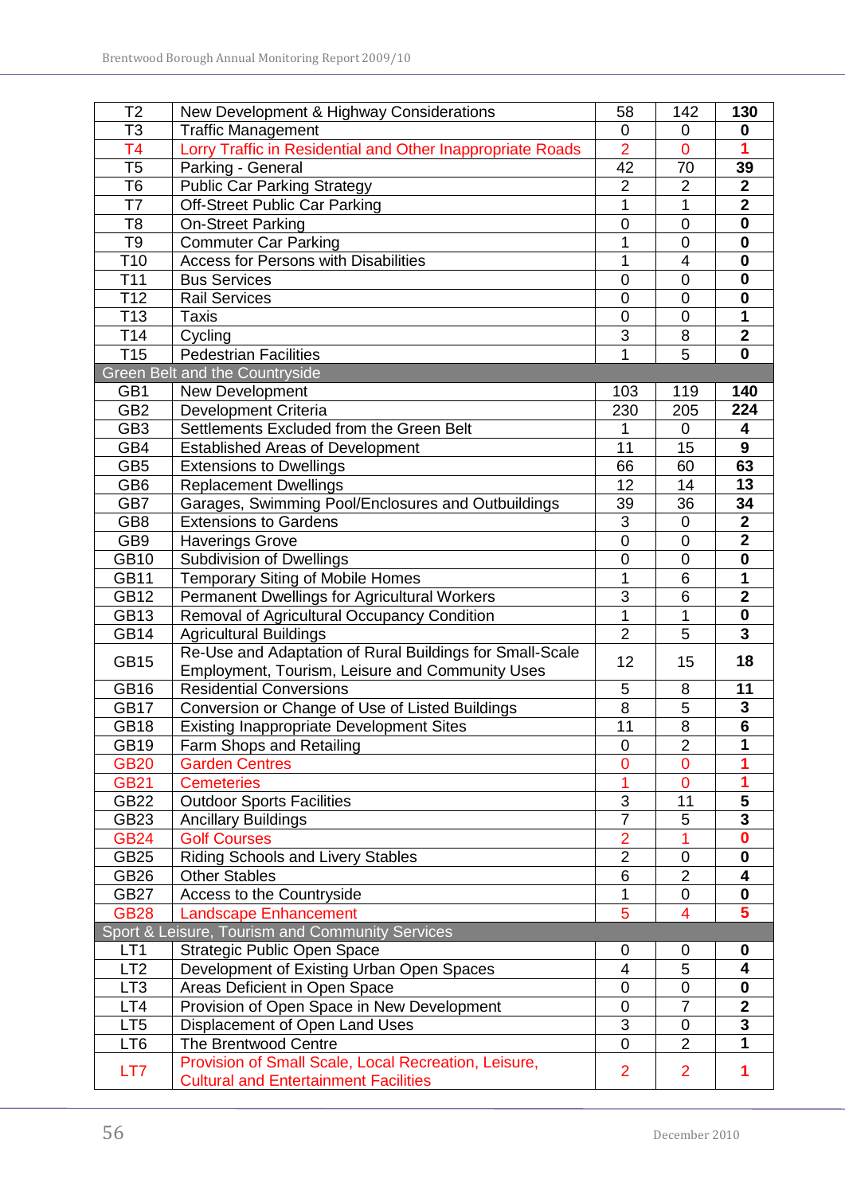| | | | | |
|---|---|---|---|---|
| T2 | New Development & Highway Considerations | 58 | 142 | **130** |
| T3 | Traffic Management | 0 | 0 | **0** |
| T4 | Lorry Traffic in Residential and Other Inappropriate Roads | 2 | 0 | **1** |
| T5 | Parking - General | 42 | 70 | **39** |
| T6 | Public Car Parking Strategy | 2 | 2 | **2** |
| T7 | Off-Street Public Car Parking | 1 | 1 | **2** |
| T8 | On-Street Parking | 0 | 0 | **0** |
| T9 | Commuter Car Parking | 1 | 0 | **0** |
| T10 | Access for Persons with Disabilities | 1 | 4 | **0** |
| T11 | Bus Services | 0 | 0 | **0** |
| T12 | Rail Services | 0 | 0 | **0** |
| T13 | Taxis | 0 | 0 | **1** |
| T14 | Cycling | 3 | 8 | **2** |
| T15 | Pedestrian Facilities | 1 | 5 | **0** |
| Green Belt and the Countryside | | | | |
| GB1 | New Development | 103 | 119 | **140** |
| GB2 | Development Criteria | 230 | 205 | **224** |
| GB3 | Settlements Excluded from the Green Belt | 1 | 0 | **4** |
| GB4 | Established Areas of Development | 11 | 15 | **9** |
| GB5 | Extensions to Dwellings | 66 | 60 | **63** |
| GB6 | Replacement Dwellings | 12 | 14 | **13** |
| GB7 | Garages, Swimming Pool/Enclosures and Outbuildings | 39 | 36 | **34** |
| GB8 | Extensions to Gardens | 3 | 0 | **2** |
| GB9 | Haverings Grove | 0 | 0 | **2** |
| GB10 | Subdivision of Dwellings | 0 | 0 | **0** |
| GB11 | Temporary Siting of Mobile Homes | 1 | 6 | **1** |
| GB12 | Permanent Dwellings for Agricultural Workers | 3 | 6 | **2** |
| GB13 | Removal of Agricultural Occupancy Condition | 1 | 1 | **0** |
| GB14 | Agricultural Buildings | 2 | 5 | **3** |
| GB15 | Re-Use and Adaptation of Rural Buildings for Small-Scale Employment, Tourism, Leisure and Community Uses | 12 | 15 | **18** |
| GB16 | Residential Conversions | 5 | 8 | **11** |
| GB17 | Conversion or Change of Use of Listed Buildings | 8 | 5 | **3** |
| GB18 | Existing Inappropriate Development Sites | 11 | 8 | **6** |
| GB19 | Farm Shops and Retailing | 0 | 2 | **1** |
| GB20 | Garden Centres | 0 | 0 | **1** |
| GB21 | Cemeteries | 1 | 0 | **1** |
| GB22 | Outdoor Sports Facilities | 3 | 11 | **5** |
| GB23 | Ancillary Buildings | 7 | 5 | **3** |
| GB24 | Golf Courses | 2 | 1 | **0** |
| GB25 | Riding Schools and Livery Stables | 2 | 0 | **0** |
| GB26 | Other Stables | 6 | 2 | **4** |
| GB27 | Access to the Countryside | 1 | 0 | **0** |
| GB28 | Landscape Enhancement | 5 | 4 | **5** |
| Sport & Leisure, Tourism and Community Services | | | | |
| LT1 | Strategic Public Open Space | 0 | 0 | **0** |
| LT2 | Development of Existing Urban Open Spaces | 4 | 5 | **4** |
| LT3 | Areas Deficient in Open Space | 0 | 0 | **0** |
| LT4 | Provision of Open Space in New Development | 0 | 7 | **2** |
| LT5 | Displacement of Open Land Uses | 3 | 0 | **3** |
| LT6 | The Brentwood Centre | 0 | 2 | **1** |
| LT7 | Provision of Small Scale, Local Recreation, Leisure, Cultural and Entertainment Facilities | 2 | 2 | **1** |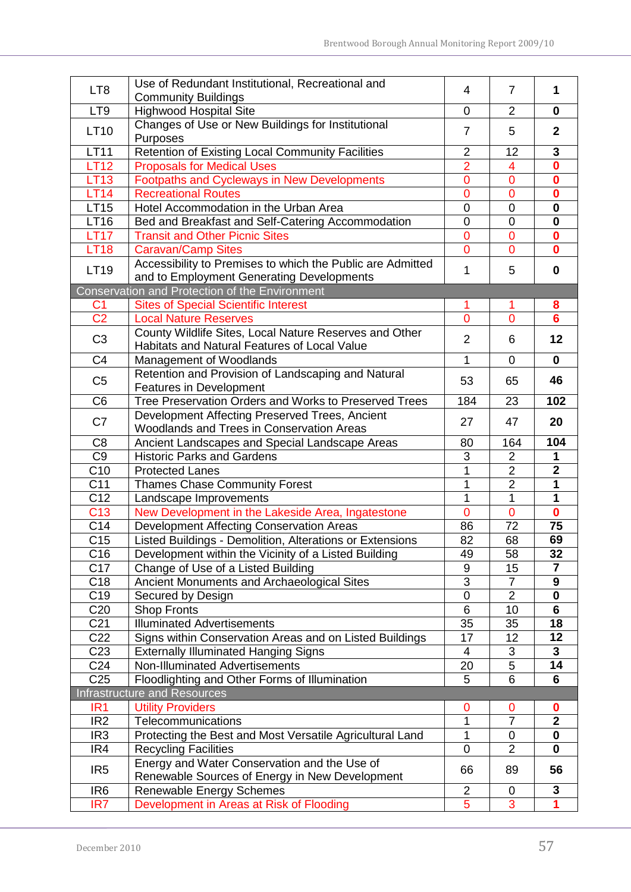| | | | | |
|---|---|---|---|---|
| LT8 | Use of Redundant Institutional, Recreational and Community Buildings | 4 | 7 | **1** |
| LT9 | Highwood Hospital Site | 0 | 2 | **0** |
| LT10 | Changes of Use or New Buildings for Institutional Purposes | 7 | 5 | **2** |
| LT11 | Retention of Existing Local Community Facilities | 2 | 12 | **3** |
| LT12 | Proposals for Medical Uses | 2 | 4 | **0** |
| LT13 | Footpaths and Cycleways in New Developments | 0 | 0 | **0** |
| LT14 | Recreational Routes | 0 | 0 | **0** |
| LT15 | Hotel Accommodation in the Urban Area | 0 | 0 | **0** |
| LT16 | Bed and Breakfast and Self-Catering Accommodation | 0 | 0 | **0** |
| LT17 | Transit and Other Picnic Sites | 0 | 0 | **0** |
| LT18 | Caravan/Camp Sites | 0 | 0 | **0** |
| LT19 | Accessibility to Premises to which the Public are Admitted and to Employment Generating Developments | 1 | 5 | **0** |
| Conservation and Protection of the Environment | | | | |
| C1 | Sites of Special Scientific Interest | 1 | 1 | **8** |
| C2 | Local Nature Reserves | 0 | 0 | **6** |
| C3 | County Wildlife Sites, Local Nature Reserves and Other Habitats and Natural Features of Local Value | 2 | 6 | **12** |
| C4 | Management of Woodlands | 1 | 0 | **0** |
| C5 | Retention and Provision of Landscaping and Natural Features in Development | 53 | 65 | **46** |
| C6 | Tree Preservation Orders and Works to Preserved Trees | 184 | 23 | **102** |
| C7 | Development Affecting Preserved Trees, Ancient Woodlands and Trees in Conservation Areas | 27 | 47 | **20** |
| C8 | Ancient Landscapes and Special Landscape Areas | 80 | 164 | **104** |
| C9 | Historic Parks and Gardens | 3 | 2 | **1** |
| C10 | Protected Lanes | 1 | 2 | **2** |
| C11 | Thames Chase Community Forest | 1 | 2 | **1** |
| C12 | Landscape Improvements | 1 | 1 | **1** |
| C13 | New Development in the Lakeside Area, Ingatestone | 0 | 0 | **0** |
| C14 | Development Affecting Conservation Areas | 86 | 72 | **75** |
| C15 | Listed Buildings - Demolition, Alterations or Extensions | 82 | 68 | **69** |
| C16 | Development within the Vicinity of a Listed Building | 49 | 58 | **32** |
| C17 | Change of Use of a Listed Building | 9 | 15 | **7** |
| C18 | Ancient Monuments and Archaeological Sites | 3 | 7 | **9** |
| C19 | Secured by Design | 0 | 2 | **0** |
| C20 | Shop Fronts | 6 | 10 | **6** |
| C21 | Illuminated Advertisements | 35 | 35 | **18** |
| C22 | Signs within Conservation Areas and on Listed Buildings | 17 | 12 | **12** |
| C23 | Externally Illuminated Hanging Signs | 4 | 3 | **3** |
| C24 | Non-Illuminated Advertisements | 20 | 5 | **14** |
| C25 | Floodlighting and Other Forms of Illumination | 5 | 6 | **6** |
| Infrastructure and Resources | | | | |
| IR1 | Utility Providers | 0 | 0 | **0** |
| IR2 | Telecommunications | 1 | 7 | **2** |
| IR3 | Protecting the Best and Most Versatile Agricultural Land | 1 | 0 | **0** |
| IR4 | Recycling Facilities | 0 | 2 | **0** |
| IR5 | Energy and Water Conservation and the Use of Renewable Sources of Energy in New Development | 66 | 89 | **56** |
| IR6 | Renewable Energy Schemes | 2 | 0 | **3** |
| IR7 | Development in Areas at Risk of Flooding | 5 | 3 | **1** |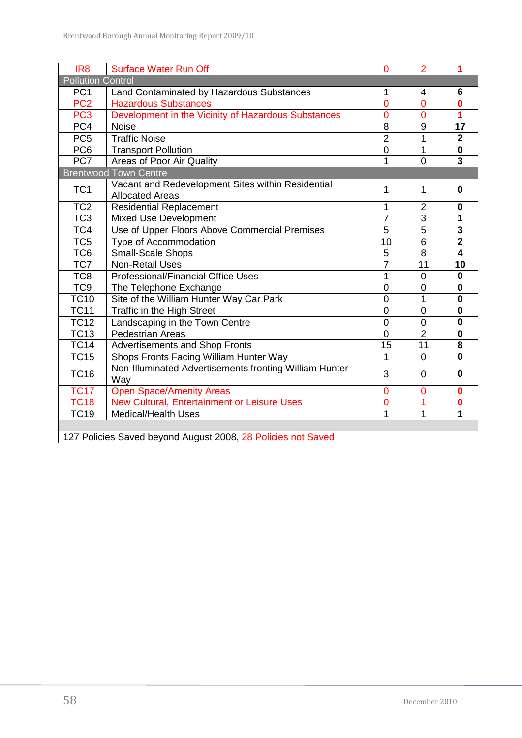| | | | | |
|---|---|---|---|---|
| IR8 | Surface Water Run Off | 0 | 2 | **1** |
| Pollution Control | | | | |
| PC1 | Land Contaminated by Hazardous Substances | 1 | 4 | **6** |
| PC2 | Hazardous Substances | 0 | 0 | **0** |
| PC3 | Development in the Vicinity of Hazardous Substances | 0 | 0 | **1** |
| PC4 | Noise | 8 | 9 | **17** |
| PC5 | Traffic Noise | 2 | 1 | **2** |
| PC6 | Transport Pollution | 0 | 1 | **0** |
| PC7 | Areas of Poor Air Quality | 1 | 0 | **3** |
| Brentwood Town Centre | | | | |
| TC1 | Vacant and Redevelopment Sites within Residential Allocated Areas | 1 | 1 | **0** |
| TC2 | Residential Replacement | 1 | 2 | **0** |
| TC3 | Mixed Use Development | 7 | 3 | **1** |
| TC4 | Use of Upper Floors Above Commercial Premises | 5 | 5 | **3** |
| TC5 | Type of Accommodation | 10 | 6 | **2** |
| TC6 | Small-Scale Shops | 5 | 8 | **4** |
| TC7 | Non-Retail Uses | 7 | 11 | **10** |
| TC8 | Professional/Financial Office Uses | 1 | 0 | **0** |
| TC9 | The Telephone Exchange | 0 | 0 | **0** |
| TC10 | Site of the William Hunter Way Car Park | 0 | 1 | **0** |
| TC11 | Traffic in the High Street | 0 | 0 | **0** |
| TC12 | Landscaping in the Town Centre | 0 | 0 | **0** |
| TC13 | Pedestrian Areas | 0 | 2 | **0** |
| TC14 | Advertisements and Shop Fronts | 15 | 11 | **8** |
| TC15 | Shops Fronts Facing William Hunter Way | 1 | 0 | **0** |
| TC16 | Non-Illuminated Advertisements fronting William Hunter Way | 3 | 0 | **0** |
| TC17 | Open Space/Amenity Areas | 0 | 0 | **0** |
| TC18 | New Cultural, Entertainment or Leisure Uses | 0 | 1 | **0** |
| TC19 | Medical/Health Uses | 1 | 1 | **1** |
| | | | | |
| 127 Policies Saved beyond August 2008, 28 Policies not Saved | | | | |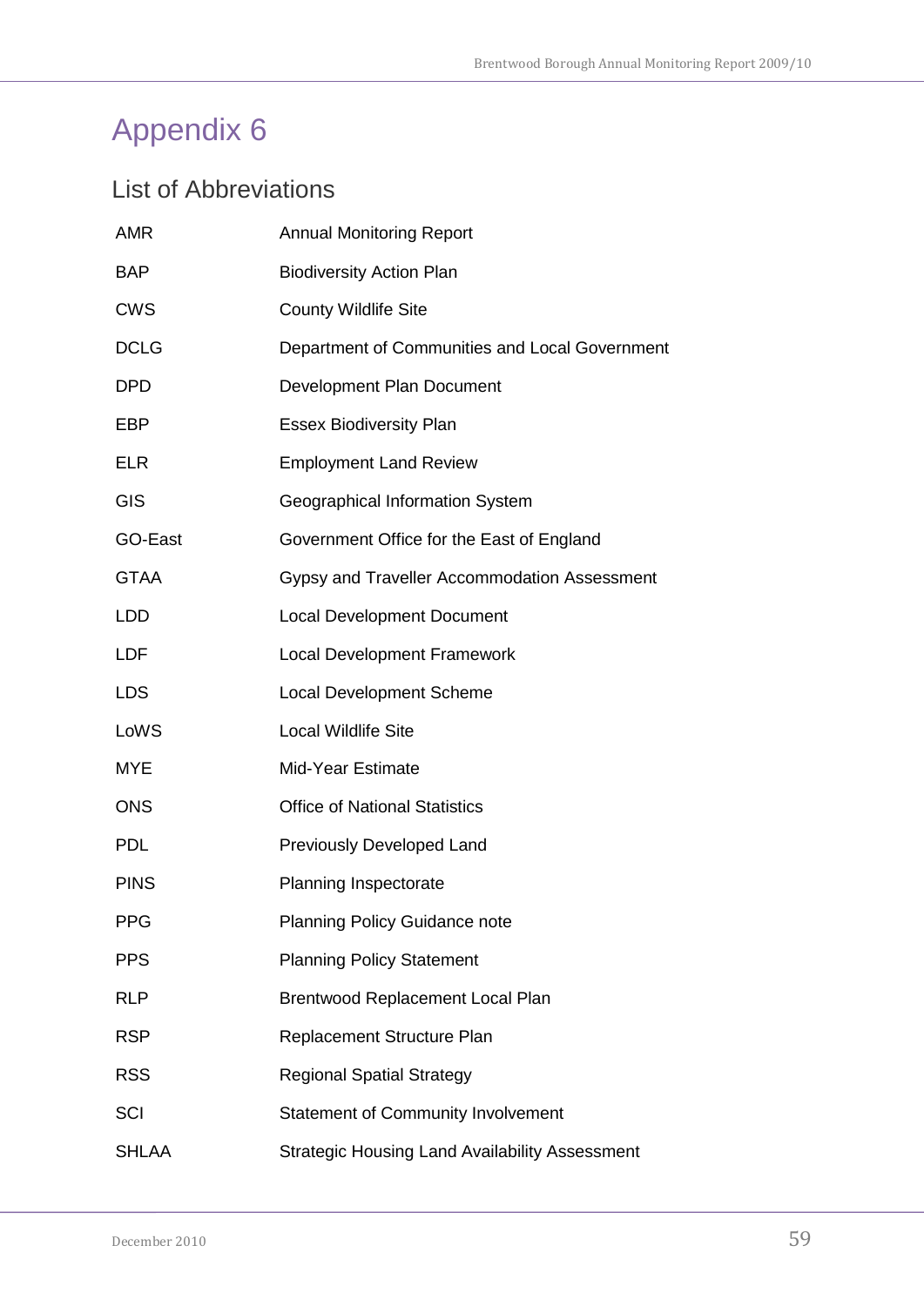# Appendix 6

## List of Abbreviations

| | |
|---|---|
| AMR | Annual Monitoring Report |
| BAP | Biodiversity Action Plan |
| CWS | County Wildlife Site |
| DCLG | Department of Communities and Local Government |
| DPD | Development Plan Document |
| EBP | Essex Biodiversity Plan |
| ELR | Employment Land Review |
| GIS | Geographical Information System |
| GO-East | Government Office for the East of England |
| GTAA | Gypsy and Traveller Accommodation Assessment |
| LDD | Local Development Document |
| LDF | Local Development Framework |
| LDS | Local Development Scheme |
| LoWS | Local Wildlife Site |
| MYE | Mid-Year Estimate |
| ONS | Office of National Statistics |
| PDL | Previously Developed Land |
| PINS | Planning Inspectorate |
| PPG | Planning Policy Guidance note |
| PPS | Planning Policy Statement |
| RLP | Brentwood Replacement Local Plan |
| RSP | Replacement Structure Plan |
| RSS | Regional Spatial Strategy |
| SCI | Statement of Community Involvement |
| SHLAA | Strategic Housing Land Availability Assessment |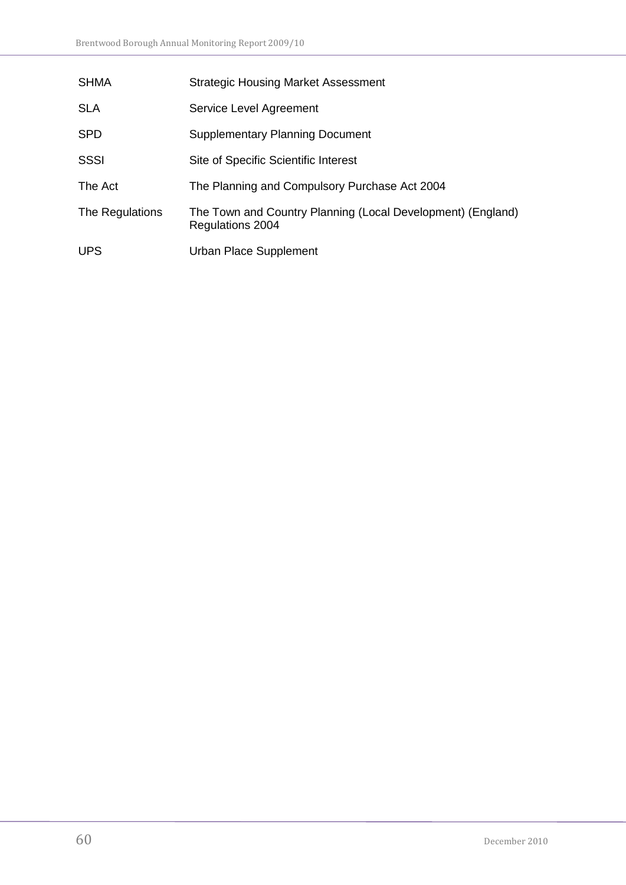| | |
|---|---|
| SHMA | Strategic Housing Market Assessment |
| SLA | Service Level Agreement |
| SPD | Supplementary Planning Document |
| SSSI | Site of Specific Scientific Interest |
| The Act | The Planning and Compulsory Purchase Act 2004 |
| The Regulations | The Town and Country Planning (Local Development) (England) Regulations 2004 |
| UPS | Urban Place Supplement |